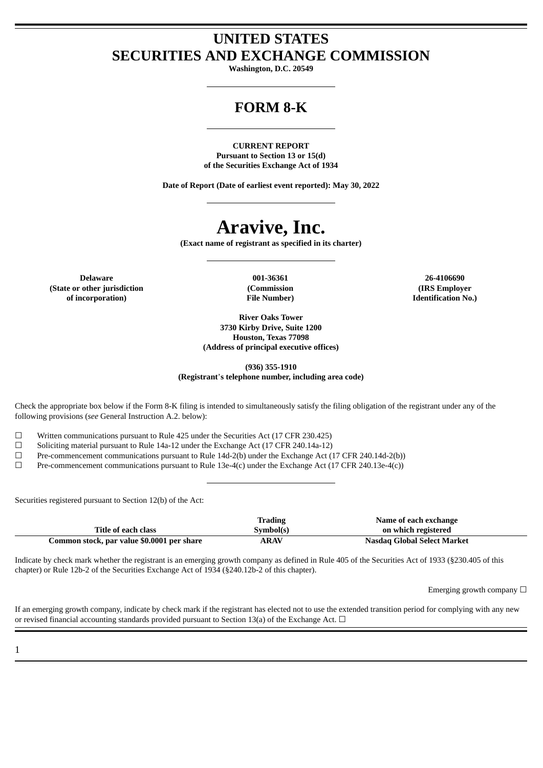# UNITED STATES
# SECURITIES AND EXCHANGE COMMISSION

**Washington, D.C. 20549**

## FORM 8-K

**CURRENT REPORT**
**Pursuant to Section 13 or 15(d)**
**of the Securities Exchange Act of 1934**

**Date of Report (Date of earliest event reported): May 30, 2022**

# Aravive, Inc.

**(Exact name of registrant as specified in its charter)**

| Delaware | 001-36361 | 26-4106690 |
|---|---|---|
| (State or other jurisdiction of incorporation) | (Commission File Number) | (IRS Employer Identification No.) |

**River Oaks Tower**
**3730 Kirby Drive, Suite 1200**
**Houston, Texas 77098**
**(Address of principal executive offices)**

**(936) 355-1910**
**(Registrant's telephone number, including area code)**

Check the appropriate box below if the Form 8-K filing is intended to simultaneously satisfy the filing obligation of the registrant under any of the following provisions (*see* General Instruction A.2. below):

☐ Written communications pursuant to Rule 425 under the Securities Act (17 CFR 230.425)
☐ Soliciting material pursuant to Rule 14a-12 under the Exchange Act (17 CFR 240.14a-12)
☐ Pre-commencement communications pursuant to Rule 14d-2(b) under the Exchange Act (17 CFR 240.14d-2(b))
☐ Pre-commencement communications pursuant to Rule 13e-4(c) under the Exchange Act (17 CFR 240.13e-4(c))

Securities registered pursuant to Section 12(b) of the Act:

| Title of each class | Trading Symbol(s) | Name of each exchange on which registered |
|---|---|---|
| Common stock, par value $0.0001 per share | ARAV | Nasdaq Global Select Market |

Indicate by check mark whether the registrant is an emerging growth company as defined in Rule 405 of the Securities Act of 1933 (§230.405 of this chapter) or Rule 12b-2 of the Securities Exchange Act of 1934 (§240.12b-2 of this chapter).

Emerging growth company ☐

If an emerging growth company, indicate by check mark if the registrant has elected not to use the extended transition period for complying with any new or revised financial accounting standards provided pursuant to Section 13(a) of the Exchange Act. ☐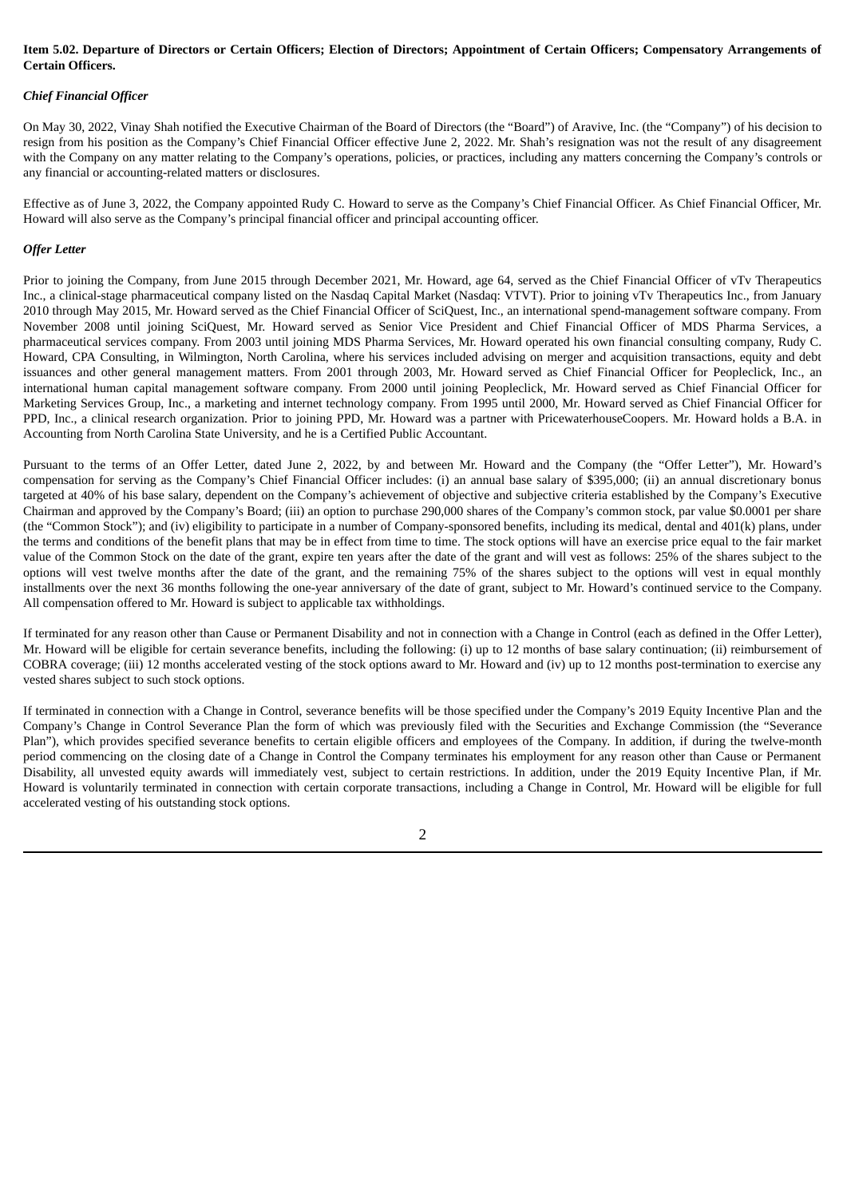**Item 5.02. Departure of Directors or Certain Officers; Election of Directors; Appointment of Certain Officers; Compensatory Arrangements of Certain Officers.**

***Chief Financial Officer***

On May 30, 2022, Vinay Shah notified the Executive Chairman of the Board of Directors (the "Board") of Aravive, Inc. (the "Company") of his decision to resign from his position as the Company's Chief Financial Officer effective June 2, 2022. Mr. Shah's resignation was not the result of any disagreement with the Company on any matter relating to the Company's operations, policies, or practices, including any matters concerning the Company's controls or any financial or accounting-related matters or disclosures.

Effective as of June 3, 2022, the Company appointed Rudy C. Howard to serve as the Company's Chief Financial Officer. As Chief Financial Officer, Mr. Howard will also serve as the Company's principal financial officer and principal accounting officer.

***Offer Letter***

Prior to joining the Company, from June 2015 through December 2021, Mr. Howard, age 64, served as the Chief Financial Officer of vTv Therapeutics Inc., a clinical-stage pharmaceutical company listed on the Nasdaq Capital Market (Nasdaq: VTVT). Prior to joining vTv Therapeutics Inc., from January 2010 through May 2015, Mr. Howard served as the Chief Financial Officer of SciQuest, Inc., an international spend-management software company. From November 2008 until joining SciQuest, Mr. Howard served as Senior Vice President and Chief Financial Officer of MDS Pharma Services, a pharmaceutical services company. From 2003 until joining MDS Pharma Services, Mr. Howard operated his own financial consulting company, Rudy C. Howard, CPA Consulting, in Wilmington, North Carolina, where his services included advising on merger and acquisition transactions, equity and debt issuances and other general management matters. From 2001 through 2003, Mr. Howard served as Chief Financial Officer for Peopleclick, Inc., an international human capital management software company. From 2000 until joining Peopleclick, Mr. Howard served as Chief Financial Officer for Marketing Services Group, Inc., a marketing and internet technology company. From 1995 until 2000, Mr. Howard served as Chief Financial Officer for PPD, Inc., a clinical research organization. Prior to joining PPD, Mr. Howard was a partner with PricewaterhouseCoopers. Mr. Howard holds a B.A. in Accounting from North Carolina State University, and he is a Certified Public Accountant.

Pursuant to the terms of an Offer Letter, dated June 2, 2022, by and between Mr. Howard and the Company (the "Offer Letter"), Mr. Howard's compensation for serving as the Company's Chief Financial Officer includes: (i) an annual base salary of $395,000; (ii) an annual discretionary bonus targeted at 40% of his base salary, dependent on the Company's achievement of objective and subjective criteria established by the Company's Executive Chairman and approved by the Company's Board; (iii) an option to purchase 290,000 shares of the Company's common stock, par value $0.0001 per share (the "Common Stock"); and (iv) eligibility to participate in a number of Company-sponsored benefits, including its medical, dental and 401(k) plans, under the terms and conditions of the benefit plans that may be in effect from time to time. The stock options will have an exercise price equal to the fair market value of the Common Stock on the date of the grant, expire ten years after the date of the grant and will vest as follows: 25% of the shares subject to the options will vest twelve months after the date of the grant, and the remaining 75% of the shares subject to the options will vest in equal monthly installments over the next 36 months following the one-year anniversary of the date of grant, subject to Mr. Howard's continued service to the Company. All compensation offered to Mr. Howard is subject to applicable tax withholdings.

If terminated for any reason other than Cause or Permanent Disability and not in connection with a Change in Control (each as defined in the Offer Letter), Mr. Howard will be eligible for certain severance benefits, including the following: (i) up to 12 months of base salary continuation; (ii) reimbursement of COBRA coverage; (iii) 12 months accelerated vesting of the stock options award to Mr. Howard and (iv) up to 12 months post-termination to exercise any vested shares subject to such stock options.

If terminated in connection with a Change in Control, severance benefits will be those specified under the Company's 2019 Equity Incentive Plan and the Company's Change in Control Severance Plan the form of which was previously filed with the Securities and Exchange Commission (the "Severance Plan"), which provides specified severance benefits to certain eligible officers and employees of the Company. In addition, if during the twelve-month period commencing on the closing date of a Change in Control the Company terminates his employment for any reason other than Cause or Permanent Disability, all unvested equity awards will immediately vest, subject to certain restrictions. In addition, under the 2019 Equity Incentive Plan, if Mr. Howard is voluntarily terminated in connection with certain corporate transactions, including a Change in Control, Mr. Howard will be eligible for full accelerated vesting of his outstanding stock options.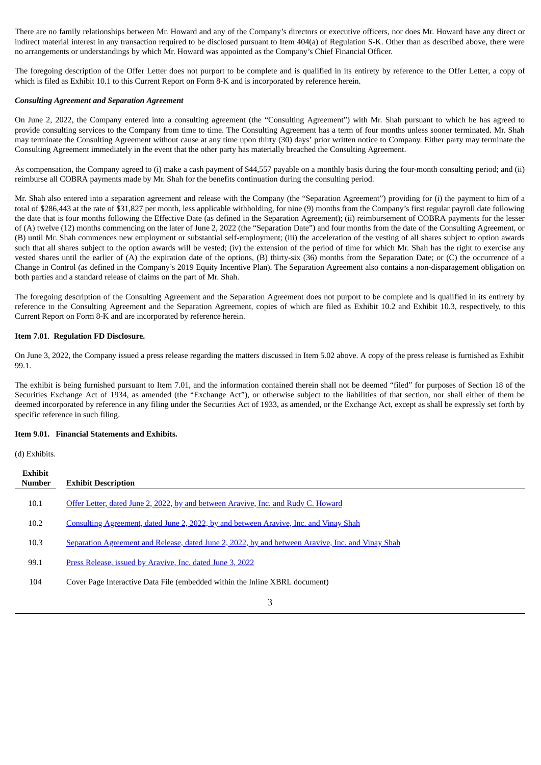There are no family relationships between Mr. Howard and any of the Company's directors or executive officers, nor does Mr. Howard have any direct or indirect material interest in any transaction required to be disclosed pursuant to Item 404(a) of Regulation S-K. Other than as described above, there were no arrangements or understandings by which Mr. Howard was appointed as the Company's Chief Financial Officer.

The foregoing description of the Offer Letter does not purport to be complete and is qualified in its entirety by reference to the Offer Letter, a copy of which is filed as Exhibit 10.1 to this Current Report on Form 8-K and is incorporated by reference herein.

***Consulting Agreement and Separation Agreement***

On June 2, 2022, the Company entered into a consulting agreement (the "Consulting Agreement") with Mr. Shah pursuant to which he has agreed to provide consulting services to the Company from time to time. The Consulting Agreement has a term of four months unless sooner terminated. Mr. Shah may terminate the Consulting Agreement without cause at any time upon thirty (30) days' prior written notice to Company. Either party may terminate the Consulting Agreement immediately in the event that the other party has materially breached the Consulting Agreement.

As compensation, the Company agreed to (i) make a cash payment of $44,557 payable on a monthly basis during the four-month consulting period; and (ii) reimburse all COBRA payments made by Mr. Shah for the benefits continuation during the consulting period.

Mr. Shah also entered into a separation agreement and release with the Company (the "Separation Agreement") providing for (i) the payment to him of a total of $286,443 at the rate of $31,827 per month, less applicable withholding, for nine (9) months from the Company's first regular payroll date following the date that is four months following the Effective Date (as defined in the Separation Agreement); (ii) reimbursement of COBRA payments for the lesser of (A) twelve (12) months commencing on the later of June 2, 2022 (the "Separation Date") and four months from the date of the Consulting Agreement, or (B) until Mr. Shah commences new employment or substantial self-employment; (iii) the acceleration of the vesting of all shares subject to option awards such that all shares subject to the option awards will be vested; (iv) the extension of the period of time for which Mr. Shah has the right to exercise any vested shares until the earlier of (A) the expiration date of the options, (B) thirty-six (36) months from the Separation Date; or (C) the occurrence of a Change in Control (as defined in the Company's 2019 Equity Incentive Plan). The Separation Agreement also contains a non-disparagement obligation on both parties and a standard release of claims on the part of Mr. Shah.

The foregoing description of the Consulting Agreement and the Separation Agreement does not purport to be complete and is qualified in its entirety by reference to the Consulting Agreement and the Separation Agreement, copies of which are filed as Exhibit 10.2 and Exhibit 10.3, respectively, to this Current Report on Form 8-K and are incorporated by reference herein.

**Item 7.01. Regulation FD Disclosure.**

On June 3, 2022, the Company issued a press release regarding the matters discussed in Item 5.02 above. A copy of the press release is furnished as Exhibit 99.1.

The exhibit is being furnished pursuant to Item 7.01, and the information contained therein shall not be deemed "filed" for purposes of Section 18 of the Securities Exchange Act of 1934, as amended (the "Exchange Act"), or otherwise subject to the liabilities of that section, nor shall either of them be deemed incorporated by reference in any filing under the Securities Act of 1933, as amended, or the Exchange Act, except as shall be expressly set forth by specific reference in such filing.

**Item 9.01. Financial Statements and Exhibits.**

(d) Exhibits.

| Exhibit Number | Exhibit Description |
|---|---|
| 10.1 | Offer Letter, dated June 2, 2022, by and between Aravive, Inc. and Rudy C. Howard |
| 10.2 | Consulting Agreement, dated June 2, 2022, by and between Aravive, Inc. and Vinay Shah |
| 10.3 | Separation Agreement and Release, dated June 2, 2022, by and between Aravive, Inc. and Vinay Shah |
| 99.1 | Press Release, issued by Aravive, Inc. dated June 3, 2022 |
| 104 | Cover Page Interactive Data File (embedded within the Inline XBRL document) |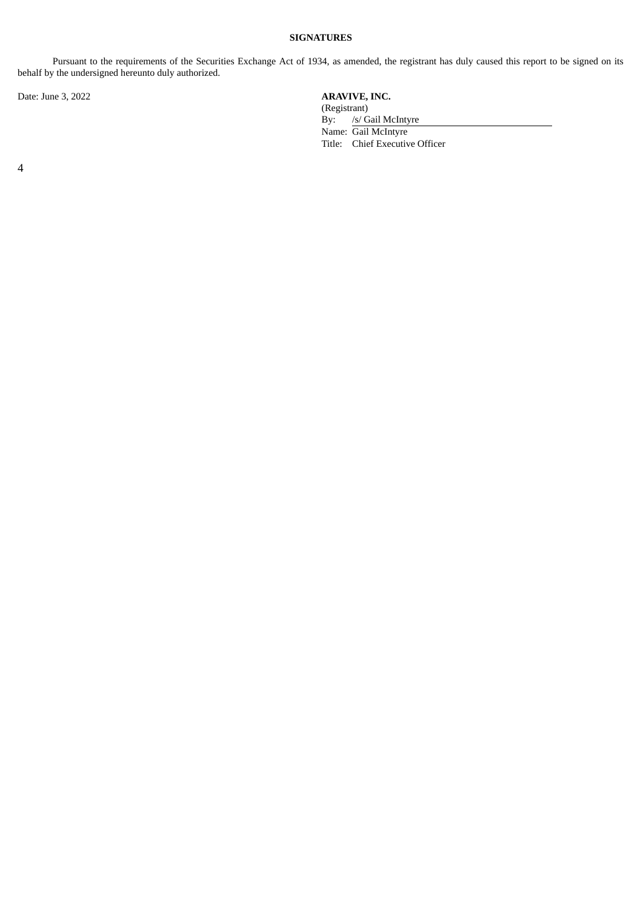**SIGNATURES**

Pursuant to the requirements of the Securities Exchange Act of 1934, as amended, the registrant has duly caused this report to be signed on its behalf by the undersigned hereunto duly authorized.

Date: June 3, 2022

**ARAVIVE, INC.**
(Registrant)

By: /s/ Gail McIntyre
Name: Gail McIntyre
Title: Chief Executive Officer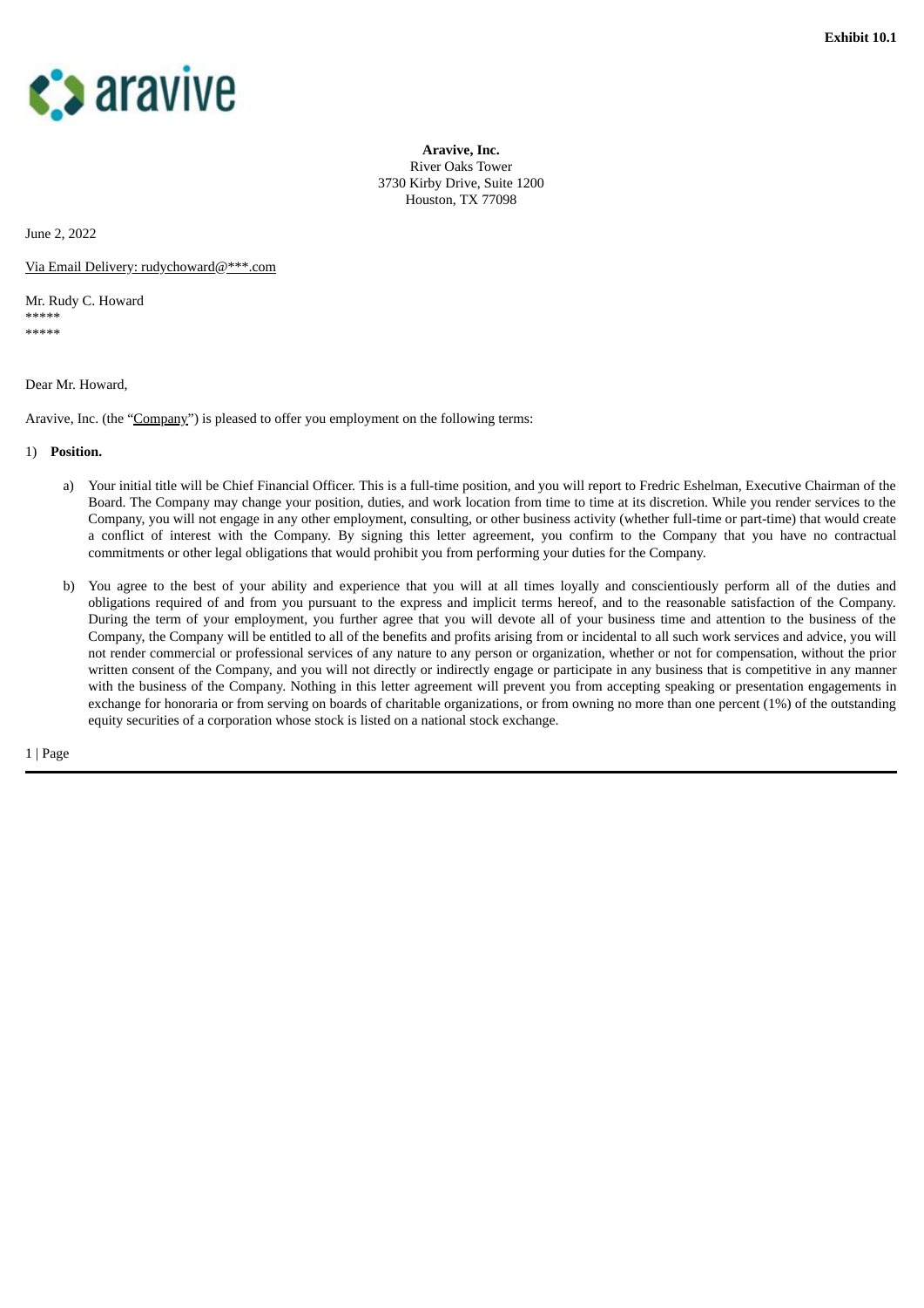**Exhibit 10.1**

**Aravive, Inc.**
River Oaks Tower
3730 Kirby Drive, Suite 1200
Houston, TX 77098

June 2, 2022

Via Email Delivery: rudychoward@***.com

Mr. Rudy C. Howard
*****
*****

Dear Mr. Howard,

Aravive, Inc. (the "Company") is pleased to offer you employment on the following terms:

1) **Position.**

   a) Your initial title will be Chief Financial Officer. This is a full-time position, and you will report to Fredric Eshelman, Executive Chairman of the Board. The Company may change your position, duties, and work location from time to time at its discretion. While you render services to the Company, you will not engage in any other employment, consulting, or other business activity (whether full-time or part-time) that would create a conflict of interest with the Company. By signing this letter agreement, you confirm to the Company that you have no contractual commitments or other legal obligations that would prohibit you from performing your duties for the Company.

   b) You agree to the best of your ability and experience that you will at all times loyally and conscientiously perform all of the duties and obligations required of and from you pursuant to the express and implicit terms hereof, and to the reasonable satisfaction of the Company. During the term of your employment, you further agree that you will devote all of your business time and attention to the business of the Company, the Company will be entitled to all of the benefits and profits arising from or incidental to all such work services and advice, you will not render commercial or professional services of any nature to any person or organization, whether or not for compensation, without the prior written consent of the Company, and you will not directly or indirectly engage or participate in any business that is competitive in any manner with the business of the Company. Nothing in this letter agreement will prevent you from accepting speaking or presentation engagements in exchange for honoraria or from serving on boards of charitable organizations, or from owning no more than one percent (1%) of the outstanding equity securities of a corporation whose stock is listed on a national stock exchange.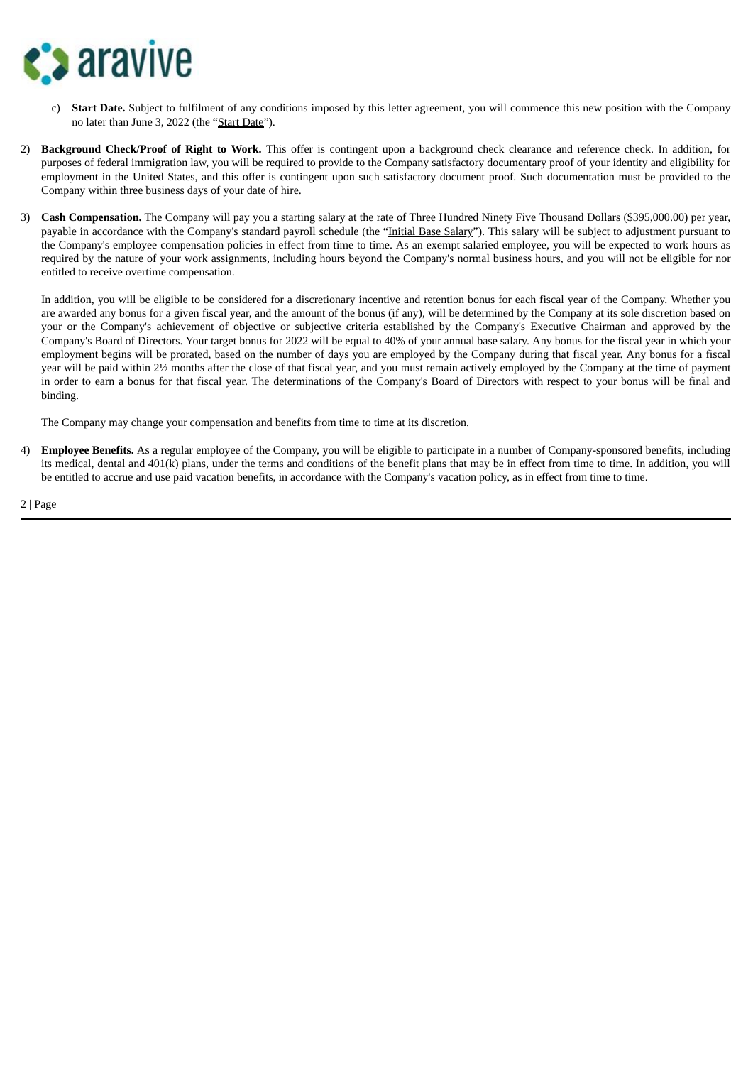c) **Start Date.** Subject to fulfilment of any conditions imposed by this letter agreement, you will commence this new position with the Company no later than June 3, 2022 (the "Start Date").

2) **Background Check/Proof of Right to Work.** This offer is contingent upon a background check clearance and reference check. In addition, for purposes of federal immigration law, you will be required to provide to the Company satisfactory documentary proof of your identity and eligibility for employment in the United States, and this offer is contingent upon such satisfactory document proof. Such documentation must be provided to the Company within three business days of your date of hire.

3) **Cash Compensation.** The Company will pay you a starting salary at the rate of Three Hundred Ninety Five Thousand Dollars ($395,000.00) per year, payable in accordance with the Company's standard payroll schedule (the "Initial Base Salary"). This salary will be subject to adjustment pursuant to the Company's employee compensation policies in effect from time to time. As an exempt salaried employee, you will be expected to work hours as required by the nature of your work assignments, including hours beyond the Company's normal business hours, and you will not be eligible for nor entitled to receive overtime compensation.

   In addition, you will be eligible to be considered for a discretionary incentive and retention bonus for each fiscal year of the Company. Whether you are awarded any bonus for a given fiscal year, and the amount of the bonus (if any), will be determined by the Company at its sole discretion based on your or the Company's achievement of objective or subjective criteria established by the Company's Executive Chairman and approved by the Company's Board of Directors. Your target bonus for 2022 will be equal to 40% of your annual base salary. Any bonus for the fiscal year in which your employment begins will be prorated, based on the number of days you are employed by the Company during that fiscal year. Any bonus for a fiscal year will be paid within 2½ months after the close of that fiscal year, and you must remain actively employed by the Company at the time of payment in order to earn a bonus for that fiscal year. The determinations of the Company's Board of Directors with respect to your bonus will be final and binding.

   The Company may change your compensation and benefits from time to time at its discretion.

4) **Employee Benefits.** As a regular employee of the Company, you will be eligible to participate in a number of Company-sponsored benefits, including its medical, dental and 401(k) plans, under the terms and conditions of the benefit plans that may be in effect from time to time. In addition, you will be entitled to accrue and use paid vacation benefits, in accordance with the Company's vacation policy, as in effect from time to time.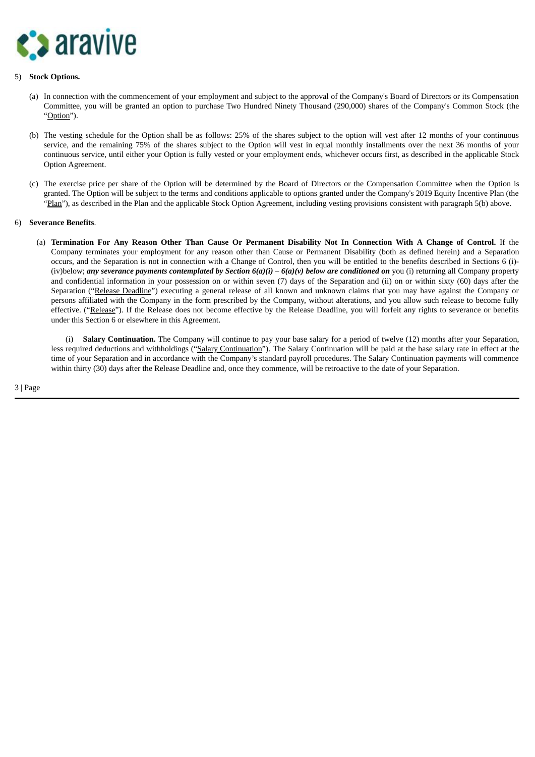5) **Stock Options.**

(a) In connection with the commencement of your employment and subject to the approval of the Company's Board of Directors or its Compensation Committee, you will be granted an option to purchase Two Hundred Ninety Thousand (290,000) shares of the Company's Common Stock (the "Option").

(b) The vesting schedule for the Option shall be as follows: 25% of the shares subject to the option will vest after 12 months of your continuous service, and the remaining 75% of the shares subject to the Option will vest in equal monthly installments over the next 36 months of your continuous service, until either your Option is fully vested or your employment ends, whichever occurs first, as described in the applicable Stock Option Agreement.

(c) The exercise price per share of the Option will be determined by the Board of Directors or the Compensation Committee when the Option is granted. The Option will be subject to the terms and conditions applicable to options granted under the Company's 2019 Equity Incentive Plan (the "Plan"), as described in the Plan and the applicable Stock Option Agreement, including vesting provisions consistent with paragraph 5(b) above.

6) **Severance Benefits**.

(a) **Termination For Any Reason Other Than Cause Or Permanent Disability Not In Connection With A Change of Control.** If the Company terminates your employment for any reason other than Cause or Permanent Disability (both as defined herein) and a Separation occurs, and the Separation is not in connection with a Change of Control, then you will be entitled to the benefits described in Sections 6 (i)-(iv)below; ***any severance payments contemplated by Section 6(a)(i) – 6(a)(v) below are conditioned on*** you (i) returning all Company property and confidential information in your possession on or within seven (7) days of the Separation and (ii) on or within sixty (60) days after the Separation ("Release Deadline") executing a general release of all known and unknown claims that you may have against the Company or persons affiliated with the Company in the form prescribed by the Company, without alterations, and you allow such release to become fully effective. ("Release"). If the Release does not become effective by the Release Deadline, you will forfeit any rights to severance or benefits under this Section 6 or elsewhere in this Agreement.

(i) **Salary Continuation.** The Company will continue to pay your base salary for a period of twelve (12) months after your Separation, less required deductions and withholdings ("Salary Continuation"). The Salary Continuation will be paid at the base salary rate in effect at the time of your Separation and in accordance with the Company's standard payroll procedures. The Salary Continuation payments will commence within thirty (30) days after the Release Deadline and, once they commence, will be retroactive to the date of your Separation.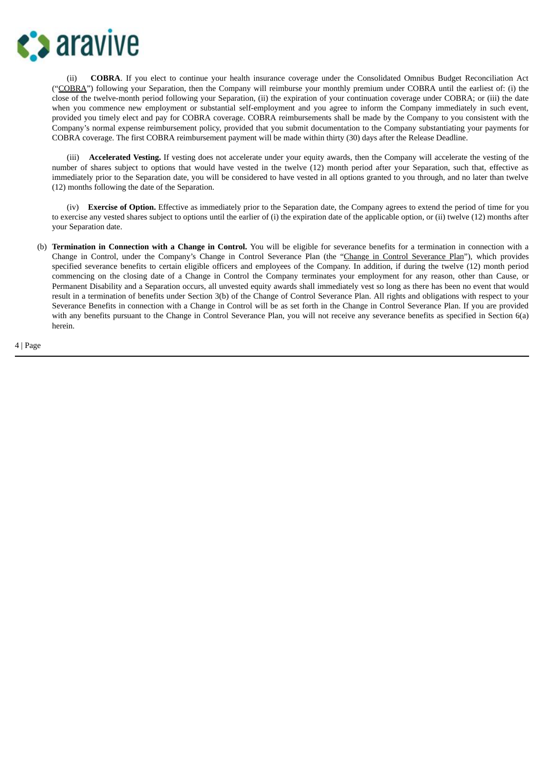(ii) **COBRA**. If you elect to continue your health insurance coverage under the Consolidated Omnibus Budget Reconciliation Act ("COBRA") following your Separation, then the Company will reimburse your monthly premium under COBRA until the earliest of: (i) the close of the twelve-month period following your Separation, (ii) the expiration of your continuation coverage under COBRA; or (iii) the date when you commence new employment or substantial self-employment and you agree to inform the Company immediately in such event, provided you timely elect and pay for COBRA coverage. COBRA reimbursements shall be made by the Company to you consistent with the Company's normal expense reimbursement policy, provided that you submit documentation to the Company substantiating your payments for COBRA coverage. The first COBRA reimbursement payment will be made within thirty (30) days after the Release Deadline.

(iii) **Accelerated Vesting.** If vesting does not accelerate under your equity awards, then the Company will accelerate the vesting of the number of shares subject to options that would have vested in the twelve (12) month period after your Separation, such that, effective as immediately prior to the Separation date, you will be considered to have vested in all options granted to you through, and no later than twelve (12) months following the date of the Separation.

(iv) **Exercise of Option.** Effective as immediately prior to the Separation date, the Company agrees to extend the period of time for you to exercise any vested shares subject to options until the earlier of (i) the expiration date of the applicable option, or (ii) twelve (12) months after your Separation date.

(b) **Termination in Connection with a Change in Control.** You will be eligible for severance benefits for a termination in connection with a Change in Control, under the Company's Change in Control Severance Plan (the "Change in Control Severance Plan"), which provides specified severance benefits to certain eligible officers and employees of the Company. In addition, if during the twelve (12) month period commencing on the closing date of a Change in Control the Company terminates your employment for any reason, other than Cause, or Permanent Disability and a Separation occurs, all unvested equity awards shall immediately vest so long as there has been no event that would result in a termination of benefits under Section 3(b) of the Change of Control Severance Plan. All rights and obligations with respect to your Severance Benefits in connection with a Change in Control will be as set forth in the Change in Control Severance Plan. If you are provided with any benefits pursuant to the Change in Control Severance Plan, you will not receive any severance benefits as specified in Section 6(a) herein.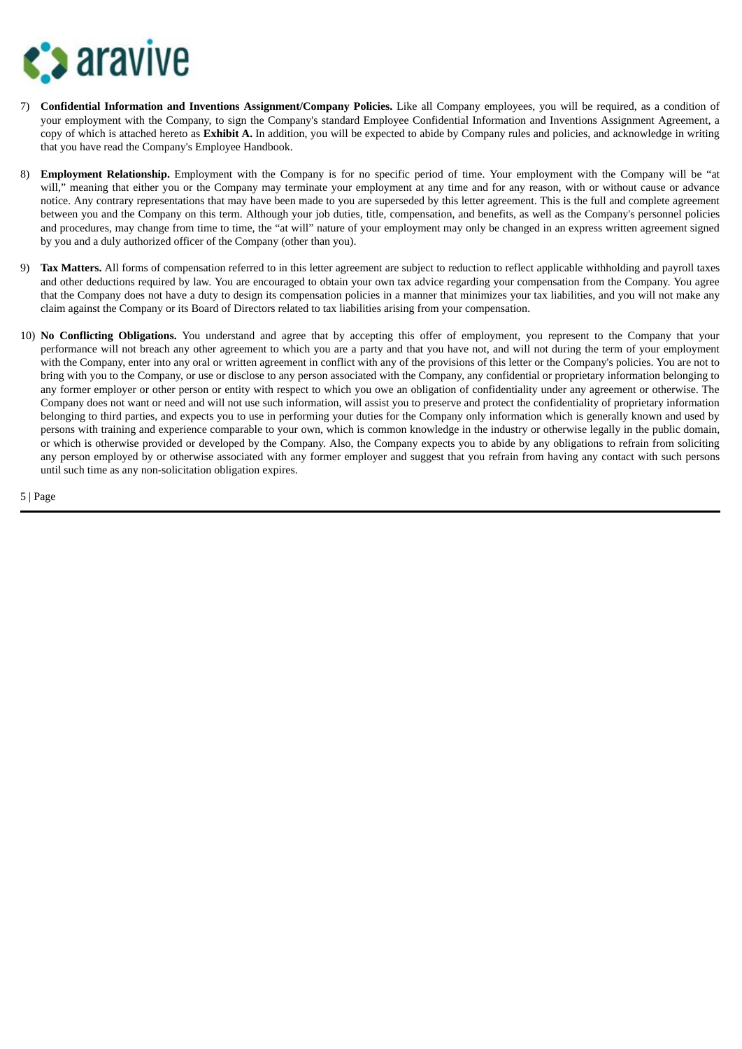7) **Confidential Information and Inventions Assignment/Company Policies.** Like all Company employees, you will be required, as a condition of your employment with the Company, to sign the Company's standard Employee Confidential Information and Inventions Assignment Agreement, a copy of which is attached hereto as **Exhibit A.** In addition, you will be expected to abide by Company rules and policies, and acknowledge in writing that you have read the Company's Employee Handbook.

8) **Employment Relationship.** Employment with the Company is for no specific period of time. Your employment with the Company will be "at will," meaning that either you or the Company may terminate your employment at any time and for any reason, with or without cause or advance notice. Any contrary representations that may have been made to you are superseded by this letter agreement. This is the full and complete agreement between you and the Company on this term. Although your job duties, title, compensation, and benefits, as well as the Company's personnel policies and procedures, may change from time to time, the "at will" nature of your employment may only be changed in an express written agreement signed by you and a duly authorized officer of the Company (other than you).

9) **Tax Matters.** All forms of compensation referred to in this letter agreement are subject to reduction to reflect applicable withholding and payroll taxes and other deductions required by law. You are encouraged to obtain your own tax advice regarding your compensation from the Company. You agree that the Company does not have a duty to design its compensation policies in a manner that minimizes your tax liabilities, and you will not make any claim against the Company or its Board of Directors related to tax liabilities arising from your compensation.

10) **No Conflicting Obligations.** You understand and agree that by accepting this offer of employment, you represent to the Company that your performance will not breach any other agreement to which you are a party and that you have not, and will not during the term of your employment with the Company, enter into any oral or written agreement in conflict with any of the provisions of this letter or the Company's policies. You are not to bring with you to the Company, or use or disclose to any person associated with the Company, any confidential or proprietary information belonging to any former employer or other person or entity with respect to which you owe an obligation of confidentiality under any agreement or otherwise. The Company does not want or need and will not use such information, will assist you to preserve and protect the confidentiality of proprietary information belonging to third parties, and expects you to use in performing your duties for the Company only information which is generally known and used by persons with training and experience comparable to your own, which is common knowledge in the industry or otherwise legally in the public domain, or which is otherwise provided or developed by the Company. Also, the Company expects you to abide by any obligations to refrain from soliciting any person employed by or otherwise associated with any former employer and suggest that you refrain from having any contact with such persons until such time as any non-solicitation obligation expires.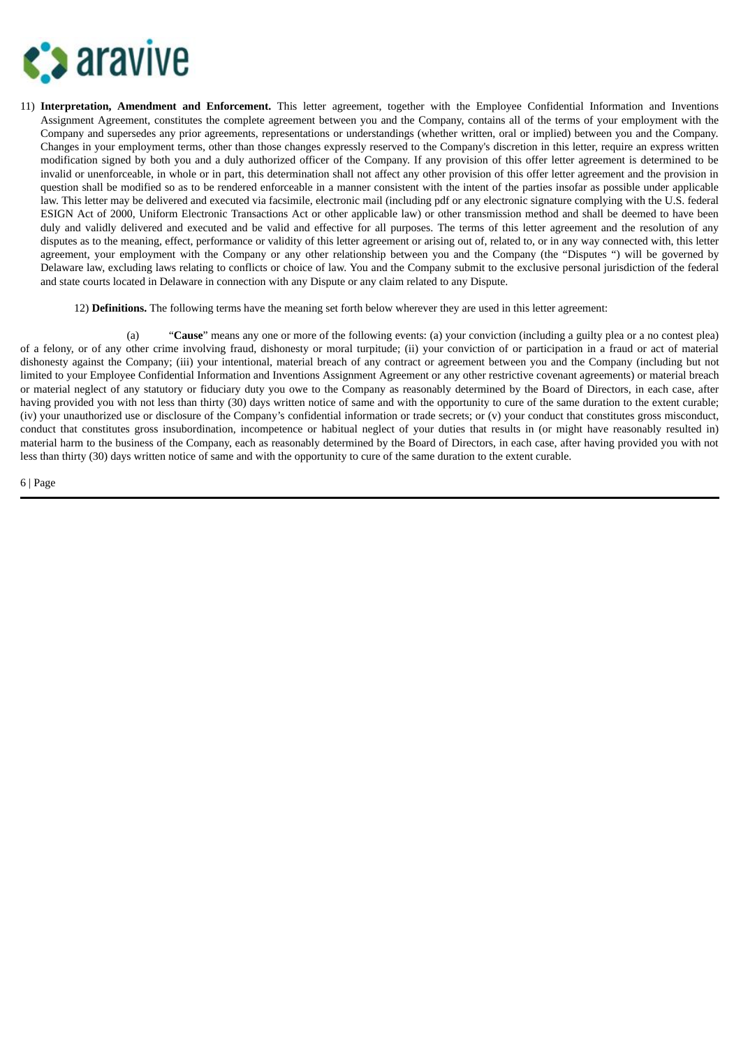11) **Interpretation, Amendment and Enforcement.** This letter agreement, together with the Employee Confidential Information and Inventions Assignment Agreement, constitutes the complete agreement between you and the Company, contains all of the terms of your employment with the Company and supersedes any prior agreements, representations or understandings (whether written, oral or implied) between you and the Company. Changes in your employment terms, other than those changes expressly reserved to the Company's discretion in this letter, require an express written modification signed by both you and a duly authorized officer of the Company. If any provision of this offer letter agreement is determined to be invalid or unenforceable, in whole or in part, this determination shall not affect any other provision of this offer letter agreement and the provision in question shall be modified so as to be rendered enforceable in a manner consistent with the intent of the parties insofar as possible under applicable law. This letter may be delivered and executed via facsimile, electronic mail (including pdf or any electronic signature complying with the U.S. federal ESIGN Act of 2000, Uniform Electronic Transactions Act or other applicable law) or other transmission method and shall be deemed to have been duly and validly delivered and executed and be valid and effective for all purposes. The terms of this letter agreement and the resolution of any disputes as to the meaning, effect, performance or validity of this letter agreement or arising out of, related to, or in any way connected with, this letter agreement, your employment with the Company or any other relationship between you and the Company (the "Disputes ") will be governed by Delaware law, excluding laws relating to conflicts or choice of law. You and the Company submit to the exclusive personal jurisdiction of the federal and state courts located in Delaware in connection with any Dispute or any claim related to any Dispute.

12) **Definitions.** The following terms have the meaning set forth below wherever they are used in this letter agreement:

(a) "**Cause**" means any one or more of the following events: (a) your conviction (including a guilty plea or a no contest plea) of a felony, or of any other crime involving fraud, dishonesty or moral turpitude; (ii) your conviction of or participation in a fraud or act of material dishonesty against the Company; (iii) your intentional, material breach of any contract or agreement between you and the Company (including but not limited to your Employee Confidential Information and Inventions Assignment Agreement or any other restrictive covenant agreements) or material breach or material neglect of any statutory or fiduciary duty you owe to the Company as reasonably determined by the Board of Directors, in each case, after having provided you with not less than thirty (30) days written notice of same and with the opportunity to cure of the same duration to the extent curable; (iv) your unauthorized use or disclosure of the Company's confidential information or trade secrets; or (v) your conduct that constitutes gross misconduct, conduct that constitutes gross insubordination, incompetence or habitual neglect of your duties that results in (or might have reasonably resulted in) material harm to the business of the Company, each as reasonably determined by the Board of Directors, in each case, after having provided you with not less than thirty (30) days written notice of same and with the opportunity to cure of the same duration to the extent curable.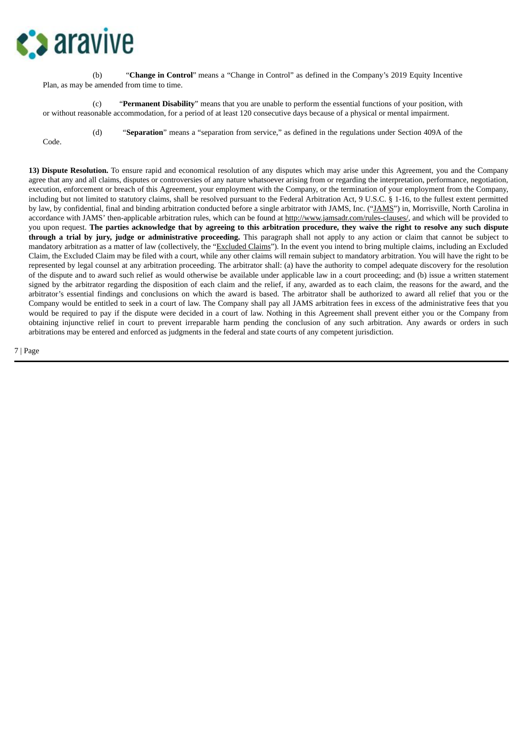(b) "**Change in Control**" means a "Change in Control" as defined in the Company's 2019 Equity Incentive Plan, as may be amended from time to time.

(c) "**Permanent Disability**" means that you are unable to perform the essential functions of your position, with or without reasonable accommodation, for a period of at least 120 consecutive days because of a physical or mental impairment.

(d) "**Separation**" means a "separation from service," as defined in the regulations under Section 409A of the Code.

**13) Dispute Resolution.** To ensure rapid and economical resolution of any disputes which may arise under this Agreement, you and the Company agree that any and all claims, disputes or controversies of any nature whatsoever arising from or regarding the interpretation, performance, negotiation, execution, enforcement or breach of this Agreement, your employment with the Company, or the termination of your employment from the Company, including but not limited to statutory claims, shall be resolved pursuant to the Federal Arbitration Act, 9 U.S.C. § 1-16, to the fullest extent permitted by law, by confidential, final and binding arbitration conducted before a single arbitrator with JAMS, Inc. ("JAMS") in, Morrisville, North Carolina in accordance with JAMS' then-applicable arbitration rules, which can be found at http://www.jamsadr.com/rules-clauses/, and which will be provided to you upon request. **The parties acknowledge that by agreeing to this arbitration procedure, they waive the right to resolve any such dispute through a trial by jury, judge or administrative proceeding.** This paragraph shall not apply to any action or claim that cannot be subject to mandatory arbitration as a matter of law (collectively, the "Excluded Claims"). In the event you intend to bring multiple claims, including an Excluded Claim, the Excluded Claim may be filed with a court, while any other claims will remain subject to mandatory arbitration. You will have the right to be represented by legal counsel at any arbitration proceeding. The arbitrator shall: (a) have the authority to compel adequate discovery for the resolution of the dispute and to award such relief as would otherwise be available under applicable law in a court proceeding; and (b) issue a written statement signed by the arbitrator regarding the disposition of each claim and the relief, if any, awarded as to each claim, the reasons for the award, and the arbitrator's essential findings and conclusions on which the award is based. The arbitrator shall be authorized to award all relief that you or the Company would be entitled to seek in a court of law. The Company shall pay all JAMS arbitration fees in excess of the administrative fees that you would be required to pay if the dispute were decided in a court of law. Nothing in this Agreement shall prevent either you or the Company from obtaining injunctive relief in court to prevent irreparable harm pending the conclusion of any such arbitration. Any awards or orders in such arbitrations may be entered and enforced as judgments in the federal and state courts of any competent jurisdiction.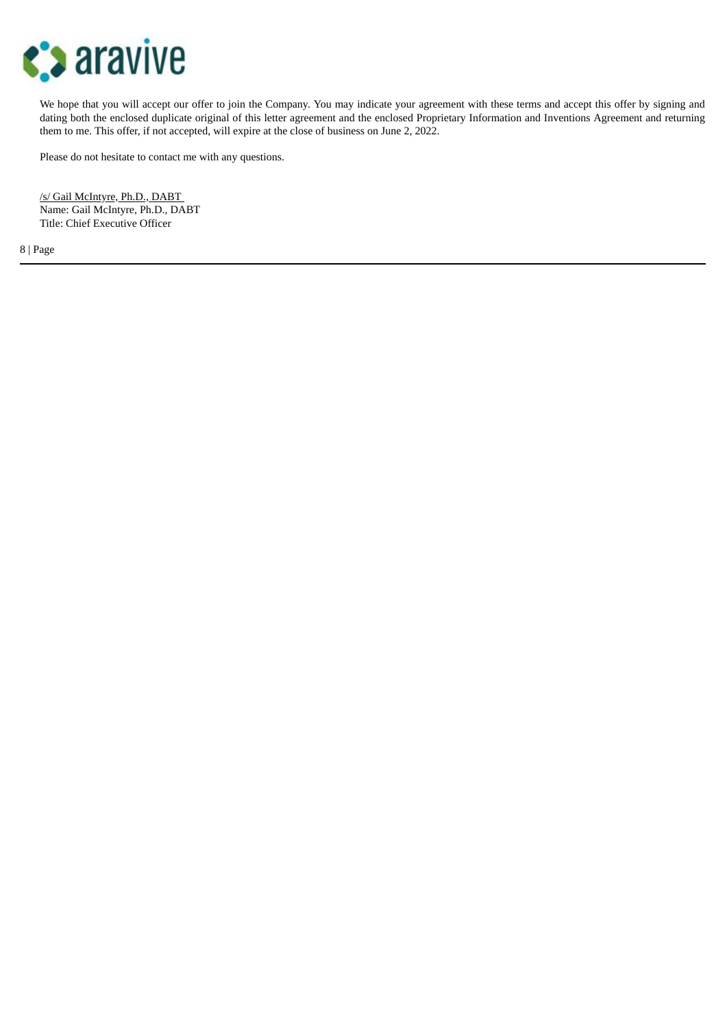We hope that you will accept our offer to join the Company. You may indicate your agreement with these terms and accept this offer by signing and dating both the enclosed duplicate original of this letter agreement and the enclosed Proprietary Information and Inventions Agreement and returning them to me. This offer, if not accepted, will expire at the close of business on June 2, 2022.

Please do not hesitate to contact me with any questions.

/s/ Gail McIntyre, Ph.D., DABT
Name: Gail McIntyre, Ph.D., DABT
Title: Chief Executive Officer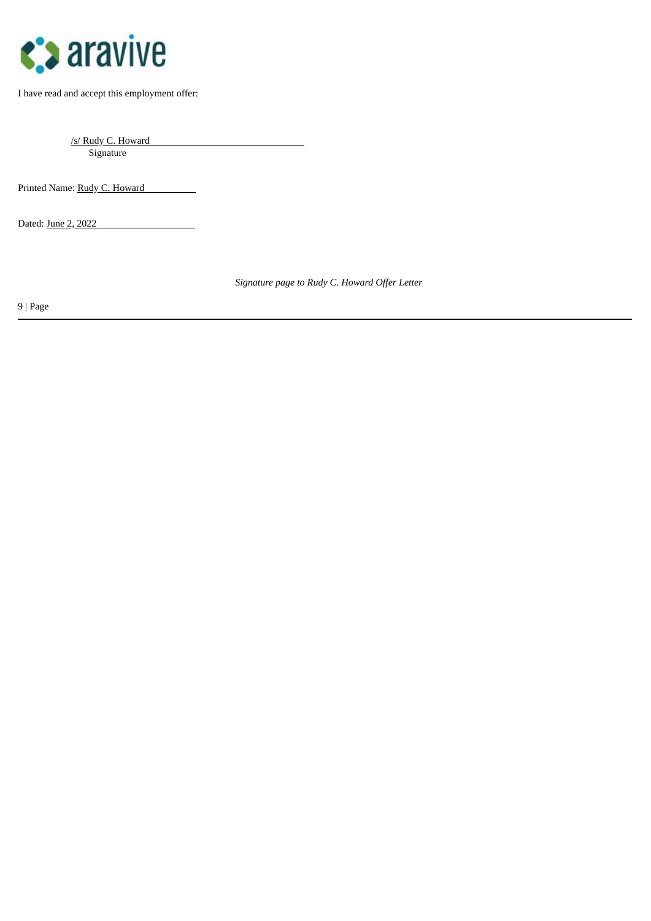I have read and accept this employment offer:

/s/ Rudy C. Howard
Signature

Printed Name: Rudy C. Howard

Dated: June 2, 2022

*Signature page to Rudy C. Howard Offer Letter*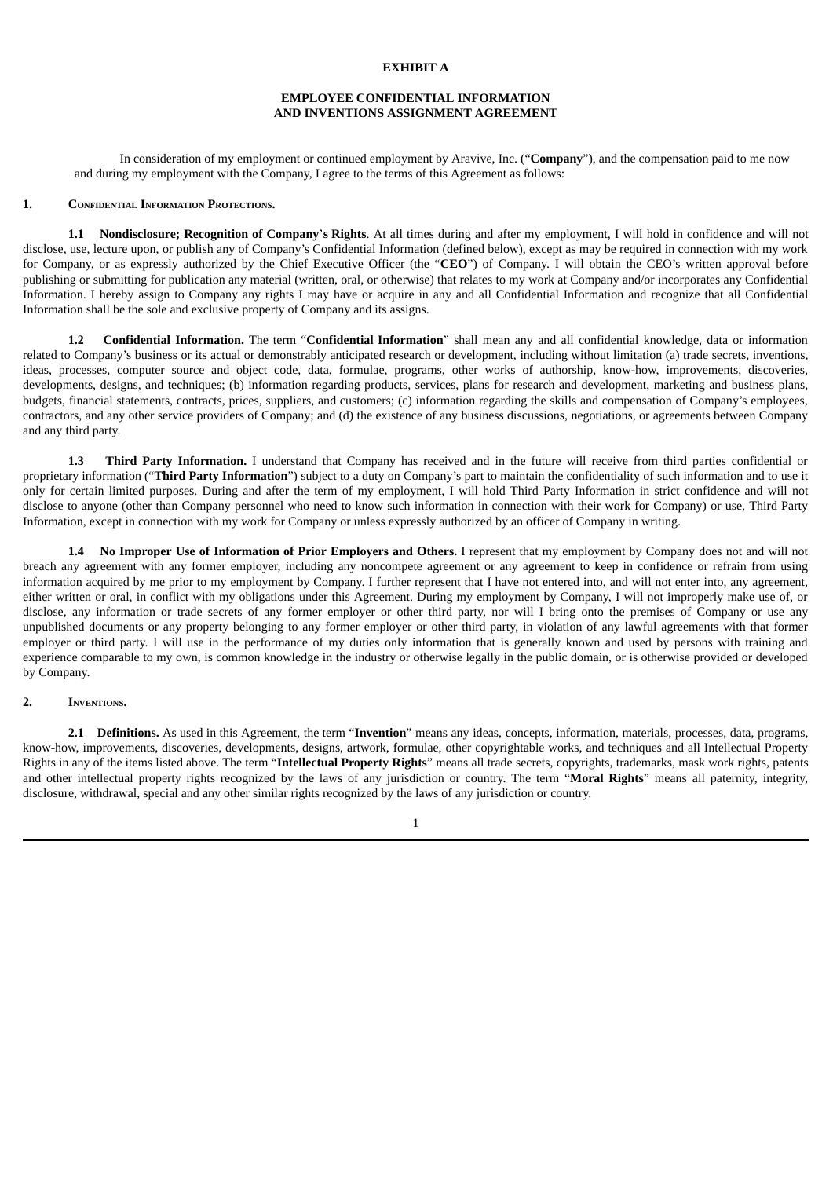**EXHIBIT A**

**EMPLOYEE CONFIDENTIAL INFORMATION**
**AND INVENTIONS ASSIGNMENT AGREEMENT**

In consideration of my employment or continued employment by Aravive, Inc. ("**Company**"), and the compensation paid to me now and during my employment with the Company, I agree to the terms of this Agreement as follows:

**1. CONFIDENTIAL INFORMATION PROTECTIONS.**

**1.1 Nondisclosure; Recognition of Company's Rights**. At all times during and after my employment, I will hold in confidence and will not disclose, use, lecture upon, or publish any of Company's Confidential Information (defined below), except as may be required in connection with my work for Company, or as expressly authorized by the Chief Executive Officer (the "**CEO**") of Company. I will obtain the CEO's written approval before publishing or submitting for publication any material (written, oral, or otherwise) that relates to my work at Company and/or incorporates any Confidential Information. I hereby assign to Company any rights I may have or acquire in any and all Confidential Information and recognize that all Confidential Information shall be the sole and exclusive property of Company and its assigns.

**1.2 Confidential Information.** The term "**Confidential Information**" shall mean any and all confidential knowledge, data or information related to Company's business or its actual or demonstrably anticipated research or development, including without limitation (a) trade secrets, inventions, ideas, processes, computer source and object code, data, formulae, programs, other works of authorship, know-how, improvements, discoveries, developments, designs, and techniques; (b) information regarding products, services, plans for research and development, marketing and business plans, budgets, financial statements, contracts, prices, suppliers, and customers; (c) information regarding the skills and compensation of Company's employees, contractors, and any other service providers of Company; and (d) the existence of any business discussions, negotiations, or agreements between Company and any third party.

**1.3 Third Party Information.** I understand that Company has received and in the future will receive from third parties confidential or proprietary information ("**Third Party Information**") subject to a duty on Company's part to maintain the confidentiality of such information and to use it only for certain limited purposes. During and after the term of my employment, I will hold Third Party Information in strict confidence and will not disclose to anyone (other than Company personnel who need to know such information in connection with their work for Company) or use, Third Party Information, except in connection with my work for Company or unless expressly authorized by an officer of Company in writing.

**1.4 No Improper Use of Information of Prior Employers and Others.** I represent that my employment by Company does not and will not breach any agreement with any former employer, including any noncompete agreement or any agreement to keep in confidence or refrain from using information acquired by me prior to my employment by Company. I further represent that I have not entered into, and will not enter into, any agreement, either written or oral, in conflict with my obligations under this Agreement. During my employment by Company, I will not improperly make use of, or disclose, any information or trade secrets of any former employer or other third party, nor will I bring onto the premises of Company or use any unpublished documents or any property belonging to any former employer or other third party, in violation of any lawful agreements with that former employer or third party. I will use in the performance of my duties only information that is generally known and used by persons with training and experience comparable to my own, is common knowledge in the industry or otherwise legally in the public domain, or is otherwise provided or developed by Company.

**2. INVENTIONS.**

**2.1 Definitions.** As used in this Agreement, the term "**Invention**" means any ideas, concepts, information, materials, processes, data, programs, know-how, improvements, discoveries, developments, designs, artwork, formulae, other copyrightable works, and techniques and all Intellectual Property Rights in any of the items listed above. The term "**Intellectual Property Rights**" means all trade secrets, copyrights, trademarks, mask work rights, patents and other intellectual property rights recognized by the laws of any jurisdiction or country. The term "**Moral Rights**" means all paternity, integrity, disclosure, withdrawal, special and any other similar rights recognized by the laws of any jurisdiction or country.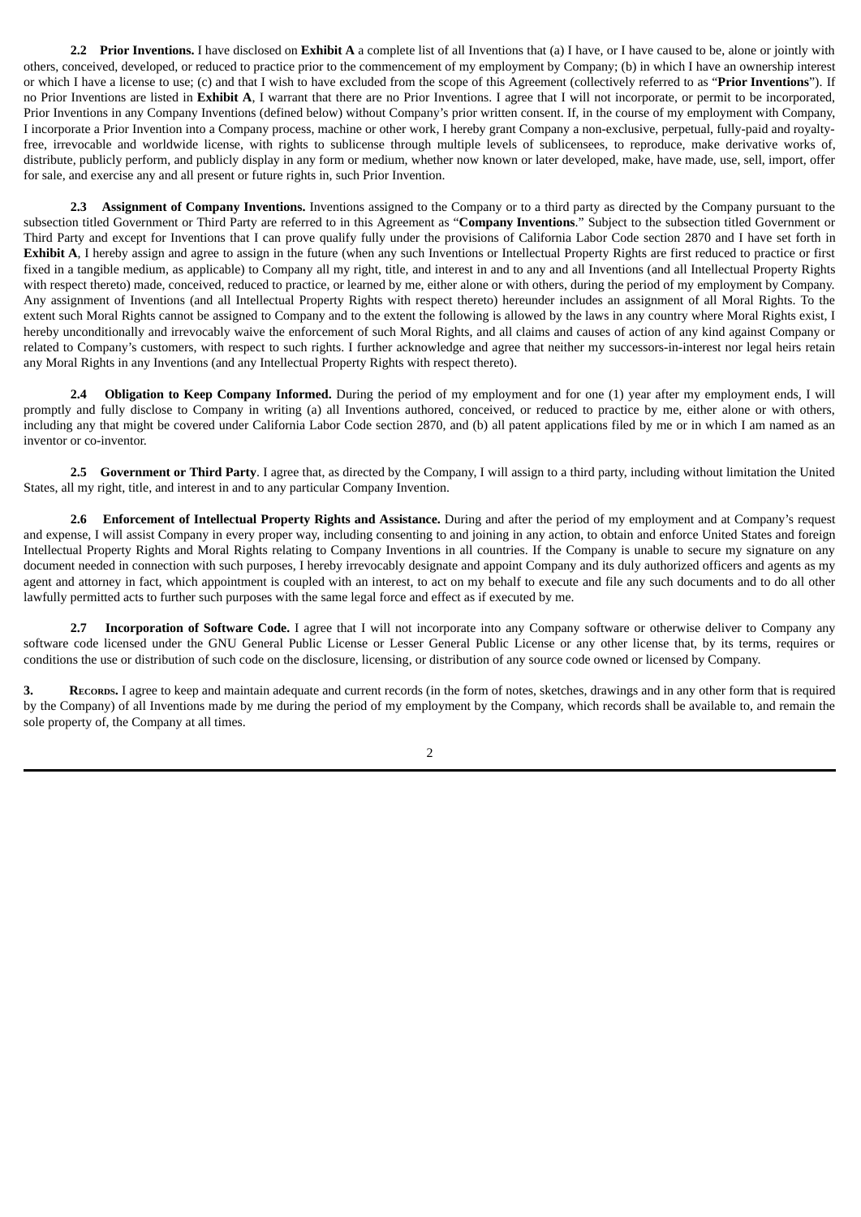**2.2 Prior Inventions.** I have disclosed on **Exhibit A** a complete list of all Inventions that (a) I have, or I have caused to be, alone or jointly with others, conceived, developed, or reduced to practice prior to the commencement of my employment by Company; (b) in which I have an ownership interest or which I have a license to use; (c) and that I wish to have excluded from the scope of this Agreement (collectively referred to as "**Prior Inventions**"). If no Prior Inventions are listed in **Exhibit A**, I warrant that there are no Prior Inventions. I agree that I will not incorporate, or permit to be incorporated, Prior Inventions in any Company Inventions (defined below) without Company's prior written consent. If, in the course of my employment with Company, I incorporate a Prior Invention into a Company process, machine or other work, I hereby grant Company a non-exclusive, perpetual, fully-paid and royalty-free, irrevocable and worldwide license, with rights to sublicense through multiple levels of sublicensees, to reproduce, make derivative works of, distribute, publicly perform, and publicly display in any form or medium, whether now known or later developed, make, have made, use, sell, import, offer for sale, and exercise any and all present or future rights in, such Prior Invention.

**2.3 Assignment of Company Inventions.** Inventions assigned to the Company or to a third party as directed by the Company pursuant to the subsection titled Government or Third Party are referred to in this Agreement as "**Company Inventions**." Subject to the subsection titled Government or Third Party and except for Inventions that I can prove qualify fully under the provisions of California Labor Code section 2870 and I have set forth in **Exhibit A**, I hereby assign and agree to assign in the future (when any such Inventions or Intellectual Property Rights are first reduced to practice or first fixed in a tangible medium, as applicable) to Company all my right, title, and interest in and to any and all Inventions (and all Intellectual Property Rights with respect thereto) made, conceived, reduced to practice, or learned by me, either alone or with others, during the period of my employment by Company. Any assignment of Inventions (and all Intellectual Property Rights with respect thereto) hereunder includes an assignment of all Moral Rights. To the extent such Moral Rights cannot be assigned to Company and to the extent the following is allowed by the laws in any country where Moral Rights exist, I hereby unconditionally and irrevocably waive the enforcement of such Moral Rights, and all claims and causes of action of any kind against Company or related to Company's customers, with respect to such rights. I further acknowledge and agree that neither my successors-in-interest nor legal heirs retain any Moral Rights in any Inventions (and any Intellectual Property Rights with respect thereto).

**2.4 Obligation to Keep Company Informed.** During the period of my employment and for one (1) year after my employment ends, I will promptly and fully disclose to Company in writing (a) all Inventions authored, conceived, or reduced to practice by me, either alone or with others, including any that might be covered under California Labor Code section 2870, and (b) all patent applications filed by me or in which I am named as an inventor or co-inventor.

**2.5 Government or Third Party**. I agree that, as directed by the Company, I will assign to a third party, including without limitation the United States, all my right, title, and interest in and to any particular Company Invention.

**2.6 Enforcement of Intellectual Property Rights and Assistance.** During and after the period of my employment and at Company's request and expense, I will assist Company in every proper way, including consenting to and joining in any action, to obtain and enforce United States and foreign Intellectual Property Rights and Moral Rights relating to Company Inventions in all countries. If the Company is unable to secure my signature on any document needed in connection with such purposes, I hereby irrevocably designate and appoint Company and its duly authorized officers and agents as my agent and attorney in fact, which appointment is coupled with an interest, to act on my behalf to execute and file any such documents and to do all other lawfully permitted acts to further such purposes with the same legal force and effect as if executed by me.

**2.7 Incorporation of Software Code.** I agree that I will not incorporate into any Company software or otherwise deliver to Company any software code licensed under the GNU General Public License or Lesser General Public License or any other license that, by its terms, requires or conditions the use or distribution of such code on the disclosure, licensing, or distribution of any source code owned or licensed by Company.

**3. Records.** I agree to keep and maintain adequate and current records (in the form of notes, sketches, drawings and in any other form that is required by the Company) of all Inventions made by me during the period of my employment by the Company, which records shall be available to, and remain the sole property of, the Company at all times.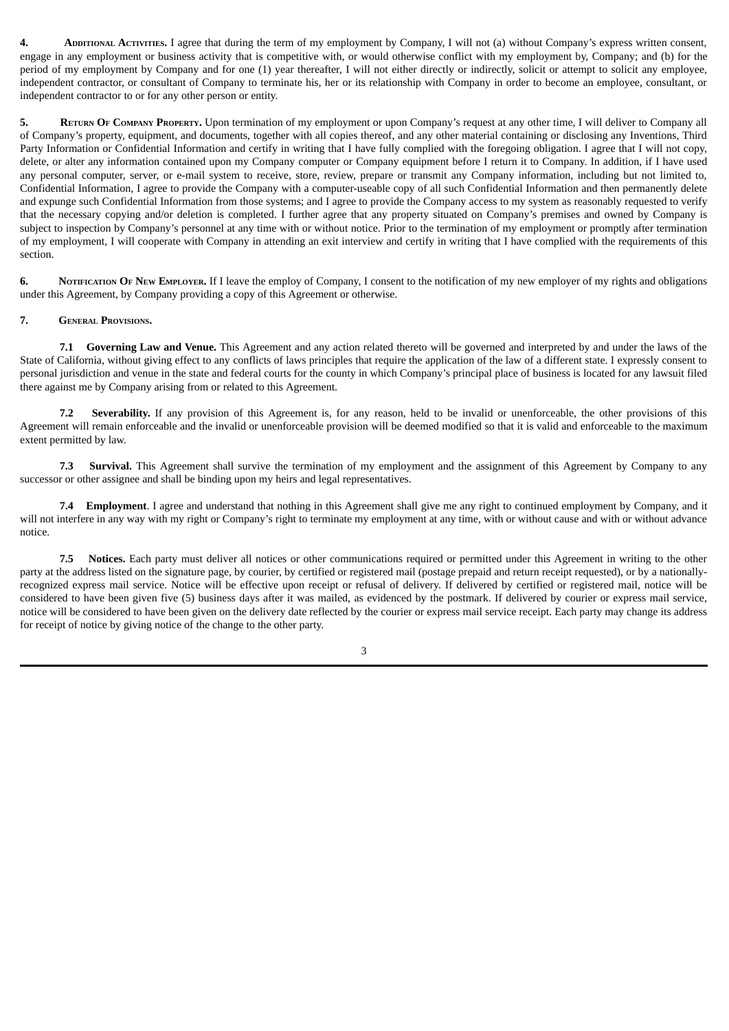**4. Additional Activities.** I agree that during the term of my employment by Company, I will not (a) without Company's express written consent, engage in any employment or business activity that is competitive with, or would otherwise conflict with my employment by, Company; and (b) for the period of my employment by Company and for one (1) year thereafter, I will not either directly or indirectly, solicit or attempt to solicit any employee, independent contractor, or consultant of Company to terminate his, her or its relationship with Company in order to become an employee, consultant, or independent contractor to or for any other person or entity.

**5. Return Of Company Property.** Upon termination of my employment or upon Company's request at any other time, I will deliver to Company all of Company's property, equipment, and documents, together with all copies thereof, and any other material containing or disclosing any Inventions, Third Party Information or Confidential Information and certify in writing that I have fully complied with the foregoing obligation. I agree that I will not copy, delete, or alter any information contained upon my Company computer or Company equipment before I return it to Company. In addition, if I have used any personal computer, server, or e-mail system to receive, store, review, prepare or transmit any Company information, including but not limited to, Confidential Information, I agree to provide the Company with a computer-useable copy of all such Confidential Information and then permanently delete and expunge such Confidential Information from those systems; and I agree to provide the Company access to my system as reasonably requested to verify that the necessary copying and/or deletion is completed. I further agree that any property situated on Company's premises and owned by Company is subject to inspection by Company's personnel at any time with or without notice. Prior to the termination of my employment or promptly after termination of my employment, I will cooperate with Company in attending an exit interview and certify in writing that I have complied with the requirements of this section.

**6. Notification Of New Employer.** If I leave the employ of Company, I consent to the notification of my new employer of my rights and obligations under this Agreement, by Company providing a copy of this Agreement or otherwise.

**7. General Provisions.**

**7.1 Governing Law and Venue.** This Agreement and any action related thereto will be governed and interpreted by and under the laws of the State of California, without giving effect to any conflicts of laws principles that require the application of the law of a different state. I expressly consent to personal jurisdiction and venue in the state and federal courts for the county in which Company's principal place of business is located for any lawsuit filed there against me by Company arising from or related to this Agreement.

**7.2 Severability.** If any provision of this Agreement is, for any reason, held to be invalid or unenforceable, the other provisions of this Agreement will remain enforceable and the invalid or unenforceable provision will be deemed modified so that it is valid and enforceable to the maximum extent permitted by law.

**7.3 Survival.** This Agreement shall survive the termination of my employment and the assignment of this Agreement by Company to any successor or other assignee and shall be binding upon my heirs and legal representatives.

**7.4 Employment**. I agree and understand that nothing in this Agreement shall give me any right to continued employment by Company, and it will not interfere in any way with my right or Company's right to terminate my employment at any time, with or without cause and with or without advance notice.

**7.5 Notices.** Each party must deliver all notices or other communications required or permitted under this Agreement in writing to the other party at the address listed on the signature page, by courier, by certified or registered mail (postage prepaid and return receipt requested), or by a nationally-recognized express mail service. Notice will be effective upon receipt or refusal of delivery. If delivered by certified or registered mail, notice will be considered to have been given five (5) business days after it was mailed, as evidenced by the postmark. If delivered by courier or express mail service, notice will be considered to have been given on the delivery date reflected by the courier or express mail service receipt. Each party may change its address for receipt of notice by giving notice of the change to the other party.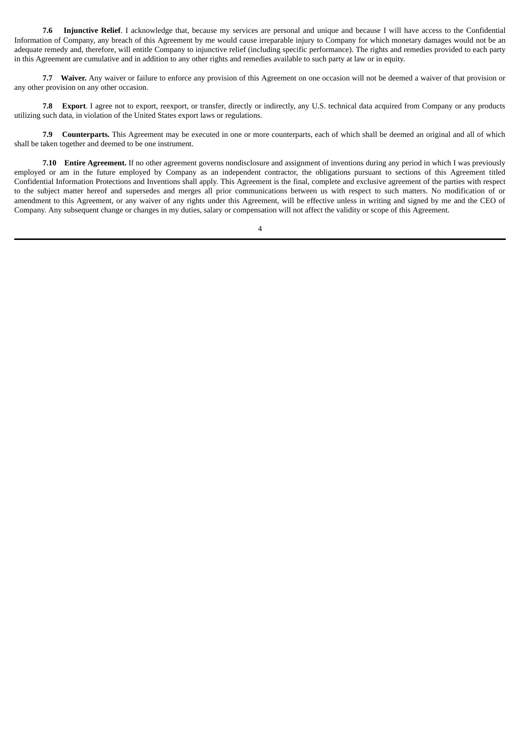**7.6 Injunctive Relief**. I acknowledge that, because my services are personal and unique and because I will have access to the Confidential Information of Company, any breach of this Agreement by me would cause irreparable injury to Company for which monetary damages would not be an adequate remedy and, therefore, will entitle Company to injunctive relief (including specific performance). The rights and remedies provided to each party in this Agreement are cumulative and in addition to any other rights and remedies available to such party at law or in equity.

**7.7 Waiver.** Any waiver or failure to enforce any provision of this Agreement on one occasion will not be deemed a waiver of that provision or any other provision on any other occasion.

**7.8 Export**. I agree not to export, reexport, or transfer, directly or indirectly, any U.S. technical data acquired from Company or any products utilizing such data, in violation of the United States export laws or regulations.

**7.9 Counterparts.** This Agreement may be executed in one or more counterparts, each of which shall be deemed an original and all of which shall be taken together and deemed to be one instrument.

**7.10 Entire Agreement.** If no other agreement governs nondisclosure and assignment of inventions during any period in which I was previously employed or am in the future employed by Company as an independent contractor, the obligations pursuant to sections of this Agreement titled Confidential Information Protections and Inventions shall apply. This Agreement is the final, complete and exclusive agreement of the parties with respect to the subject matter hereof and supersedes and merges all prior communications between us with respect to such matters. No modification of or amendment to this Agreement, or any waiver of any rights under this Agreement, will be effective unless in writing and signed by me and the CEO of Company. Any subsequent change or changes in my duties, salary or compensation will not affect the validity or scope of this Agreement.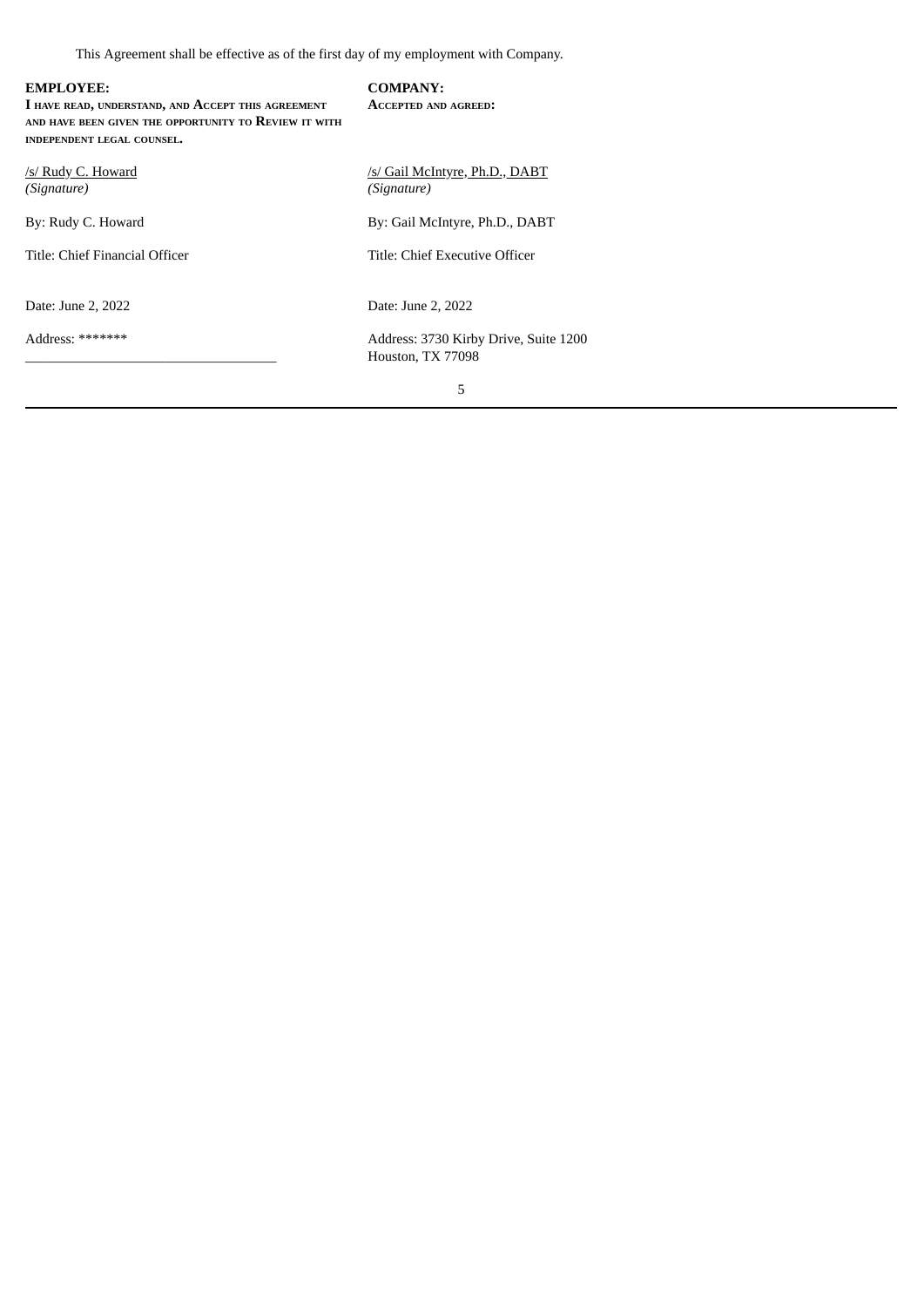This Agreement shall be effective as of the first day of my employment with Company.

| **EMPLOYEE:** | **COMPANY:** |
|---|---|
| **I HAVE READ, UNDERSTAND, AND ACCEPT THIS AGREEMENT AND HAVE BEEN GIVEN THE OPPORTUNITY TO REVIEW IT WITH INDEPENDENT LEGAL COUNSEL.** | **ACCEPTED AND AGREED:** |
| /s/ Rudy C. Howard<br>*(Signature)* | /s/ Gail McIntyre, Ph.D., DABT<br>*(Signature)* |
| By: Rudy C. Howard | By: Gail McIntyre, Ph.D., DABT |
| Title: Chief Financial Officer | Title: Chief Executive Officer |
| Date: June 2, 2022 | Date: June 2, 2022 |
| Address: *******<br>\_\_\_\_\_\_\_\_\_\_\_\_\_\_\_\_\_\_\_\_\_\_\_\_\_\_\_\_\_\_\_\_\_\_ | Address: 3730 Kirby Drive, Suite 1200<br>Houston, TX 77098 |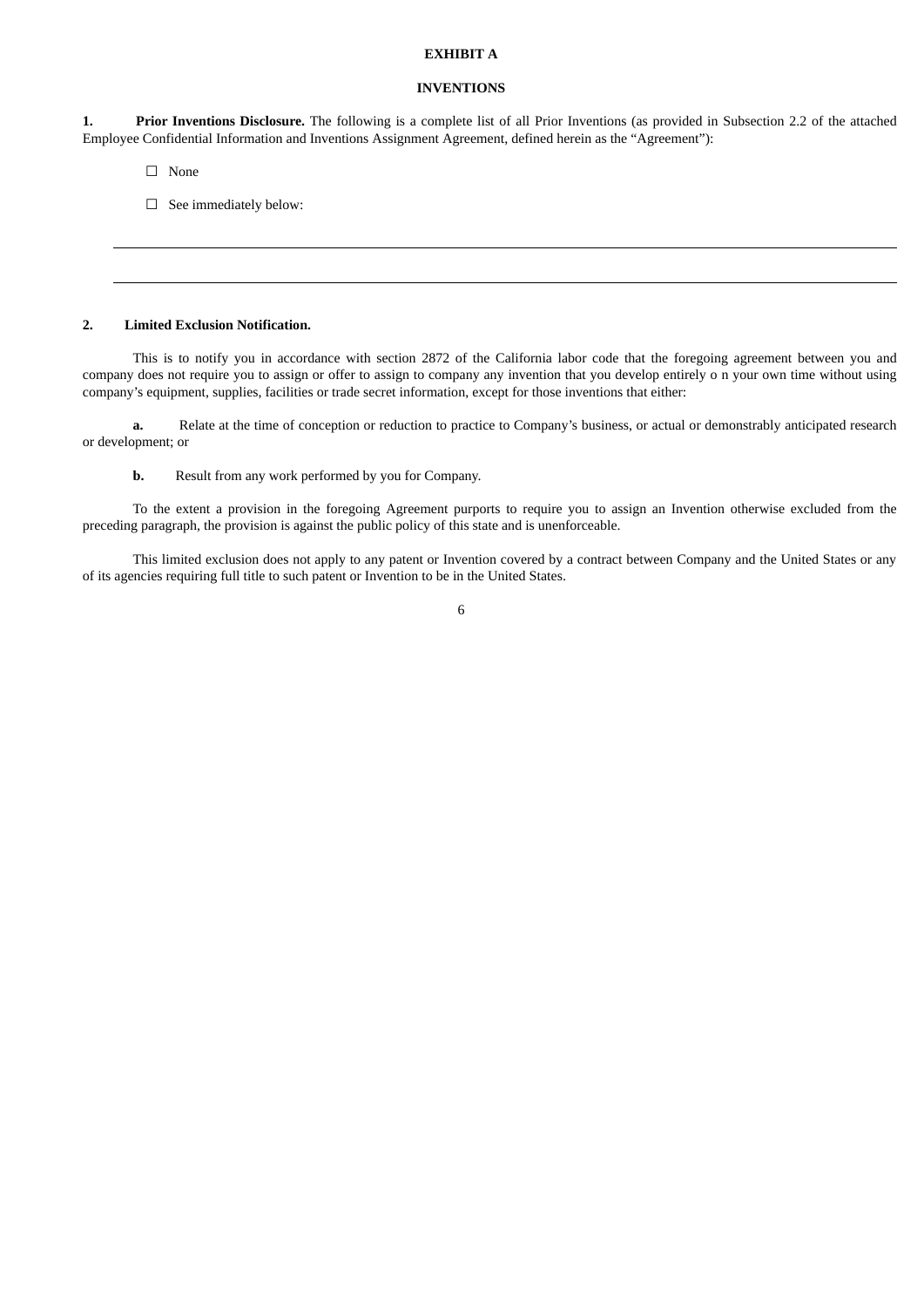**EXHIBIT A**

**INVENTIONS**

**1. Prior Inventions Disclosure.** The following is a complete list of all Prior Inventions (as provided in Subsection 2.2 of the attached Employee Confidential Information and Inventions Assignment Agreement, defined herein as the “Agreement”):

☐ None

☐ See immediately below:

\_\_\_\_\_\_\_\_\_\_\_\_\_\_\_\_\_\_\_\_\_\_\_\_\_\_\_\_\_\_\_\_\_\_\_\_\_\_\_\_\_\_\_\_\_\_\_\_\_\_\_\_\_\_\_\_\_\_\_\_\_\_\_\_\_\_\_\_\_\_\_\_\_\_\_\_\_\_

\_\_\_\_\_\_\_\_\_\_\_\_\_\_\_\_\_\_\_\_\_\_\_\_\_\_\_\_\_\_\_\_\_\_\_\_\_\_\_\_\_\_\_\_\_\_\_\_\_\_\_\_\_\_\_\_\_\_\_\_\_\_\_\_\_\_\_\_\_\_\_\_\_\_\_\_\_\_

**2. Limited Exclusion Notification.**

This is to notify you in accordance with section 2872 of the California labor code that the foregoing agreement between you and company does not require you to assign or offer to assign to company any invention that you develop entirely o n your own time without using company’s equipment, supplies, facilities or trade secret information, except for those inventions that either:

**a.** Relate at the time of conception or reduction to practice to Company’s business, or actual or demonstrably anticipated research or development; or

**b.** Result from any work performed by you for Company.

To the extent a provision in the foregoing Agreement purports to require you to assign an Invention otherwise excluded from the preceding paragraph, the provision is against the public policy of this state and is unenforceable.

This limited exclusion does not apply to any patent or Invention covered by a contract between Company and the United States or any of its agencies requiring full title to such patent or Invention to be in the United States.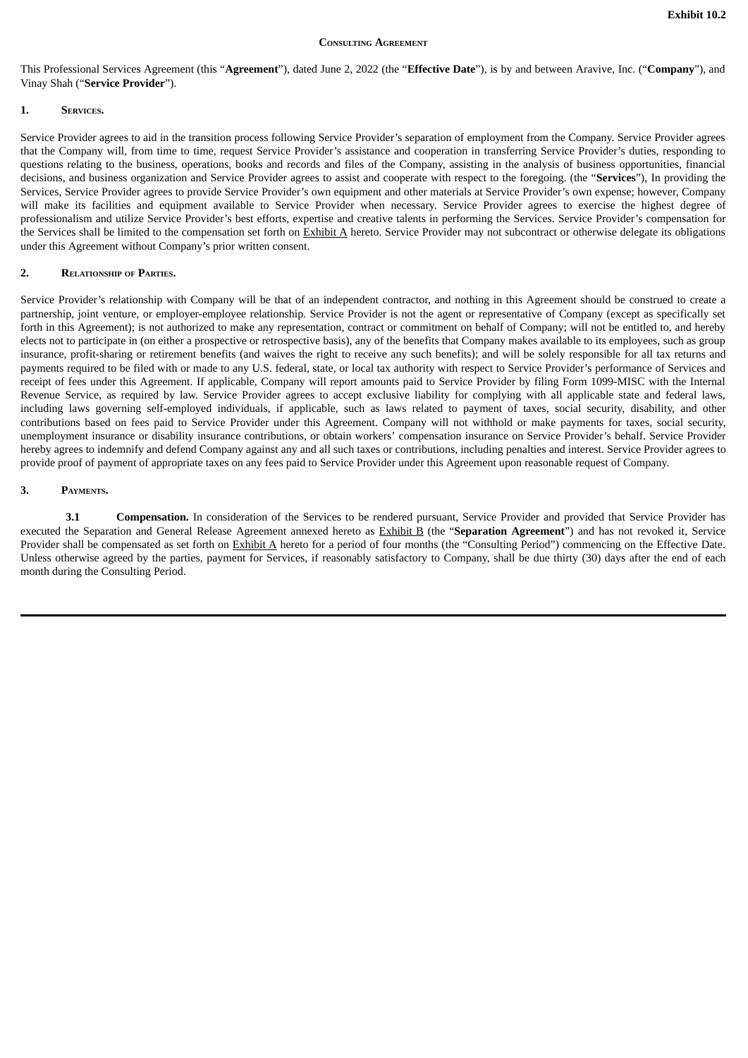**Exhibit 10.2**

**CONSULTING AGREEMENT**

This Professional Services Agreement (this "**Agreement**"), dated June 2, 2022 (the "**Effective Date**"), is by and between Aravive, Inc. ("**Company**"), and Vinay Shah ("**Service Provider**").

## 1. SERVICES.

Service Provider agrees to aid in the transition process following Service Provider's separation of employment from the Company. Service Provider agrees that the Company will, from time to time, request Service Provider's assistance and cooperation in transferring Service Provider's duties, responding to questions relating to the business, operations, books and records and files of the Company, assisting in the analysis of business opportunities, financial decisions, and business organization and Service Provider agrees to assist and cooperate with respect to the foregoing. (the "**Services**"), In providing the Services, Service Provider agrees to provide Service Provider's own equipment and other materials at Service Provider's own expense; however, Company will make its facilities and equipment available to Service Provider when necessary. Service Provider agrees to exercise the highest degree of professionalism and utilize Service Provider's best efforts, expertise and creative talents in performing the Services. Service Provider's compensation for the Services shall be limited to the compensation set forth on Exhibit A hereto. Service Provider may not subcontract or otherwise delegate its obligations under this Agreement without Company's prior written consent.

## 2. RELATIONSHIP OF PARTIES.

Service Provider's relationship with Company will be that of an independent contractor, and nothing in this Agreement should be construed to create a partnership, joint venture, or employer-employee relationship. Service Provider is not the agent or representative of Company (except as specifically set forth in this Agreement); is not authorized to make any representation, contract or commitment on behalf of Company; will not be entitled to, and hereby elects not to participate in (on either a prospective or retrospective basis), any of the benefits that Company makes available to its employees, such as group insurance, profit-sharing or retirement benefits (and waives the right to receive any such benefits); and will be solely responsible for all tax returns and payments required to be filed with or made to any U.S. federal, state, or local tax authority with respect to Service Provider's performance of Services and receipt of fees under this Agreement. If applicable, Company will report amounts paid to Service Provider by filing Form 1099-MISC with the Internal Revenue Service, as required by law. Service Provider agrees to accept exclusive liability for complying with all applicable state and federal laws, including laws governing self-employed individuals, if applicable, such as laws related to payment of taxes, social security, disability, and other contributions based on fees paid to Service Provider under this Agreement. Company will not withhold or make payments for taxes, social security, unemployment insurance or disability insurance contributions, or obtain workers' compensation insurance on Service Provider's behalf. Service Provider hereby agrees to indemnify and defend Company against any and all such taxes or contributions, including penalties and interest. Service Provider agrees to provide proof of payment of appropriate taxes on any fees paid to Service Provider under this Agreement upon reasonable request of Company.

## 3. PAYMENTS.

**3.1 Compensation.** In consideration of the Services to be rendered pursuant, Service Provider and provided that Service Provider has executed the Separation and General Release Agreement annexed hereto as Exhibit B (the "**Separation Agreement**") and has not revoked it, Service Provider shall be compensated as set forth on Exhibit A hereto for a period of four months (the "Consulting Period") commencing on the Effective Date. Unless otherwise agreed by the parties, payment for Services, if reasonably satisfactory to Company, shall be due thirty (30) days after the end of each month during the Consulting Period.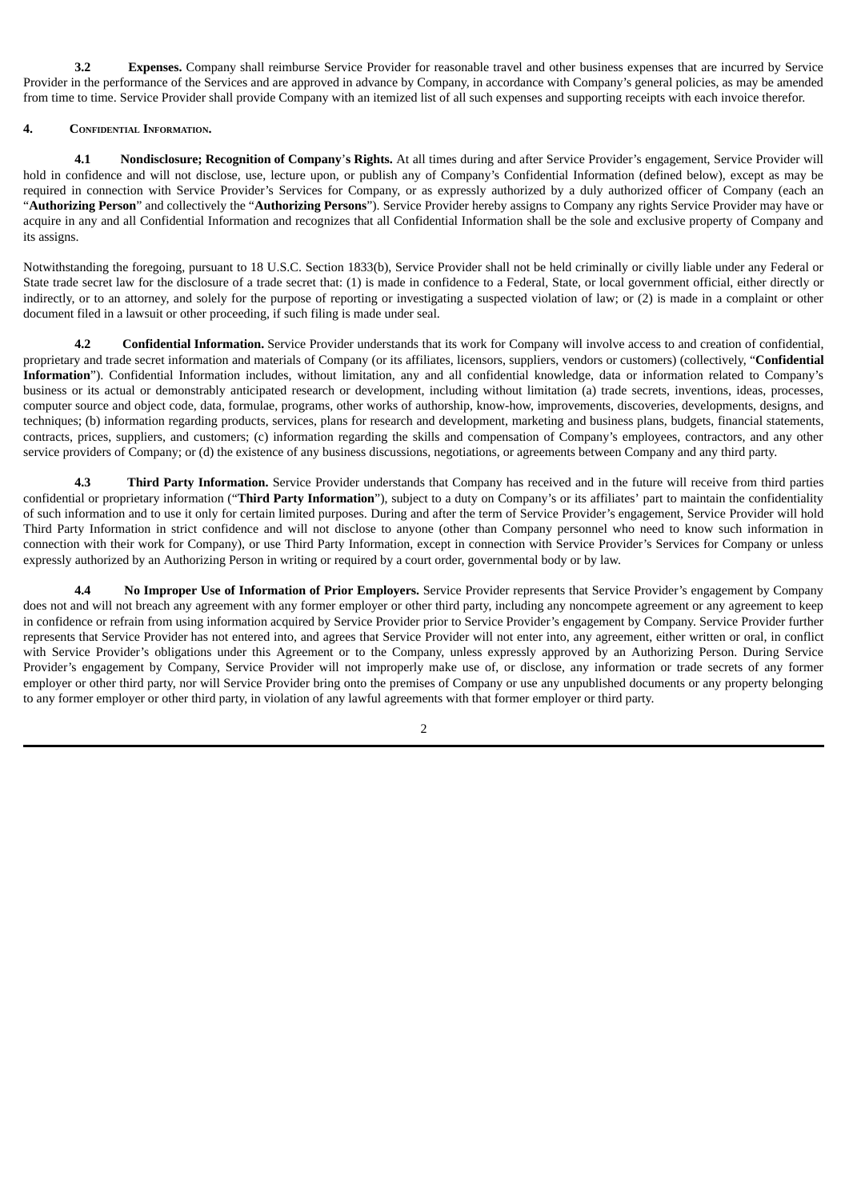**3.2 Expenses.** Company shall reimburse Service Provider for reasonable travel and other business expenses that are incurred by Service Provider in the performance of the Services and are approved in advance by Company, in accordance with Company's general policies, as may be amended from time to time. Service Provider shall provide Company with an itemized list of all such expenses and supporting receipts with each invoice therefor.

**4. Confidential Information.**

**4.1 Nondisclosure; Recognition of Company's Rights.** At all times during and after Service Provider's engagement, Service Provider will hold in confidence and will not disclose, use, lecture upon, or publish any of Company's Confidential Information (defined below), except as may be required in connection with Service Provider's Services for Company, or as expressly authorized by a duly authorized officer of Company (each an "**Authorizing Person**" and collectively the "**Authorizing Persons**"). Service Provider hereby assigns to Company any rights Service Provider may have or acquire in any and all Confidential Information and recognizes that all Confidential Information shall be the sole and exclusive property of Company and its assigns.

Notwithstanding the foregoing, pursuant to 18 U.S.C. Section 1833(b), Service Provider shall not be held criminally or civilly liable under any Federal or State trade secret law for the disclosure of a trade secret that: (1) is made in confidence to a Federal, State, or local government official, either directly or indirectly, or to an attorney, and solely for the purpose of reporting or investigating a suspected violation of law; or (2) is made in a complaint or other document filed in a lawsuit or other proceeding, if such filing is made under seal.

**4.2 Confidential Information.** Service Provider understands that its work for Company will involve access to and creation of confidential, proprietary and trade secret information and materials of Company (or its affiliates, licensors, suppliers, vendors or customers) (collectively, "**Confidential Information**"). Confidential Information includes, without limitation, any and all confidential knowledge, data or information related to Company's business or its actual or demonstrably anticipated research or development, including without limitation (a) trade secrets, inventions, ideas, processes, computer source and object code, data, formulae, programs, other works of authorship, know-how, improvements, discoveries, developments, designs, and techniques; (b) information regarding products, services, plans for research and development, marketing and business plans, budgets, financial statements, contracts, prices, suppliers, and customers; (c) information regarding the skills and compensation of Company's employees, contractors, and any other service providers of Company; or (d) the existence of any business discussions, negotiations, or agreements between Company and any third party.

**4.3 Third Party Information.** Service Provider understands that Company has received and in the future will receive from third parties confidential or proprietary information ("**Third Party Information**"), subject to a duty on Company's or its affiliates' part to maintain the confidentiality of such information and to use it only for certain limited purposes. During and after the term of Service Provider's engagement, Service Provider will hold Third Party Information in strict confidence and will not disclose to anyone (other than Company personnel who need to know such information in connection with their work for Company), or use Third Party Information, except in connection with Service Provider's Services for Company or unless expressly authorized by an Authorizing Person in writing or required by a court order, governmental body or by law.

**4.4 No Improper Use of Information of Prior Employers.** Service Provider represents that Service Provider's engagement by Company does not and will not breach any agreement with any former employer or other third party, including any noncompete agreement or any agreement to keep in confidence or refrain from using information acquired by Service Provider prior to Service Provider's engagement by Company. Service Provider further represents that Service Provider has not entered into, and agrees that Service Provider will not enter into, any agreement, either written or oral, in conflict with Service Provider's obligations under this Agreement or to the Company, unless expressly approved by an Authorizing Person. During Service Provider's engagement by Company, Service Provider will not improperly make use of, or disclose, any information or trade secrets of any former employer or other third party, nor will Service Provider bring onto the premises of Company or use any unpublished documents or any property belonging to any former employer or other third party, in violation of any lawful agreements with that former employer or third party.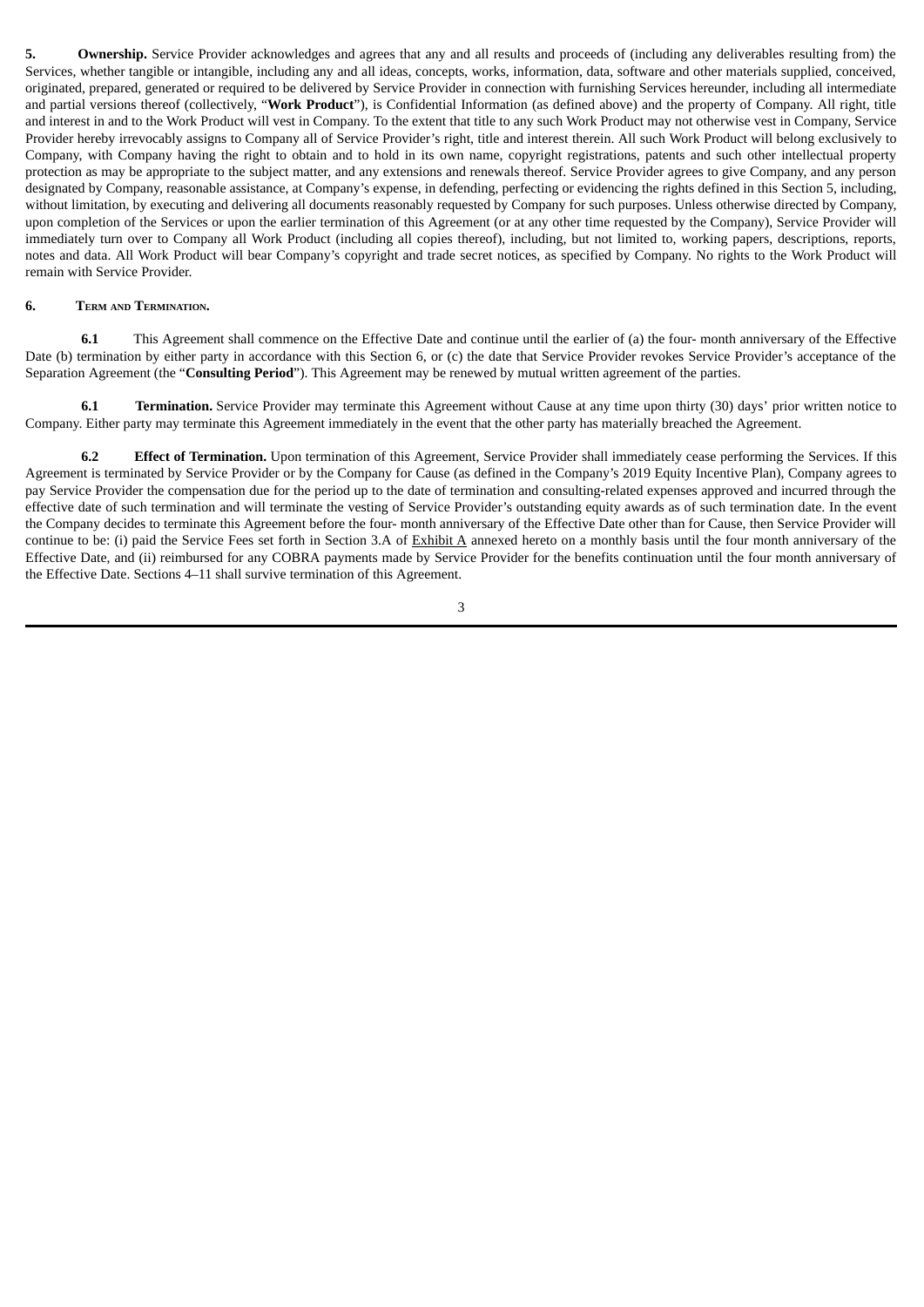**5. Ownership.** Service Provider acknowledges and agrees that any and all results and proceeds of (including any deliverables resulting from) the Services, whether tangible or intangible, including any and all ideas, concepts, works, information, data, software and other materials supplied, conceived, originated, prepared, generated or required to be delivered by Service Provider in connection with furnishing Services hereunder, including all intermediate and partial versions thereof (collectively, "**Work Product**"), is Confidential Information (as defined above) and the property of Company. All right, title and interest in and to the Work Product will vest in Company. To the extent that title to any such Work Product may not otherwise vest in Company, Service Provider hereby irrevocably assigns to Company all of Service Provider's right, title and interest therein. All such Work Product will belong exclusively to Company, with Company having the right to obtain and to hold in its own name, copyright registrations, patents and such other intellectual property protection as may be appropriate to the subject matter, and any extensions and renewals thereof. Service Provider agrees to give Company, and any person designated by Company, reasonable assistance, at Company's expense, in defending, perfecting or evidencing the rights defined in this Section 5, including, without limitation, by executing and delivering all documents reasonably requested by Company for such purposes. Unless otherwise directed by Company, upon completion of the Services or upon the earlier termination of this Agreement (or at any other time requested by the Company), Service Provider will immediately turn over to Company all Work Product (including all copies thereof), including, but not limited to, working papers, descriptions, reports, notes and data. All Work Product will bear Company's copyright and trade secret notices, as specified by Company. No rights to the Work Product will remain with Service Provider.

**6. TERM AND TERMINATION.**

**6.1** This Agreement shall commence on the Effective Date and continue until the earlier of (a) the four- month anniversary of the Effective Date (b) termination by either party in accordance with this Section 6, or (c) the date that Service Provider revokes Service Provider's acceptance of the Separation Agreement (the "**Consulting Period**"). This Agreement may be renewed by mutual written agreement of the parties.

**6.1 Termination.** Service Provider may terminate this Agreement without Cause at any time upon thirty (30) days' prior written notice to Company. Either party may terminate this Agreement immediately in the event that the other party has materially breached the Agreement.

**6.2 Effect of Termination.** Upon termination of this Agreement, Service Provider shall immediately cease performing the Services. If this Agreement is terminated by Service Provider or by the Company for Cause (as defined in the Company's 2019 Equity Incentive Plan), Company agrees to pay Service Provider the compensation due for the period up to the date of termination and consulting-related expenses approved and incurred through the effective date of such termination and will terminate the vesting of Service Provider's outstanding equity awards as of such termination date. In the event the Company decides to terminate this Agreement before the four- month anniversary of the Effective Date other than for Cause, then Service Provider will continue to be: (i) paid the Service Fees set forth in Section 3.A of Exhibit A annexed hereto on a monthly basis until the four month anniversary of the Effective Date, and (ii) reimbursed for any COBRA payments made by Service Provider for the benefits continuation until the four month anniversary of the Effective Date. Sections 4–11 shall survive termination of this Agreement.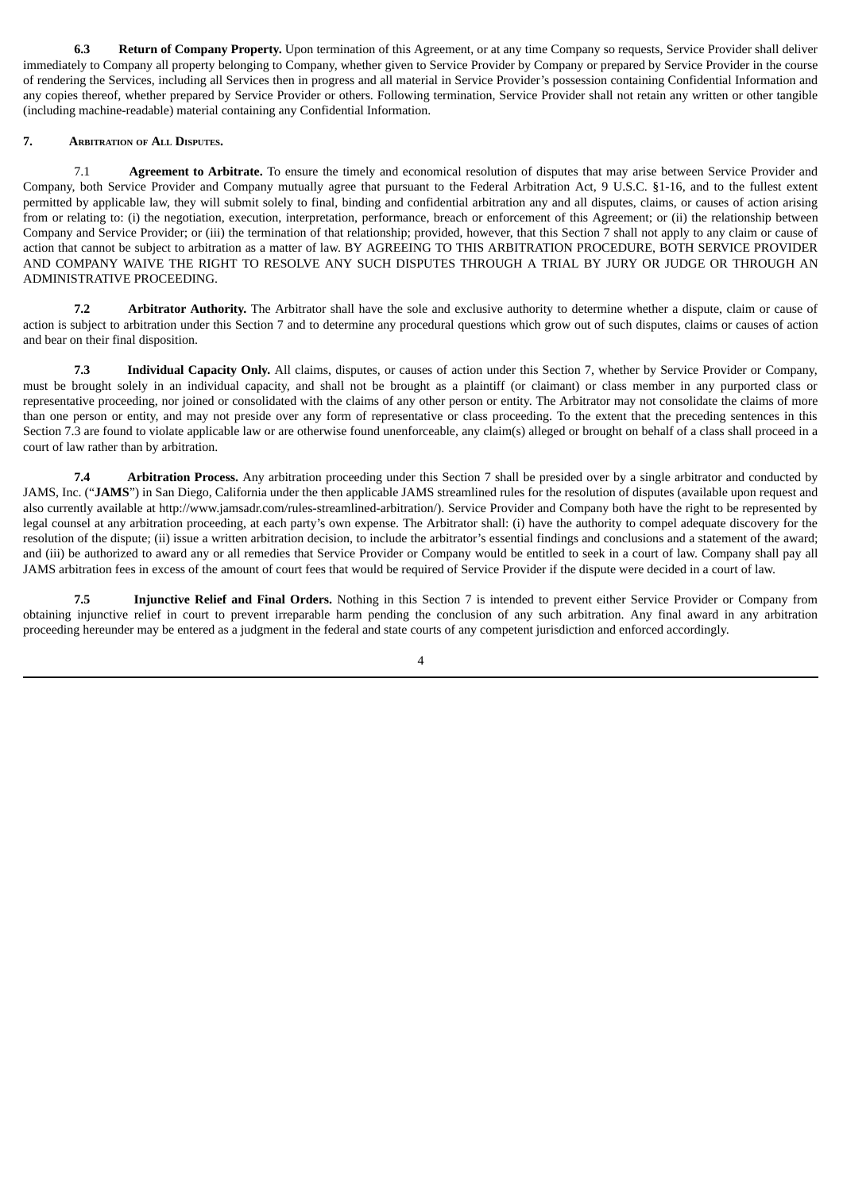**6.3 Return of Company Property.** Upon termination of this Agreement, or at any time Company so requests, Service Provider shall deliver immediately to Company all property belonging to Company, whether given to Service Provider by Company or prepared by Service Provider in the course of rendering the Services, including all Services then in progress and all material in Service Provider's possession containing Confidential Information and any copies thereof, whether prepared by Service Provider or others. Following termination, Service Provider shall not retain any written or other tangible (including machine-readable) material containing any Confidential Information.

**7. Arbitration of All Disputes.**

7.1 **Agreement to Arbitrate.** To ensure the timely and economical resolution of disputes that may arise between Service Provider and Company, both Service Provider and Company mutually agree that pursuant to the Federal Arbitration Act, 9 U.S.C. §1-16, and to the fullest extent permitted by applicable law, they will submit solely to final, binding and confidential arbitration any and all disputes, claims, or causes of action arising from or relating to: (i) the negotiation, execution, interpretation, performance, breach or enforcement of this Agreement; or (ii) the relationship between Company and Service Provider; or (iii) the termination of that relationship; provided, however, that this Section 7 shall not apply to any claim or cause of action that cannot be subject to arbitration as a matter of law. BY AGREEING TO THIS ARBITRATION PROCEDURE, BOTH SERVICE PROVIDER AND COMPANY WAIVE THE RIGHT TO RESOLVE ANY SUCH DISPUTES THROUGH A TRIAL BY JURY OR JUDGE OR THROUGH AN ADMINISTRATIVE PROCEEDING.

**7.2 Arbitrator Authority.** The Arbitrator shall have the sole and exclusive authority to determine whether a dispute, claim or cause of action is subject to arbitration under this Section 7 and to determine any procedural questions which grow out of such disputes, claims or causes of action and bear on their final disposition.

**7.3 Individual Capacity Only.** All claims, disputes, or causes of action under this Section 7, whether by Service Provider or Company, must be brought solely in an individual capacity, and shall not be brought as a plaintiff (or claimant) or class member in any purported class or representative proceeding, nor joined or consolidated with the claims of any other person or entity. The Arbitrator may not consolidate the claims of more than one person or entity, and may not preside over any form of representative or class proceeding. To the extent that the preceding sentences in this Section 7.3 are found to violate applicable law or are otherwise found unenforceable, any claim(s) alleged or brought on behalf of a class shall proceed in a court of law rather than by arbitration.

**7.4 Arbitration Process.** Any arbitration proceeding under this Section 7 shall be presided over by a single arbitrator and conducted by JAMS, Inc. ("**JAMS**") in San Diego, California under the then applicable JAMS streamlined rules for the resolution of disputes (available upon request and also currently available at http://www.jamsadr.com/rules-streamlined-arbitration/). Service Provider and Company both have the right to be represented by legal counsel at any arbitration proceeding, at each party's own expense. The Arbitrator shall: (i) have the authority to compel adequate discovery for the resolution of the dispute; (ii) issue a written arbitration decision, to include the arbitrator's essential findings and conclusions and a statement of the award; and (iii) be authorized to award any or all remedies that Service Provider or Company would be entitled to seek in a court of law. Company shall pay all JAMS arbitration fees in excess of the amount of court fees that would be required of Service Provider if the dispute were decided in a court of law.

**7.5 Injunctive Relief and Final Orders.** Nothing in this Section 7 is intended to prevent either Service Provider or Company from obtaining injunctive relief in court to prevent irreparable harm pending the conclusion of any such arbitration. Any final award in any arbitration proceeding hereunder may be entered as a judgment in the federal and state courts of any competent jurisdiction and enforced accordingly.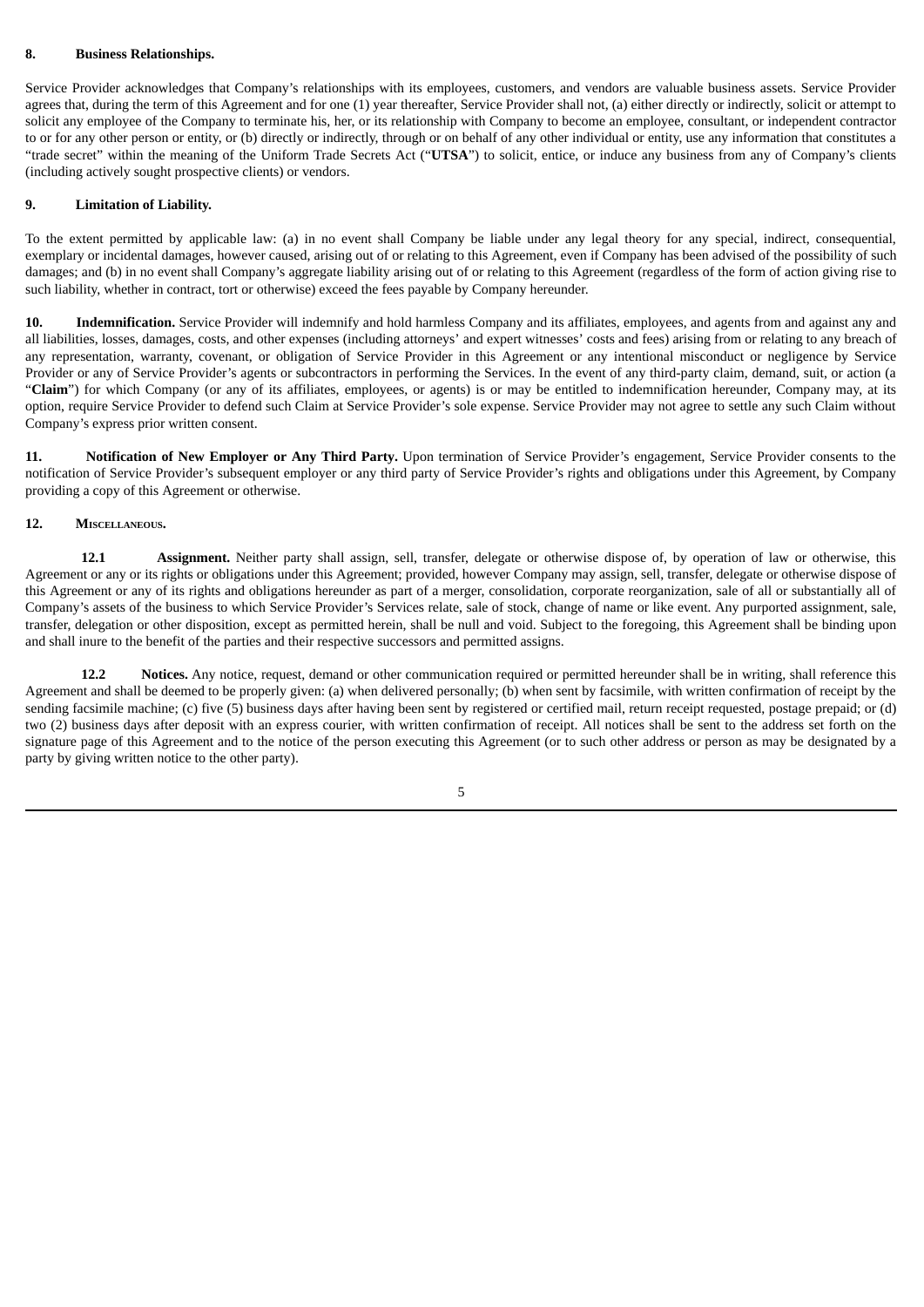**8. Business Relationships.**

Service Provider acknowledges that Company's relationships with its employees, customers, and vendors are valuable business assets. Service Provider agrees that, during the term of this Agreement and for one (1) year thereafter, Service Provider shall not, (a) either directly or indirectly, solicit or attempt to solicit any employee of the Company to terminate his, her, or its relationship with Company to become an employee, consultant, or independent contractor to or for any other person or entity, or (b) directly or indirectly, through or on behalf of any other individual or entity, use any information that constitutes a "trade secret" within the meaning of the Uniform Trade Secrets Act ("**UTSA**") to solicit, entice, or induce any business from any of Company's clients (including actively sought prospective clients) or vendors.

**9. Limitation of Liability.**

To the extent permitted by applicable law: (a) in no event shall Company be liable under any legal theory for any special, indirect, consequential, exemplary or incidental damages, however caused, arising out of or relating to this Agreement, even if Company has been advised of the possibility of such damages; and (b) in no event shall Company's aggregate liability arising out of or relating to this Agreement (regardless of the form of action giving rise to such liability, whether in contract, tort or otherwise) exceed the fees payable by Company hereunder.

**10. Indemnification.** Service Provider will indemnify and hold harmless Company and its affiliates, employees, and agents from and against any and all liabilities, losses, damages, costs, and other expenses (including attorneys' and expert witnesses' costs and fees) arising from or relating to any breach of any representation, warranty, covenant, or obligation of Service Provider in this Agreement or any intentional misconduct or negligence by Service Provider or any of Service Provider's agents or subcontractors in performing the Services. In the event of any third-party claim, demand, suit, or action (a "**Claim**") for which Company (or any of its affiliates, employees, or agents) is or may be entitled to indemnification hereunder, Company may, at its option, require Service Provider to defend such Claim at Service Provider's sole expense. Service Provider may not agree to settle any such Claim without Company's express prior written consent.

**11. Notification of New Employer or Any Third Party.** Upon termination of Service Provider's engagement, Service Provider consents to the notification of Service Provider's subsequent employer or any third party of Service Provider's rights and obligations under this Agreement, by Company providing a copy of this Agreement or otherwise.

**12. MISCELLANEOUS.**

**12.1 Assignment.** Neither party shall assign, sell, transfer, delegate or otherwise dispose of, by operation of law or otherwise, this Agreement or any or its rights or obligations under this Agreement; provided, however Company may assign, sell, transfer, delegate or otherwise dispose of this Agreement or any of its rights and obligations hereunder as part of a merger, consolidation, corporate reorganization, sale of all or substantially all of Company's assets of the business to which Service Provider's Services relate, sale of stock, change of name or like event. Any purported assignment, sale, transfer, delegation or other disposition, except as permitted herein, shall be null and void. Subject to the foregoing, this Agreement shall be binding upon and shall inure to the benefit of the parties and their respective successors and permitted assigns.

**12.2 Notices.** Any notice, request, demand or other communication required or permitted hereunder shall be in writing, shall reference this Agreement and shall be deemed to be properly given: (a) when delivered personally; (b) when sent by facsimile, with written confirmation of receipt by the sending facsimile machine; (c) five (5) business days after having been sent by registered or certified mail, return receipt requested, postage prepaid; or (d) two (2) business days after deposit with an express courier, with written confirmation of receipt. All notices shall be sent to the address set forth on the signature page of this Agreement and to the notice of the person executing this Agreement (or to such other address or person as may be designated by a party by giving written notice to the other party).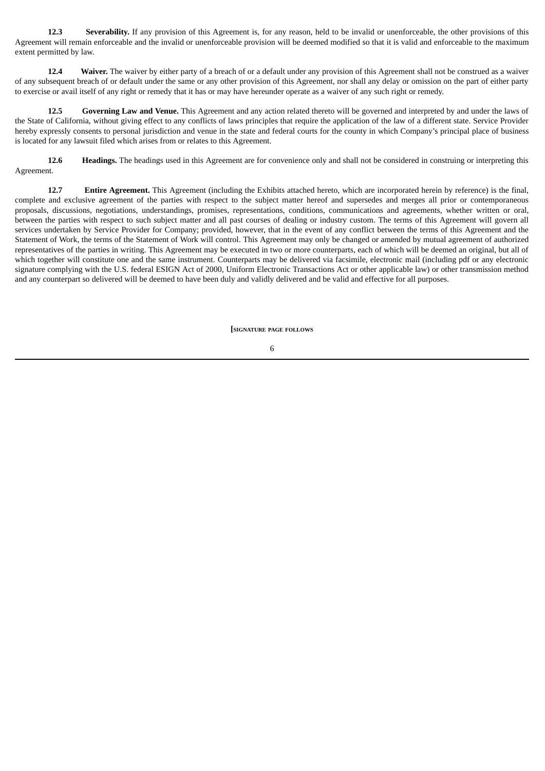**12.3 Severability.** If any provision of this Agreement is, for any reason, held to be invalid or unenforceable, the other provisions of this Agreement will remain enforceable and the invalid or unenforceable provision will be deemed modified so that it is valid and enforceable to the maximum extent permitted by law.

**12.4 Waiver.** The waiver by either party of a breach of or a default under any provision of this Agreement shall not be construed as a waiver of any subsequent breach of or default under the same or any other provision of this Agreement, nor shall any delay or omission on the part of either party to exercise or avail itself of any right or remedy that it has or may have hereunder operate as a waiver of any such right or remedy.

**12.5 Governing Law and Venue.** This Agreement and any action related thereto will be governed and interpreted by and under the laws of the State of California, without giving effect to any conflicts of laws principles that require the application of the law of a different state. Service Provider hereby expressly consents to personal jurisdiction and venue in the state and federal courts for the county in which Company's principal place of business is located for any lawsuit filed which arises from or relates to this Agreement.

**12.6 Headings.** The headings used in this Agreement are for convenience only and shall not be considered in construing or interpreting this Agreement.

**12.7 Entire Agreement.** This Agreement (including the Exhibits attached hereto, which are incorporated herein by reference) is the final, complete and exclusive agreement of the parties with respect to the subject matter hereof and supersedes and merges all prior or contemporaneous proposals, discussions, negotiations, understandings, promises, representations, conditions, communications and agreements, whether written or oral, between the parties with respect to such subject matter and all past courses of dealing or industry custom. The terms of this Agreement will govern all services undertaken by Service Provider for Company; provided, however, that in the event of any conflict between the terms of this Agreement and the Statement of Work, the terms of the Statement of Work will control. This Agreement may only be changed or amended by mutual agreement of authorized representatives of the parties in writing. This Agreement may be executed in two or more counterparts, each of which will be deemed an original, but all of which together will constitute one and the same instrument. Counterparts may be delivered via facsimile, electronic mail (including pdf or any electronic signature complying with the U.S. federal ESIGN Act of 2000, Uniform Electronic Transactions Act or other applicable law) or other transmission method and any counterpart so delivered will be deemed to have been duly and validly delivered and be valid and effective for all purposes.

**[SIGNATURE PAGE FOLLOWS**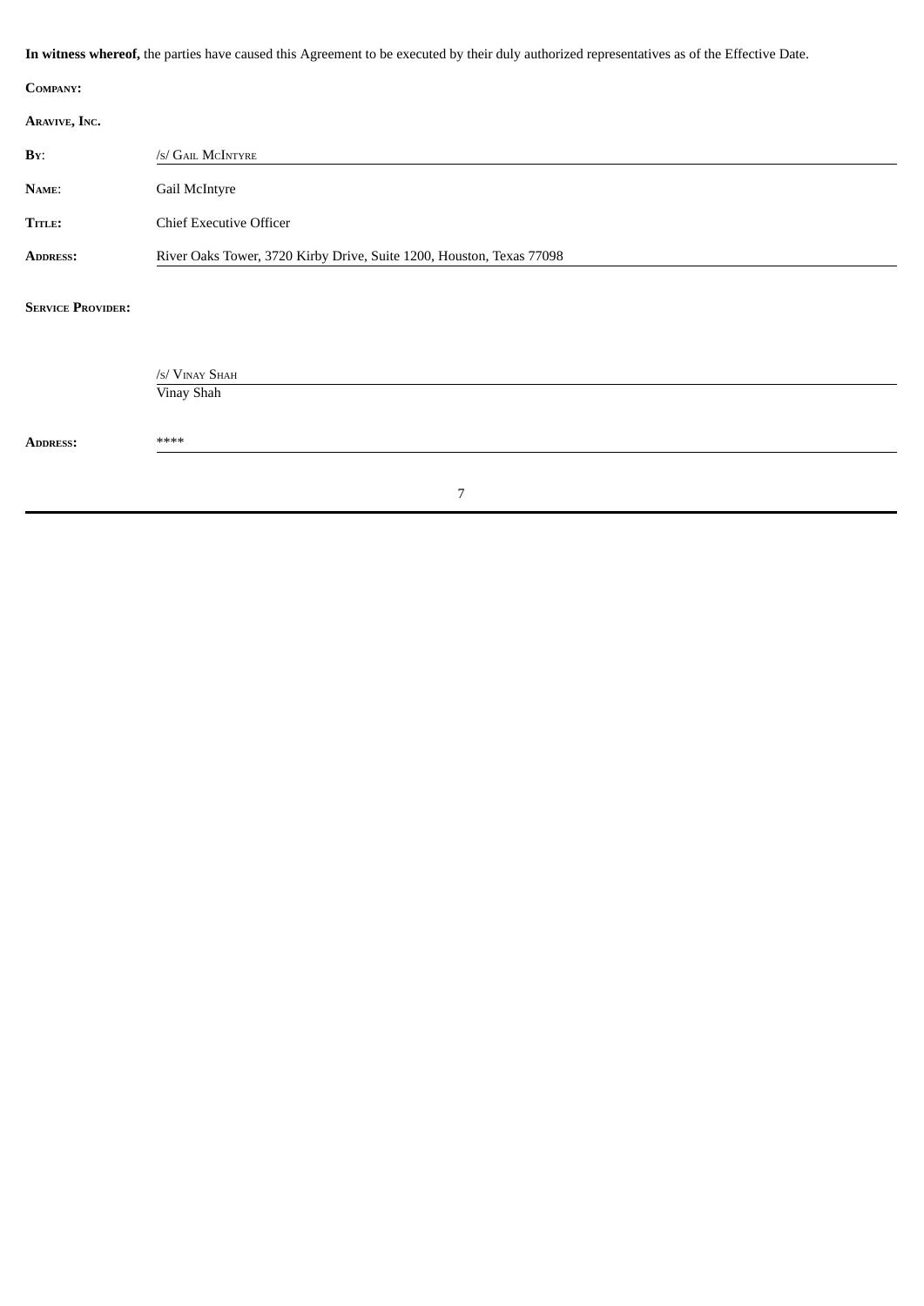**In witness whereof,** the parties have caused this Agreement to be executed by their duly authorized representatives as of the Effective Date.

**Company:**

**Aravive, Inc.**

| | |
|---|---|
| **By:** | /s/ Gail McIntyre |
| **Name:** | Gail McIntyre |
| **Title:** | Chief Executive Officer |
| **Address:** | River Oaks Tower, 3720 Kirby Drive, Suite 1200, Houston, Texas 77098 |

**Service Provider:**

/s/ Vinay Shah

Vinay Shah

**Address:** ****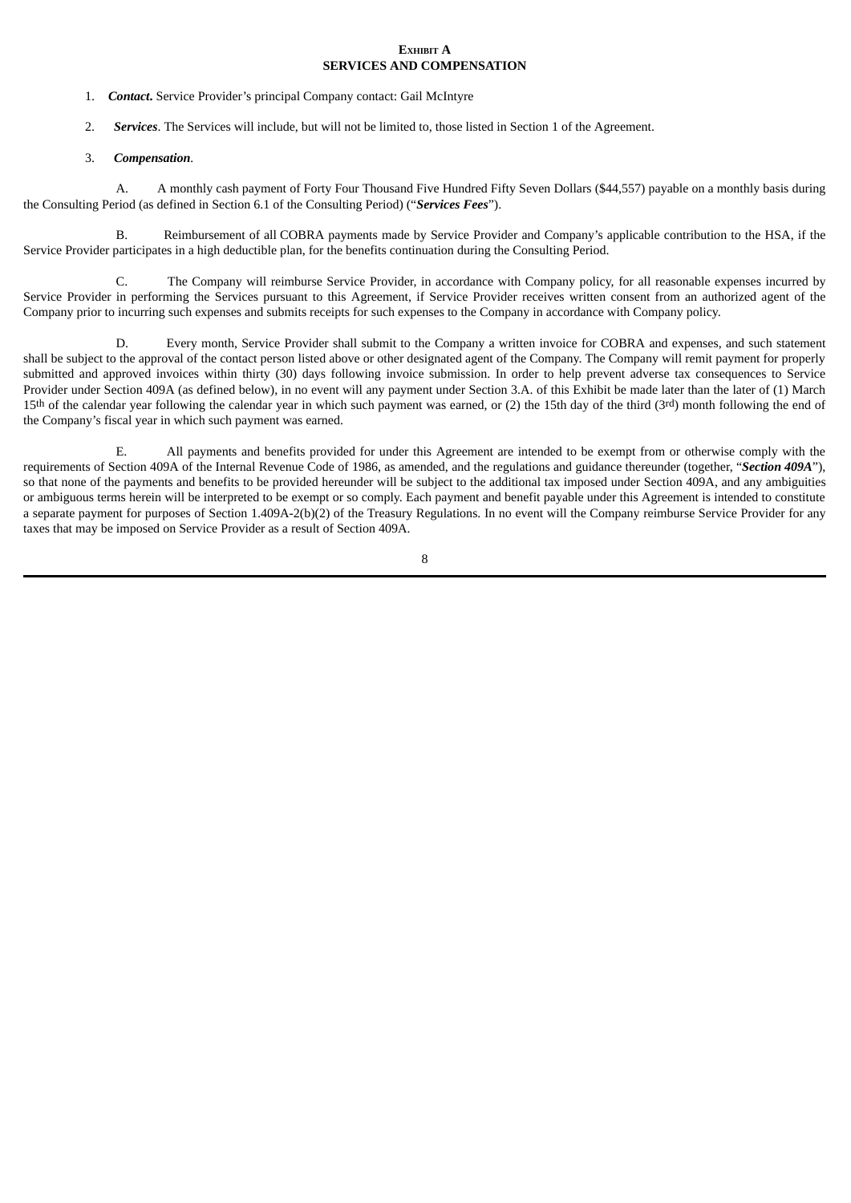**EXHIBIT A**
**SERVICES AND COMPENSATION**

1. ***Contact***. Service Provider's principal Company contact: Gail McIntyre

2. ***Services***. The Services will include, but will not be limited to, those listed in Section 1 of the Agreement.

3. ***Compensation***.

A. A monthly cash payment of Forty Four Thousand Five Hundred Fifty Seven Dollars ($44,557) payable on a monthly basis during the Consulting Period (as defined in Section 6.1 of the Consulting Period) ("***Services Fees***").

B. Reimbursement of all COBRA payments made by Service Provider and Company's applicable contribution to the HSA, if the Service Provider participates in a high deductible plan, for the benefits continuation during the Consulting Period.

C. The Company will reimburse Service Provider, in accordance with Company policy, for all reasonable expenses incurred by Service Provider in performing the Services pursuant to this Agreement, if Service Provider receives written consent from an authorized agent of the Company prior to incurring such expenses and submits receipts for such expenses to the Company in accordance with Company policy.

D. Every month, Service Provider shall submit to the Company a written invoice for COBRA and expenses, and such statement shall be subject to the approval of the contact person listed above or other designated agent of the Company. The Company will remit payment for properly submitted and approved invoices within thirty (30) days following invoice submission. In order to help prevent adverse tax consequences to Service Provider under Section 409A (as defined below), in no event will any payment under Section 3.A. of this Exhibit be made later than the later of (1) March 15th of the calendar year following the calendar year in which such payment was earned, or (2) the 15th day of the third (3rd) month following the end of the Company's fiscal year in which such payment was earned.

E. All payments and benefits provided for under this Agreement are intended to be exempt from or otherwise comply with the requirements of Section 409A of the Internal Revenue Code of 1986, as amended, and the regulations and guidance thereunder (together, "***Section 409A***"), so that none of the payments and benefits to be provided hereunder will be subject to the additional tax imposed under Section 409A, and any ambiguities or ambiguous terms herein will be interpreted to be exempt or so comply. Each payment and benefit payable under this Agreement is intended to constitute a separate payment for purposes of Section 1.409A-2(b)(2) of the Treasury Regulations. In no event will the Company reimburse Service Provider for any taxes that may be imposed on Service Provider as a result of Section 409A.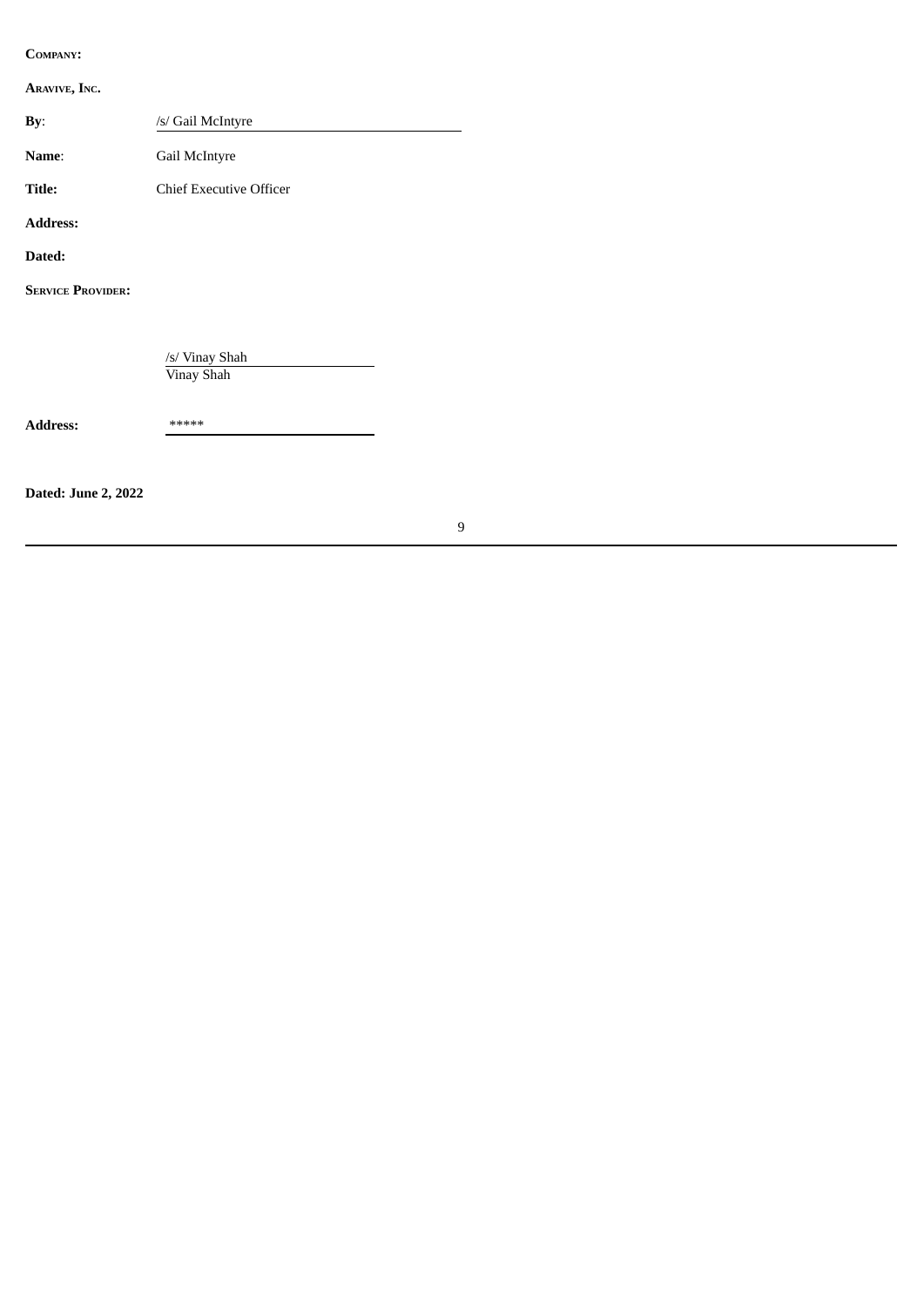**COMPANY:**

**ARAVIVE, INC.**

**By**: /s/ Gail McIntyre

**Name**: Gail McIntyre

**Title:** Chief Executive Officer

**Address:**

**Dated:**

**SERVICE PROVIDER:**

/s/ Vinay Shah
Vinay Shah

**Address:** *****

**Dated: June 2, 2022**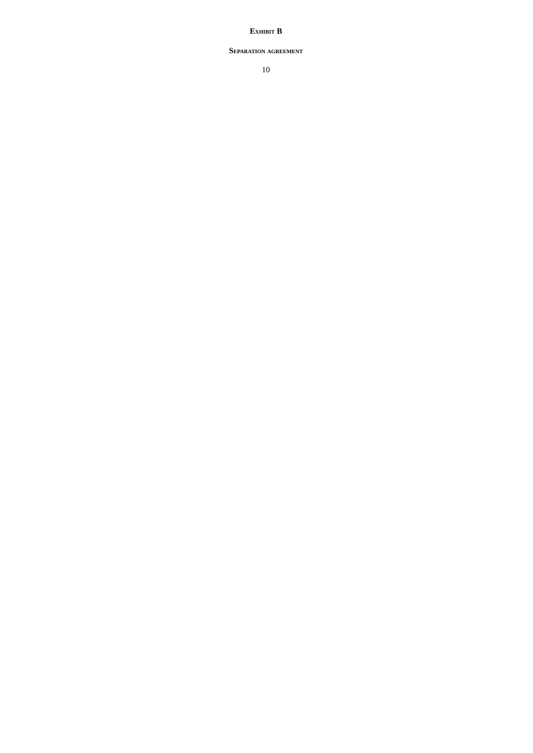**Exhibit B**

**Separation agreement**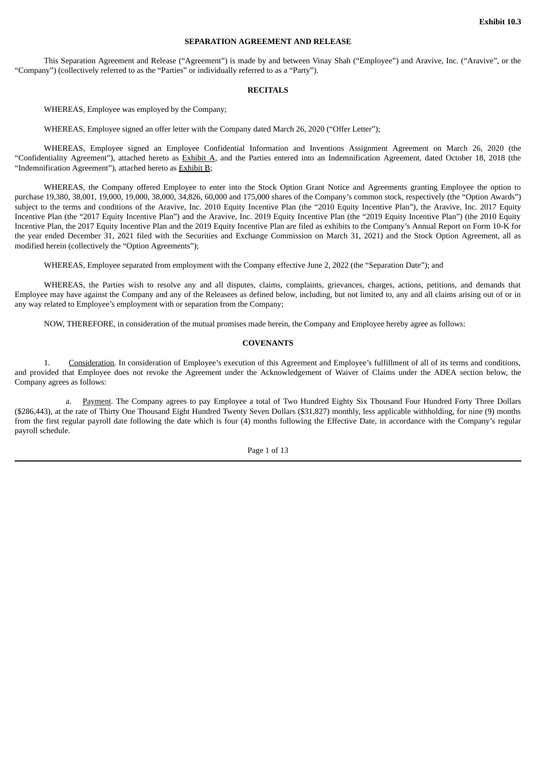**Exhibit 10.3**

## SEPARATION AGREEMENT AND RELEASE

This Separation Agreement and Release ("Agreement") is made by and between Vinay Shah ("Employee") and Aravive, Inc. ("Aravive", or the "Company") (collectively referred to as the "Parties" or individually referred to as a "Party").

### RECITALS

WHEREAS, Employee was employed by the Company;

WHEREAS, Employee signed an offer letter with the Company dated March 26, 2020 ("Offer Letter");

WHEREAS, Employee signed an Employee Confidential Information and Inventions Assignment Agreement on March 26, 2020 (the "Confidentiality Agreement"), attached hereto as Exhibit A, and the Parties entered into an Indemnification Agreement, dated October 18, 2018 (the "Indemnification Agreement"), attached hereto as Exhibit B;

WHEREAS, the Company offered Employee to enter into the Stock Option Grant Notice and Agreements granting Employee the option to purchase 19,380, 38,001, 19,000, 19,000, 38,000, 34,826, 60,000 and 175,000 shares of the Company's common stock, respectively (the "Option Awards") subject to the terms and conditions of the Aravive, Inc. 2010 Equity Incentive Plan (the "2010 Equity Incentive Plan"), the Aravive, Inc. 2017 Equity Incentive Plan (the "2017 Equity Incentive Plan") and the Aravive, Inc. 2019 Equity Incentive Plan (the "2019 Equity Incentive Plan") (the 2010 Equity Incentive Plan, the 2017 Equity Incentive Plan and the 2019 Equity Incentive Plan are filed as exhibits to the Company's Annual Report on Form 10-K for the year ended December 31, 2021 filed with the Securities and Exchange Commission on March 31, 2021) and the Stock Option Agreement, all as modified herein (collectively the "Option Agreements");

WHEREAS, Employee separated from employment with the Company effective June 2, 2022 (the "Separation Date"); and

WHEREAS, the Parties wish to resolve any and all disputes, claims, complaints, grievances, charges, actions, petitions, and demands that Employee may have against the Company and any of the Releasees as defined below, including, but not limited to, any and all claims arising out of or in any way related to Employee's employment with or separation from the Company;

NOW, THEREFORE, in consideration of the mutual promises made herein, the Company and Employee hereby agree as follows:

### COVENANTS

1. Consideration. In consideration of Employee's execution of this Agreement and Employee's fulfillment of all of its terms and conditions, and provided that Employee does not revoke the Agreement under the Acknowledgement of Waiver of Claims under the ADEA section below, the Company agrees as follows:

   a. Payment. The Company agrees to pay Employee a total of Two Hundred Eighty Six Thousand Four Hundred Forty Three Dollars ($286,443), at the rate of Thirty One Thousand Eight Hundred Twenty Seven Dollars ($31,827) monthly, less applicable withholding, for nine (9) months from the first regular payroll date following the date which is four (4) months following the Effective Date, in accordance with the Company's regular payroll schedule.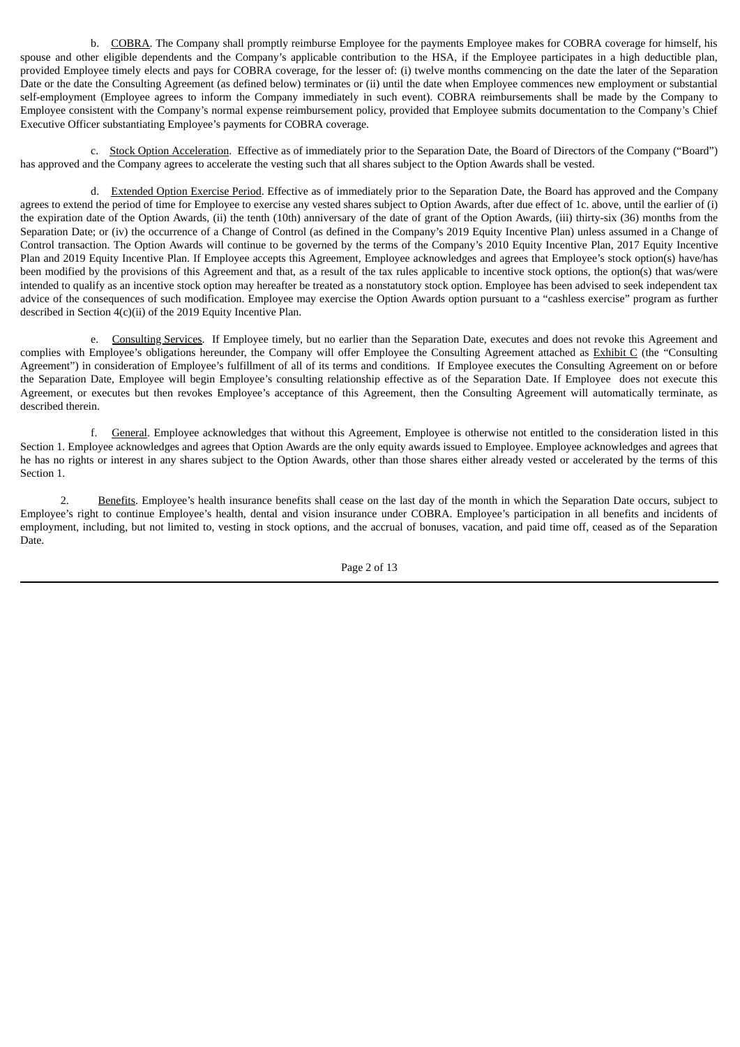b. COBRA. The Company shall promptly reimburse Employee for the payments Employee makes for COBRA coverage for himself, his spouse and other eligible dependents and the Company's applicable contribution to the HSA, if the Employee participates in a high deductible plan, provided Employee timely elects and pays for COBRA coverage, for the lesser of: (i) twelve months commencing on the date the later of the Separation Date or the date the Consulting Agreement (as defined below) terminates or (ii) until the date when Employee commences new employment or substantial self-employment (Employee agrees to inform the Company immediately in such event). COBRA reimbursements shall be made by the Company to Employee consistent with the Company's normal expense reimbursement policy, provided that Employee submits documentation to the Company's Chief Executive Officer substantiating Employee's payments for COBRA coverage.

c. Stock Option Acceleration. Effective as of immediately prior to the Separation Date, the Board of Directors of the Company ("Board") has approved and the Company agrees to accelerate the vesting such that all shares subject to the Option Awards shall be vested.

d. Extended Option Exercise Period. Effective as of immediately prior to the Separation Date, the Board has approved and the Company agrees to extend the period of time for Employee to exercise any vested shares subject to Option Awards, after due effect of 1c. above, until the earlier of (i) the expiration date of the Option Awards, (ii) the tenth (10th) anniversary of the date of grant of the Option Awards, (iii) thirty-six (36) months from the Separation Date; or (iv) the occurrence of a Change of Control (as defined in the Company's 2019 Equity Incentive Plan) unless assumed in a Change of Control transaction. The Option Awards will continue to be governed by the terms of the Company's 2010 Equity Incentive Plan, 2017 Equity Incentive Plan and 2019 Equity Incentive Plan. If Employee accepts this Agreement, Employee acknowledges and agrees that Employee's stock option(s) have/has been modified by the provisions of this Agreement and that, as a result of the tax rules applicable to incentive stock options, the option(s) that was/were intended to qualify as an incentive stock option may hereafter be treated as a nonstatutory stock option. Employee has been advised to seek independent tax advice of the consequences of such modification. Employee may exercise the Option Awards option pursuant to a "cashless exercise" program as further described in Section 4(c)(ii) of the 2019 Equity Incentive Plan.

e. Consulting Services. If Employee timely, but no earlier than the Separation Date, executes and does not revoke this Agreement and complies with Employee's obligations hereunder, the Company will offer Employee the Consulting Agreement attached as Exhibit C (the "Consulting Agreement") in consideration of Employee's fulfillment of all of its terms and conditions. If Employee executes the Consulting Agreement on or before the Separation Date, Employee will begin Employee's consulting relationship effective as of the Separation Date. If Employee does not execute this Agreement, or executes but then revokes Employee's acceptance of this Agreement, then the Consulting Agreement will automatically terminate, as described therein.

f. General. Employee acknowledges that without this Agreement, Employee is otherwise not entitled to the consideration listed in this Section 1. Employee acknowledges and agrees that Option Awards are the only equity awards issued to Employee. Employee acknowledges and agrees that he has no rights or interest in any shares subject to the Option Awards, other than those shares either already vested or accelerated by the terms of this Section 1.

2. Benefits. Employee's health insurance benefits shall cease on the last day of the month in which the Separation Date occurs, subject to Employee's right to continue Employee's health, dental and vision insurance under COBRA. Employee's participation in all benefits and incidents of employment, including, but not limited to, vesting in stock options, and the accrual of bonuses, vacation, and paid time off, ceased as of the Separation Date.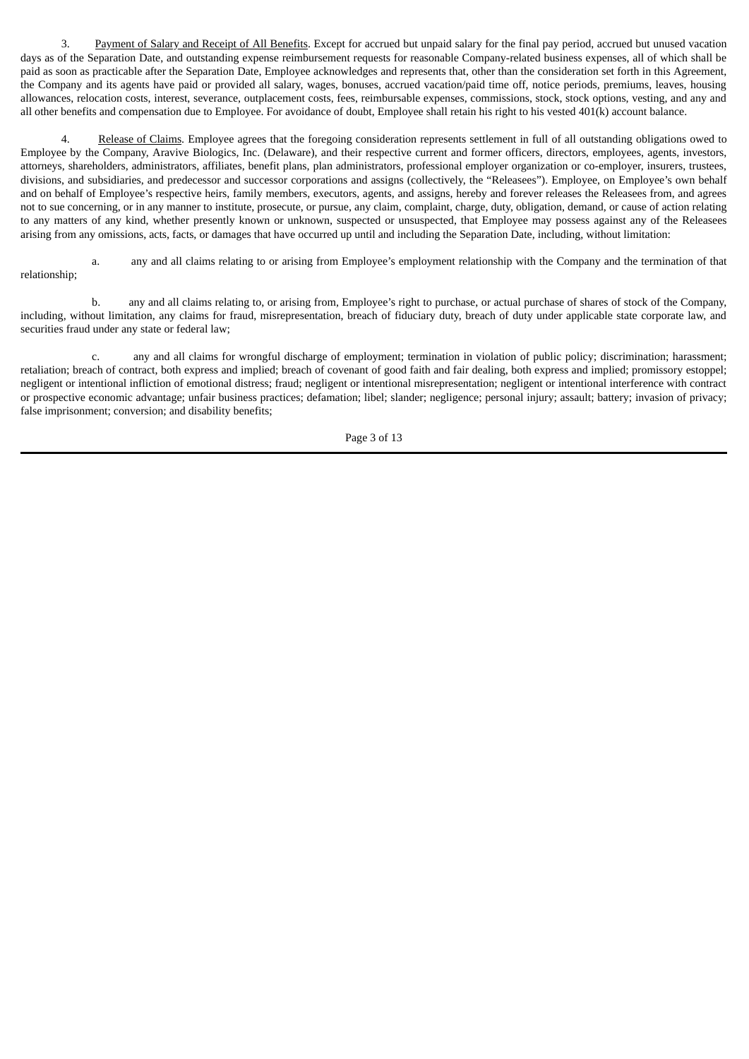3. Payment of Salary and Receipt of All Benefits. Except for accrued but unpaid salary for the final pay period, accrued but unused vacation days as of the Separation Date, and outstanding expense reimbursement requests for reasonable Company-related business expenses, all of which shall be paid as soon as practicable after the Separation Date, Employee acknowledges and represents that, other than the consideration set forth in this Agreement, the Company and its agents have paid or provided all salary, wages, bonuses, accrued vacation/paid time off, notice periods, premiums, leaves, housing allowances, relocation costs, interest, severance, outplacement costs, fees, reimbursable expenses, commissions, stock, stock options, vesting, and any and all other benefits and compensation due to Employee. For avoidance of doubt, Employee shall retain his right to his vested 401(k) account balance.

4. Release of Claims. Employee agrees that the foregoing consideration represents settlement in full of all outstanding obligations owed to Employee by the Company, Aravive Biologics, Inc. (Delaware), and their respective current and former officers, directors, employees, agents, investors, attorneys, shareholders, administrators, affiliates, benefit plans, plan administrators, professional employer organization or co-employer, insurers, trustees, divisions, and subsidiaries, and predecessor and successor corporations and assigns (collectively, the "Releasees"). Employee, on Employee's own behalf and on behalf of Employee's respective heirs, family members, executors, agents, and assigns, hereby and forever releases the Releasees from, and agrees not to sue concerning, or in any manner to institute, prosecute, or pursue, any claim, complaint, charge, duty, obligation, demand, or cause of action relating to any matters of any kind, whether presently known or unknown, suspected or unsuspected, that Employee may possess against any of the Releasees arising from any omissions, acts, facts, or damages that have occurred up until and including the Separation Date, including, without limitation:

a. any and all claims relating to or arising from Employee's employment relationship with the Company and the termination of that relationship;

b. any and all claims relating to, or arising from, Employee's right to purchase, or actual purchase of shares of stock of the Company, including, without limitation, any claims for fraud, misrepresentation, breach of fiduciary duty, breach of duty under applicable state corporate law, and securities fraud under any state or federal law;

c. any and all claims for wrongful discharge of employment; termination in violation of public policy; discrimination; harassment; retaliation; breach of contract, both express and implied; breach of covenant of good faith and fair dealing, both express and implied; promissory estoppel; negligent or intentional infliction of emotional distress; fraud; negligent or intentional misrepresentation; negligent or intentional interference with contract or prospective economic advantage; unfair business practices; defamation; libel; slander; negligence; personal injury; assault; battery; invasion of privacy; false imprisonment; conversion; and disability benefits;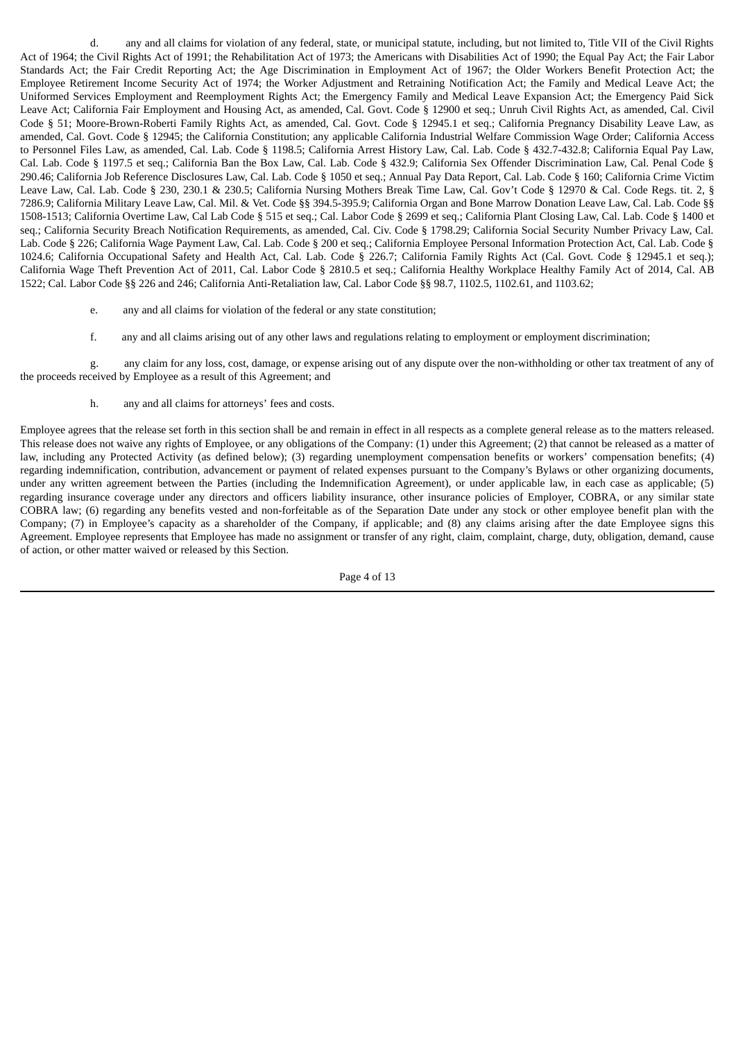d. any and all claims for violation of any federal, state, or municipal statute, including, but not limited to, Title VII of the Civil Rights Act of 1964; the Civil Rights Act of 1991; the Rehabilitation Act of 1973; the Americans with Disabilities Act of 1990; the Equal Pay Act; the Fair Labor Standards Act; the Fair Credit Reporting Act; the Age Discrimination in Employment Act of 1967; the Older Workers Benefit Protection Act; the Employee Retirement Income Security Act of 1974; the Worker Adjustment and Retraining Notification Act; the Family and Medical Leave Act; the Uniformed Services Employment and Reemployment Rights Act; the Emergency Family and Medical Leave Expansion Act; the Emergency Paid Sick Leave Act; California Fair Employment and Housing Act, as amended, Cal. Govt. Code § 12900 et seq.; Unruh Civil Rights Act, as amended, Cal. Civil Code § 51; Moore-Brown-Roberti Family Rights Act, as amended, Cal. Govt. Code § 12945.1 et seq.; California Pregnancy Disability Leave Law, as amended, Cal. Govt. Code § 12945; the California Constitution; any applicable California Industrial Welfare Commission Wage Order; California Access to Personnel Files Law, as amended, Cal. Lab. Code § 1198.5; California Arrest History Law, Cal. Lab. Code § 432.7-432.8; California Equal Pay Law, Cal. Lab. Code § 1197.5 et seq.; California Ban the Box Law, Cal. Lab. Code § 432.9; California Sex Offender Discrimination Law, Cal. Penal Code § 290.46; California Job Reference Disclosures Law, Cal. Lab. Code § 1050 et seq.; Annual Pay Data Report, Cal. Lab. Code § 160; California Crime Victim Leave Law, Cal. Lab. Code § 230, 230.1 & 230.5; California Nursing Mothers Break Time Law, Cal. Gov't Code § 12970 & Cal. Code Regs. tit. 2, § 7286.9; California Military Leave Law, Cal. Mil. & Vet. Code §§ 394.5-395.9; California Organ and Bone Marrow Donation Leave Law, Cal. Lab. Code §§ 1508-1513; California Overtime Law, Cal Lab Code § 515 et seq.; Cal. Labor Code § 2699 et seq.; California Plant Closing Law, Cal. Lab. Code § 1400 et seq.; California Security Breach Notification Requirements, as amended, Cal. Civ. Code § 1798.29; California Social Security Number Privacy Law, Cal. Lab. Code § 226; California Wage Payment Law, Cal. Lab. Code § 200 et seq.; California Employee Personal Information Protection Act, Cal. Lab. Code § 1024.6; California Occupational Safety and Health Act, Cal. Lab. Code § 226.7; California Family Rights Act (Cal. Govt. Code § 12945.1 et seq.); California Wage Theft Prevention Act of 2011, Cal. Labor Code § 2810.5 et seq.; California Healthy Workplace Healthy Family Act of 2014, Cal. AB 1522; Cal. Labor Code §§ 226 and 246; California Anti-Retaliation law, Cal. Labor Code §§ 98.7, 1102.5, 1102.61, and 1103.62;

e. any and all claims for violation of the federal or any state constitution;

f. any and all claims arising out of any other laws and regulations relating to employment or employment discrimination;

g. any claim for any loss, cost, damage, or expense arising out of any dispute over the non-withholding or other tax treatment of any of the proceeds received by Employee as a result of this Agreement; and

h. any and all claims for attorneys' fees and costs.

Employee agrees that the release set forth in this section shall be and remain in effect in all respects as a complete general release as to the matters released. This release does not waive any rights of Employee, or any obligations of the Company: (1) under this Agreement; (2) that cannot be released as a matter of law, including any Protected Activity (as defined below); (3) regarding unemployment compensation benefits or workers' compensation benefits; (4) regarding indemnification, contribution, advancement or payment of related expenses pursuant to the Company's Bylaws or other organizing documents, under any written agreement between the Parties (including the Indemnification Agreement), or under applicable law, in each case as applicable; (5) regarding insurance coverage under any directors and officers liability insurance, other insurance policies of Employer, COBRA, or any similar state COBRA law; (6) regarding any benefits vested and non-forfeitable as of the Separation Date under any stock or other employee benefit plan with the Company; (7) in Employee's capacity as a shareholder of the Company, if applicable; and (8) any claims arising after the date Employee signs this Agreement. Employee represents that Employee has made no assignment or transfer of any right, claim, complaint, charge, duty, obligation, demand, cause of action, or other matter waived or released by this Section.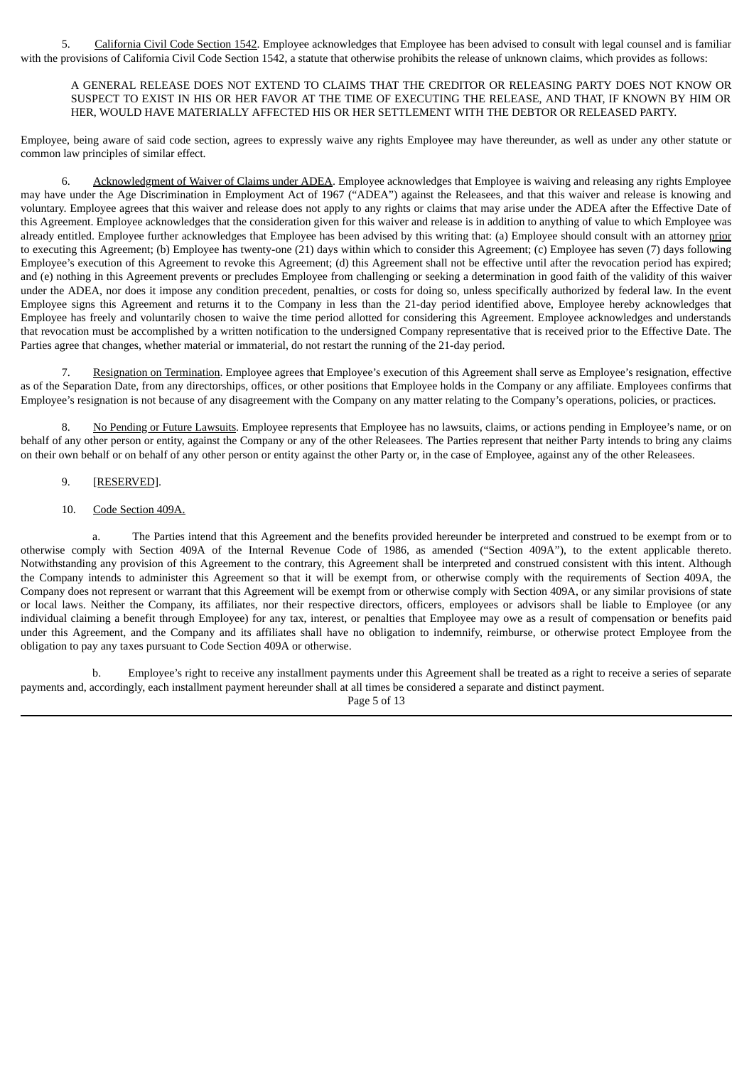5. California Civil Code Section 1542. Employee acknowledges that Employee has been advised to consult with legal counsel and is familiar with the provisions of California Civil Code Section 1542, a statute that otherwise prohibits the release of unknown claims, which provides as follows:

> A GENERAL RELEASE DOES NOT EXTEND TO CLAIMS THAT THE CREDITOR OR RELEASING PARTY DOES NOT KNOW OR SUSPECT TO EXIST IN HIS OR HER FAVOR AT THE TIME OF EXECUTING THE RELEASE, AND THAT, IF KNOWN BY HIM OR HER, WOULD HAVE MATERIALLY AFFECTED HIS OR HER SETTLEMENT WITH THE DEBTOR OR RELEASED PARTY.

Employee, being aware of said code section, agrees to expressly waive any rights Employee may have thereunder, as well as under any other statute or common law principles of similar effect.

6. Acknowledgment of Waiver of Claims under ADEA. Employee acknowledges that Employee is waiving and releasing any rights Employee may have under the Age Discrimination in Employment Act of 1967 ("ADEA") against the Releasees, and that this waiver and release is knowing and voluntary. Employee agrees that this waiver and release does not apply to any rights or claims that may arise under the ADEA after the Effective Date of this Agreement. Employee acknowledges that the consideration given for this waiver and release is in addition to anything of value to which Employee was already entitled. Employee further acknowledges that Employee has been advised by this writing that: (a) Employee should consult with an attorney prior to executing this Agreement; (b) Employee has twenty-one (21) days within which to consider this Agreement; (c) Employee has seven (7) days following Employee's execution of this Agreement to revoke this Agreement; (d) this Agreement shall not be effective until after the revocation period has expired; and (e) nothing in this Agreement prevents or precludes Employee from challenging or seeking a determination in good faith of the validity of this waiver under the ADEA, nor does it impose any condition precedent, penalties, or costs for doing so, unless specifically authorized by federal law. In the event Employee signs this Agreement and returns it to the Company in less than the 21-day period identified above, Employee hereby acknowledges that Employee has freely and voluntarily chosen to waive the time period allotted for considering this Agreement. Employee acknowledges and understands that revocation must be accomplished by a written notification to the undersigned Company representative that is received prior to the Effective Date. The Parties agree that changes, whether material or immaterial, do not restart the running of the 21-day period.

7. Resignation on Termination. Employee agrees that Employee's execution of this Agreement shall serve as Employee's resignation, effective as of the Separation Date, from any directorships, offices, or other positions that Employee holds in the Company or any affiliate. Employees confirms that Employee's resignation is not because of any disagreement with the Company on any matter relating to the Company's operations, policies, or practices.

8. No Pending or Future Lawsuits. Employee represents that Employee has no lawsuits, claims, or actions pending in Employee's name, or on behalf of any other person or entity, against the Company or any of the other Releasees. The Parties represent that neither Party intends to bring any claims on their own behalf or on behalf of any other person or entity against the other Party or, in the case of Employee, against any of the other Releasees.

9. [RESERVED].

10. Code Section 409A.

a. The Parties intend that this Agreement and the benefits provided hereunder be interpreted and construed to be exempt from or to otherwise comply with Section 409A of the Internal Revenue Code of 1986, as amended ("Section 409A"), to the extent applicable thereto. Notwithstanding any provision of this Agreement to the contrary, this Agreement shall be interpreted and construed consistent with this intent. Although the Company intends to administer this Agreement so that it will be exempt from, or otherwise comply with the requirements of Section 409A, the Company does not represent or warrant that this Agreement will be exempt from or otherwise comply with Section 409A, or any similar provisions of state or local laws. Neither the Company, its affiliates, nor their respective directors, officers, employees or advisors shall be liable to Employee (or any individual claiming a benefit through Employee) for any tax, interest, or penalties that Employee may owe as a result of compensation or benefits paid under this Agreement, and the Company and its affiliates shall have no obligation to indemnify, reimburse, or otherwise protect Employee from the obligation to pay any taxes pursuant to Code Section 409A or otherwise.

b. Employee's right to receive any installment payments under this Agreement shall be treated as a right to receive a series of separate payments and, accordingly, each installment payment hereunder shall at all times be considered a separate and distinct payment.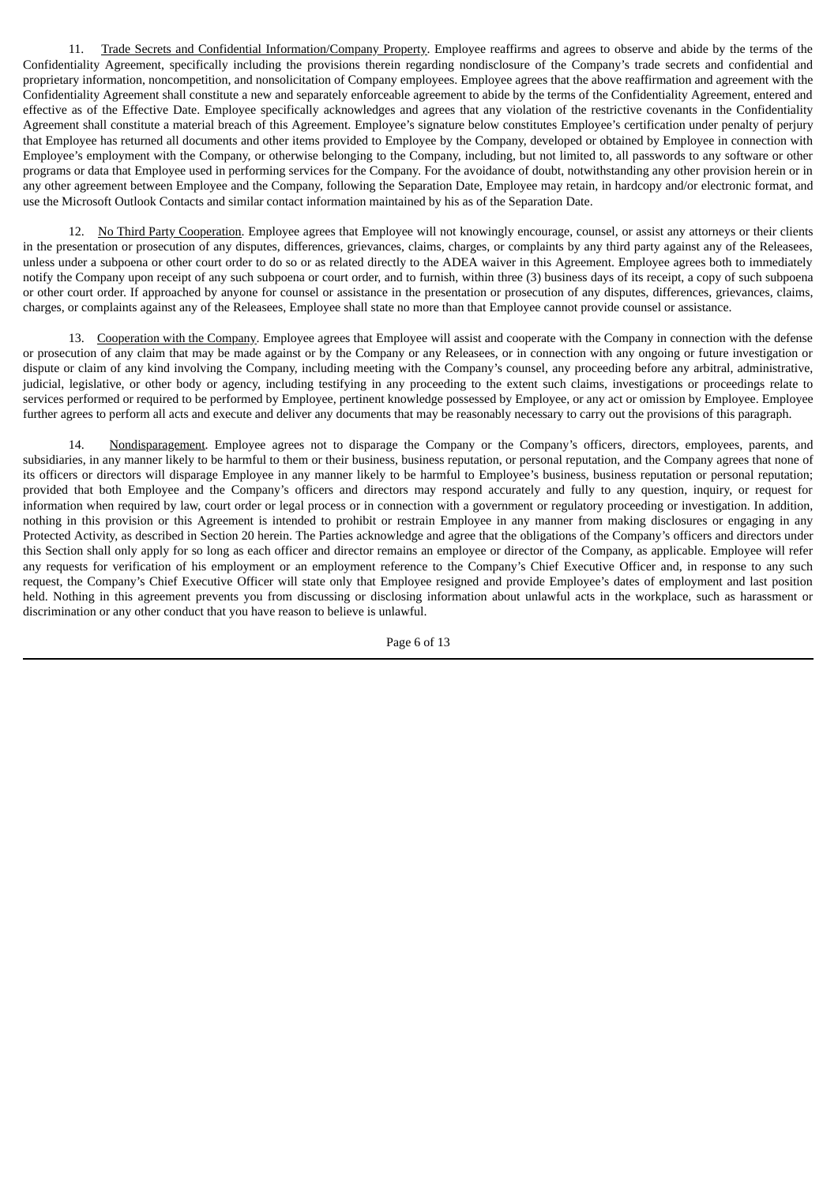11. Trade Secrets and Confidential Information/Company Property. Employee reaffirms and agrees to observe and abide by the terms of the Confidentiality Agreement, specifically including the provisions therein regarding nondisclosure of the Company's trade secrets and confidential and proprietary information, noncompetition, and nonsolicitation of Company employees. Employee agrees that the above reaffirmation and agreement with the Confidentiality Agreement shall constitute a new and separately enforceable agreement to abide by the terms of the Confidentiality Agreement, entered and effective as of the Effective Date. Employee specifically acknowledges and agrees that any violation of the restrictive covenants in the Confidentiality Agreement shall constitute a material breach of this Agreement. Employee's signature below constitutes Employee's certification under penalty of perjury that Employee has returned all documents and other items provided to Employee by the Company, developed or obtained by Employee in connection with Employee's employment with the Company, or otherwise belonging to the Company, including, but not limited to, all passwords to any software or other programs or data that Employee used in performing services for the Company. For the avoidance of doubt, notwithstanding any other provision herein or in any other agreement between Employee and the Company, following the Separation Date, Employee may retain, in hardcopy and/or electronic format, and use the Microsoft Outlook Contacts and similar contact information maintained by his as of the Separation Date.

12. No Third Party Cooperation. Employee agrees that Employee will not knowingly encourage, counsel, or assist any attorneys or their clients in the presentation or prosecution of any disputes, differences, grievances, claims, charges, or complaints by any third party against any of the Releasees, unless under a subpoena or other court order to do so or as related directly to the ADEA waiver in this Agreement. Employee agrees both to immediately notify the Company upon receipt of any such subpoena or court order, and to furnish, within three (3) business days of its receipt, a copy of such subpoena or other court order. If approached by anyone for counsel or assistance in the presentation or prosecution of any disputes, differences, grievances, claims, charges, or complaints against any of the Releasees, Employee shall state no more than that Employee cannot provide counsel or assistance.

13. Cooperation with the Company. Employee agrees that Employee will assist and cooperate with the Company in connection with the defense or prosecution of any claim that may be made against or by the Company or any Releasees, or in connection with any ongoing or future investigation or dispute or claim of any kind involving the Company, including meeting with the Company's counsel, any proceeding before any arbitral, administrative, judicial, legislative, or other body or agency, including testifying in any proceeding to the extent such claims, investigations or proceedings relate to services performed or required to be performed by Employee, pertinent knowledge possessed by Employee, or any act or omission by Employee. Employee further agrees to perform all acts and execute and deliver any documents that may be reasonably necessary to carry out the provisions of this paragraph.

14. Nondisparagement. Employee agrees not to disparage the Company or the Company's officers, directors, employees, parents, and subsidiaries, in any manner likely to be harmful to them or their business, business reputation, or personal reputation, and the Company agrees that none of its officers or directors will disparage Employee in any manner likely to be harmful to Employee's business, business reputation or personal reputation; provided that both Employee and the Company's officers and directors may respond accurately and fully to any question, inquiry, or request for information when required by law, court order or legal process or in connection with a government or regulatory proceeding or investigation. In addition, nothing in this provision or this Agreement is intended to prohibit or restrain Employee in any manner from making disclosures or engaging in any Protected Activity, as described in Section 20 herein. The Parties acknowledge and agree that the obligations of the Company's officers and directors under this Section shall only apply for so long as each officer and director remains an employee or director of the Company, as applicable. Employee will refer any requests for verification of his employment or an employment reference to the Company's Chief Executive Officer and, in response to any such request, the Company's Chief Executive Officer will state only that Employee resigned and provide Employee's dates of employment and last position held. Nothing in this agreement prevents you from discussing or disclosing information about unlawful acts in the workplace, such as harassment or discrimination or any other conduct that you have reason to believe is unlawful.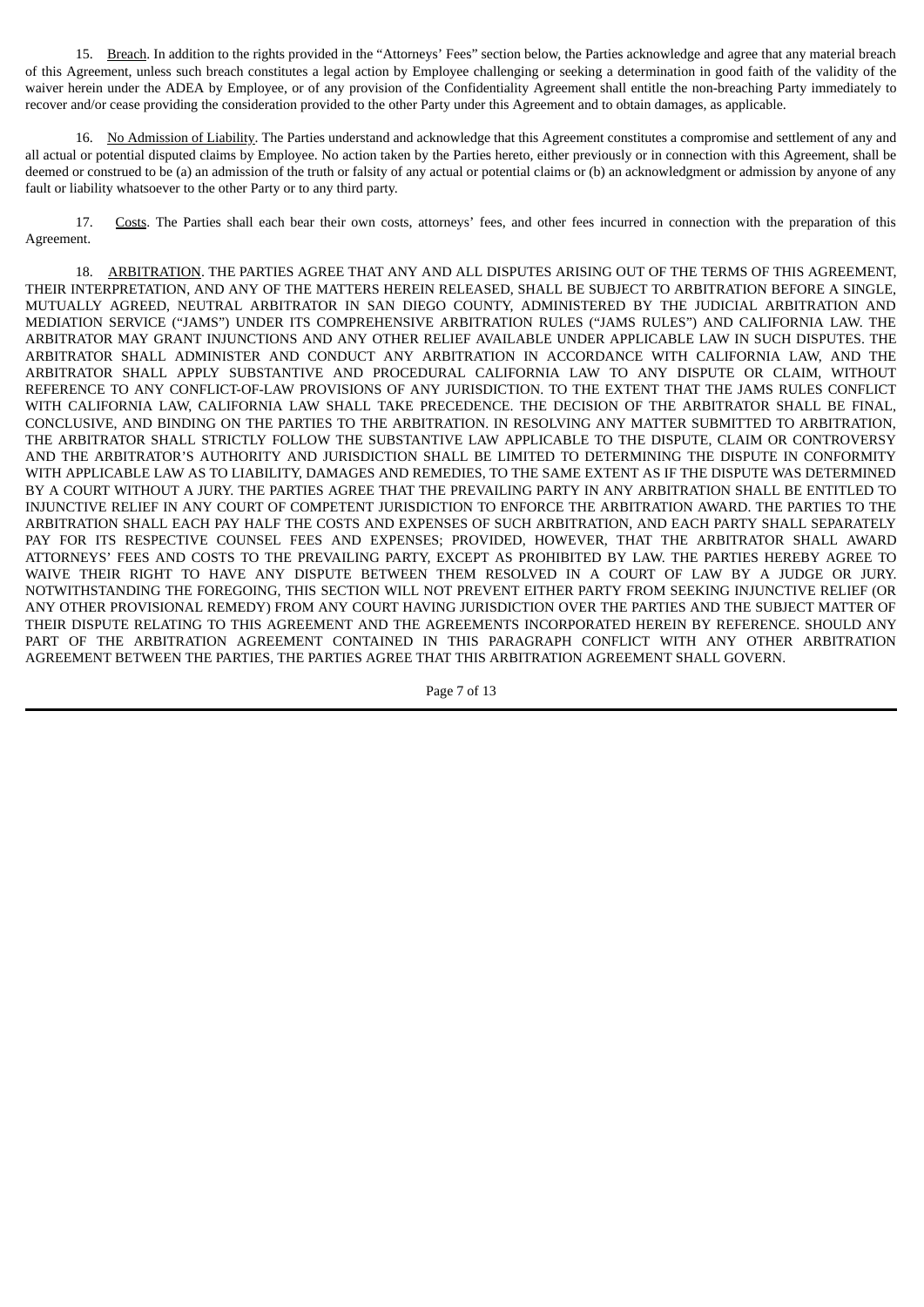15. Breach. In addition to the rights provided in the "Attorneys' Fees" section below, the Parties acknowledge and agree that any material breach of this Agreement, unless such breach constitutes a legal action by Employee challenging or seeking a determination in good faith of the validity of the waiver herein under the ADEA by Employee, or of any provision of the Confidentiality Agreement shall entitle the non-breaching Party immediately to recover and/or cease providing the consideration provided to the other Party under this Agreement and to obtain damages, as applicable.

16. No Admission of Liability. The Parties understand and acknowledge that this Agreement constitutes a compromise and settlement of any and all actual or potential disputed claims by Employee. No action taken by the Parties hereto, either previously or in connection with this Agreement, shall be deemed or construed to be (a) an admission of the truth or falsity of any actual or potential claims or (b) an acknowledgment or admission by anyone of any fault or liability whatsoever to the other Party or to any third party.

17. Costs. The Parties shall each bear their own costs, attorneys' fees, and other fees incurred in connection with the preparation of this Agreement.

18. ARBITRATION. THE PARTIES AGREE THAT ANY AND ALL DISPUTES ARISING OUT OF THE TERMS OF THIS AGREEMENT, THEIR INTERPRETATION, AND ANY OF THE MATTERS HEREIN RELEASED, SHALL BE SUBJECT TO ARBITRATION BEFORE A SINGLE, MUTUALLY AGREED, NEUTRAL ARBITRATOR IN SAN DIEGO COUNTY, ADMINISTERED BY THE JUDICIAL ARBITRATION AND MEDIATION SERVICE ("JAMS") UNDER ITS COMPREHENSIVE ARBITRATION RULES ("JAMS RULES") AND CALIFORNIA LAW. THE ARBITRATOR MAY GRANT INJUNCTIONS AND ANY OTHER RELIEF AVAILABLE UNDER APPLICABLE LAW IN SUCH DISPUTES. THE ARBITRATOR SHALL ADMINISTER AND CONDUCT ANY ARBITRATION IN ACCORDANCE WITH CALIFORNIA LAW, AND THE ARBITRATOR SHALL APPLY SUBSTANTIVE AND PROCEDURAL CALIFORNIA LAW TO ANY DISPUTE OR CLAIM, WITHOUT REFERENCE TO ANY CONFLICT-OF-LAW PROVISIONS OF ANY JURISDICTION. TO THE EXTENT THAT THE JAMS RULES CONFLICT WITH CALIFORNIA LAW, CALIFORNIA LAW SHALL TAKE PRECEDENCE. THE DECISION OF THE ARBITRATOR SHALL BE FINAL, CONCLUSIVE, AND BINDING ON THE PARTIES TO THE ARBITRATION. IN RESOLVING ANY MATTER SUBMITTED TO ARBITRATION, THE ARBITRATOR SHALL STRICTLY FOLLOW THE SUBSTANTIVE LAW APPLICABLE TO THE DISPUTE, CLAIM OR CONTROVERSY AND THE ARBITRATOR'S AUTHORITY AND JURISDICTION SHALL BE LIMITED TO DETERMINING THE DISPUTE IN CONFORMITY WITH APPLICABLE LAW AS TO LIABILITY, DAMAGES AND REMEDIES, TO THE SAME EXTENT AS IF THE DISPUTE WAS DETERMINED BY A COURT WITHOUT A JURY. THE PARTIES AGREE THAT THE PREVAILING PARTY IN ANY ARBITRATION SHALL BE ENTITLED TO INJUNCTIVE RELIEF IN ANY COURT OF COMPETENT JURISDICTION TO ENFORCE THE ARBITRATION AWARD. THE PARTIES TO THE ARBITRATION SHALL EACH PAY HALF THE COSTS AND EXPENSES OF SUCH ARBITRATION, AND EACH PARTY SHALL SEPARATELY PAY FOR ITS RESPECTIVE COUNSEL FEES AND EXPENSES; PROVIDED, HOWEVER, THAT THE ARBITRATOR SHALL AWARD ATTORNEYS' FEES AND COSTS TO THE PREVAILING PARTY, EXCEPT AS PROHIBITED BY LAW. THE PARTIES HEREBY AGREE TO WAIVE THEIR RIGHT TO HAVE ANY DISPUTE BETWEEN THEM RESOLVED IN A COURT OF LAW BY A JUDGE OR JURY. NOTWITHSTANDING THE FOREGOING, THIS SECTION WILL NOT PREVENT EITHER PARTY FROM SEEKING INJUNCTIVE RELIEF (OR ANY OTHER PROVISIONAL REMEDY) FROM ANY COURT HAVING JURISDICTION OVER THE PARTIES AND THE SUBJECT MATTER OF THEIR DISPUTE RELATING TO THIS AGREEMENT AND THE AGREEMENTS INCORPORATED HEREIN BY REFERENCE. SHOULD ANY PART OF THE ARBITRATION AGREEMENT CONTAINED IN THIS PARAGRAPH CONFLICT WITH ANY OTHER ARBITRATION AGREEMENT BETWEEN THE PARTIES, THE PARTIES AGREE THAT THIS ARBITRATION AGREEMENT SHALL GOVERN.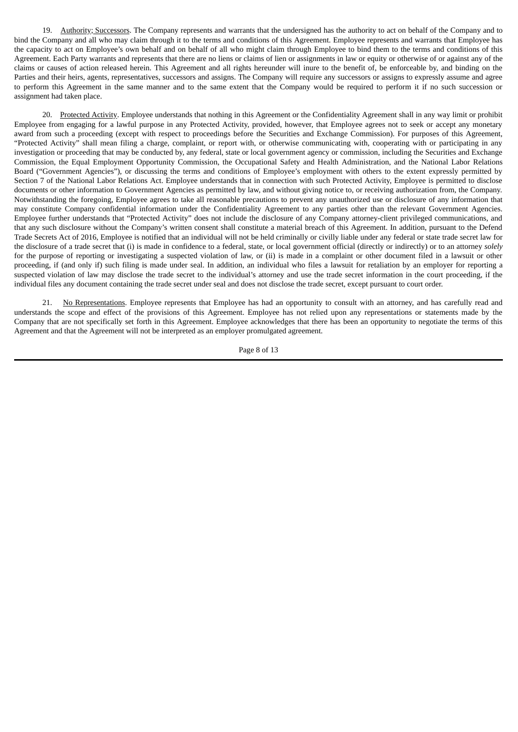19. Authority; Successors. The Company represents and warrants that the undersigned has the authority to act on behalf of the Company and to bind the Company and all who may claim through it to the terms and conditions of this Agreement. Employee represents and warrants that Employee has the capacity to act on Employee's own behalf and on behalf of all who might claim through Employee to bind them to the terms and conditions of this Agreement. Each Party warrants and represents that there are no liens or claims of lien or assignments in law or equity or otherwise of or against any of the claims or causes of action released herein. This Agreement and all rights hereunder will inure to the benefit of, be enforceable by, and binding on the Parties and their heirs, agents, representatives, successors and assigns. The Company will require any successors or assigns to expressly assume and agree to perform this Agreement in the same manner and to the same extent that the Company would be required to perform it if no such succession or assignment had taken place.

20. Protected Activity. Employee understands that nothing in this Agreement or the Confidentiality Agreement shall in any way limit or prohibit Employee from engaging for a lawful purpose in any Protected Activity, provided, however, that Employee agrees not to seek or accept any monetary award from such a proceeding (except with respect to proceedings before the Securities and Exchange Commission). For purposes of this Agreement, "Protected Activity" shall mean filing a charge, complaint, or report with, or otherwise communicating with, cooperating with or participating in any investigation or proceeding that may be conducted by, any federal, state or local government agency or commission, including the Securities and Exchange Commission, the Equal Employment Opportunity Commission, the Occupational Safety and Health Administration, and the National Labor Relations Board ("Government Agencies"), or discussing the terms and conditions of Employee's employment with others to the extent expressly permitted by Section 7 of the National Labor Relations Act. Employee understands that in connection with such Protected Activity, Employee is permitted to disclose documents or other information to Government Agencies as permitted by law, and without giving notice to, or receiving authorization from, the Company. Notwithstanding the foregoing, Employee agrees to take all reasonable precautions to prevent any unauthorized use or disclosure of any information that may constitute Company confidential information under the Confidentiality Agreement to any parties other than the relevant Government Agencies. Employee further understands that "Protected Activity" does not include the disclosure of any Company attorney-client privileged communications, and that any such disclosure without the Company's written consent shall constitute a material breach of this Agreement. In addition, pursuant to the Defend Trade Secrets Act of 2016, Employee is notified that an individual will not be held criminally or civilly liable under any federal or state trade secret law for the disclosure of a trade secret that (i) is made in confidence to a federal, state, or local government official (directly or indirectly) or to an attorney *solely* for the purpose of reporting or investigating a suspected violation of law, or (ii) is made in a complaint or other document filed in a lawsuit or other proceeding, if (and only if) such filing is made under seal. In addition, an individual who files a lawsuit for retaliation by an employer for reporting a suspected violation of law may disclose the trade secret to the individual's attorney and use the trade secret information in the court proceeding, if the individual files any document containing the trade secret under seal and does not disclose the trade secret, except pursuant to court order.

21. No Representations. Employee represents that Employee has had an opportunity to consult with an attorney, and has carefully read and understands the scope and effect of the provisions of this Agreement. Employee has not relied upon any representations or statements made by the Company that are not specifically set forth in this Agreement. Employee acknowledges that there has been an opportunity to negotiate the terms of this Agreement and that the Agreement will not be interpreted as an employer promulgated agreement.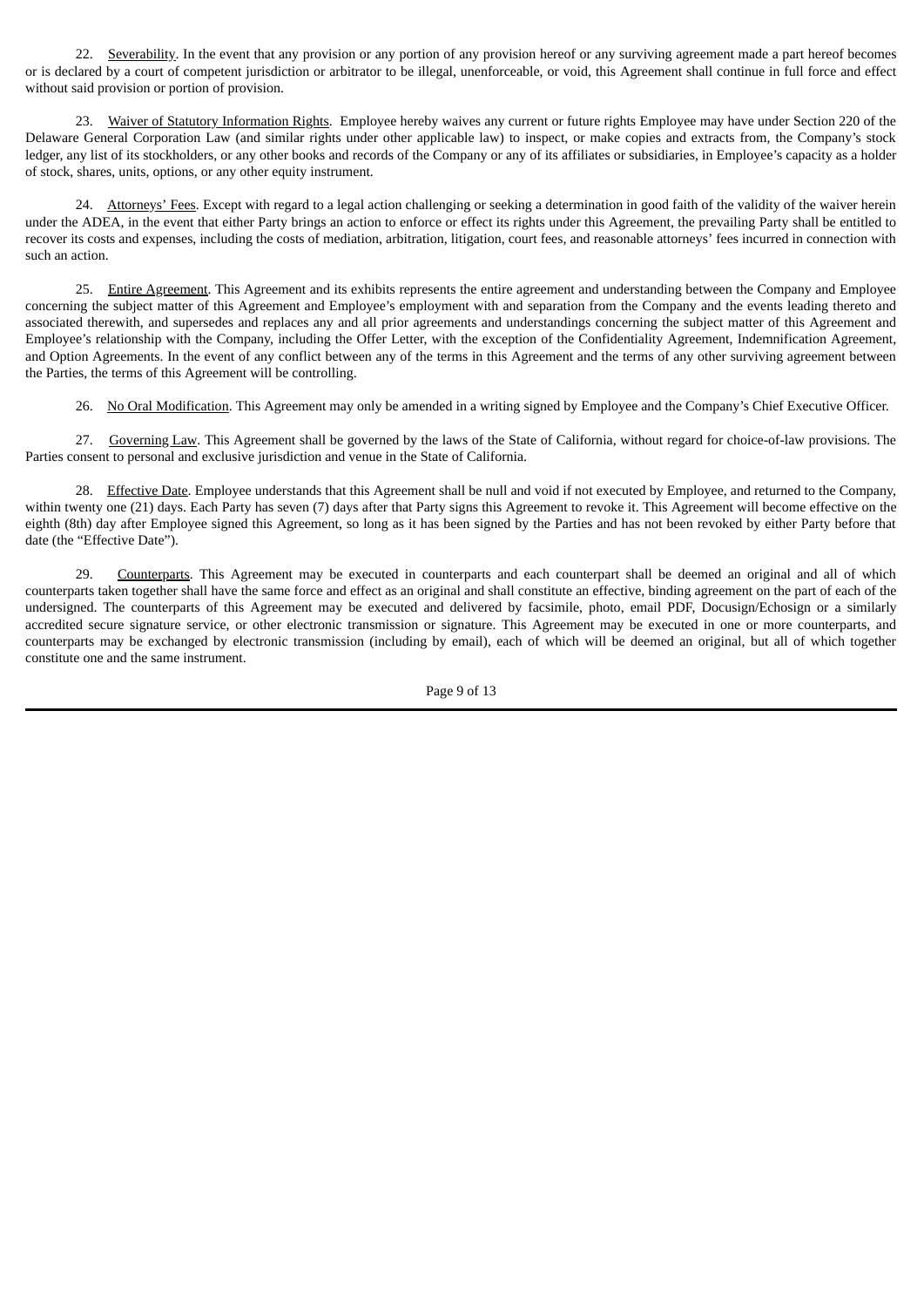22. Severability. In the event that any provision or any portion of any provision hereof or any surviving agreement made a part hereof becomes or is declared by a court of competent jurisdiction or arbitrator to be illegal, unenforceable, or void, this Agreement shall continue in full force and effect without said provision or portion of provision.

23. Waiver of Statutory Information Rights. Employee hereby waives any current or future rights Employee may have under Section 220 of the Delaware General Corporation Law (and similar rights under other applicable law) to inspect, or make copies and extracts from, the Company's stock ledger, any list of its stockholders, or any other books and records of the Company or any of its affiliates or subsidiaries, in Employee's capacity as a holder of stock, shares, units, options, or any other equity instrument.

24. Attorneys' Fees. Except with regard to a legal action challenging or seeking a determination in good faith of the validity of the waiver herein under the ADEA, in the event that either Party brings an action to enforce or effect its rights under this Agreement, the prevailing Party shall be entitled to recover its costs and expenses, including the costs of mediation, arbitration, litigation, court fees, and reasonable attorneys' fees incurred in connection with such an action.

25. Entire Agreement. This Agreement and its exhibits represents the entire agreement and understanding between the Company and Employee concerning the subject matter of this Agreement and Employee's employment with and separation from the Company and the events leading thereto and associated therewith, and supersedes and replaces any and all prior agreements and understandings concerning the subject matter of this Agreement and Employee's relationship with the Company, including the Offer Letter, with the exception of the Confidentiality Agreement, Indemnification Agreement, and Option Agreements. In the event of any conflict between any of the terms in this Agreement and the terms of any other surviving agreement between the Parties, the terms of this Agreement will be controlling.

26. No Oral Modification. This Agreement may only be amended in a writing signed by Employee and the Company's Chief Executive Officer.

27. Governing Law. This Agreement shall be governed by the laws of the State of California, without regard for choice-of-law provisions. The Parties consent to personal and exclusive jurisdiction and venue in the State of California.

28. Effective Date. Employee understands that this Agreement shall be null and void if not executed by Employee, and returned to the Company, within twenty one (21) days. Each Party has seven (7) days after that Party signs this Agreement to revoke it. This Agreement will become effective on the eighth (8th) day after Employee signed this Agreement, so long as it has been signed by the Parties and has not been revoked by either Party before that date (the "Effective Date").

29. Counterparts. This Agreement may be executed in counterparts and each counterpart shall be deemed an original and all of which counterparts taken together shall have the same force and effect as an original and shall constitute an effective, binding agreement on the part of each of the undersigned. The counterparts of this Agreement may be executed and delivered by facsimile, photo, email PDF, Docusign/Echosign or a similarly accredited secure signature service, or other electronic transmission or signature. This Agreement may be executed in one or more counterparts, and counterparts may be exchanged by electronic transmission (including by email), each of which will be deemed an original, but all of which together constitute one and the same instrument.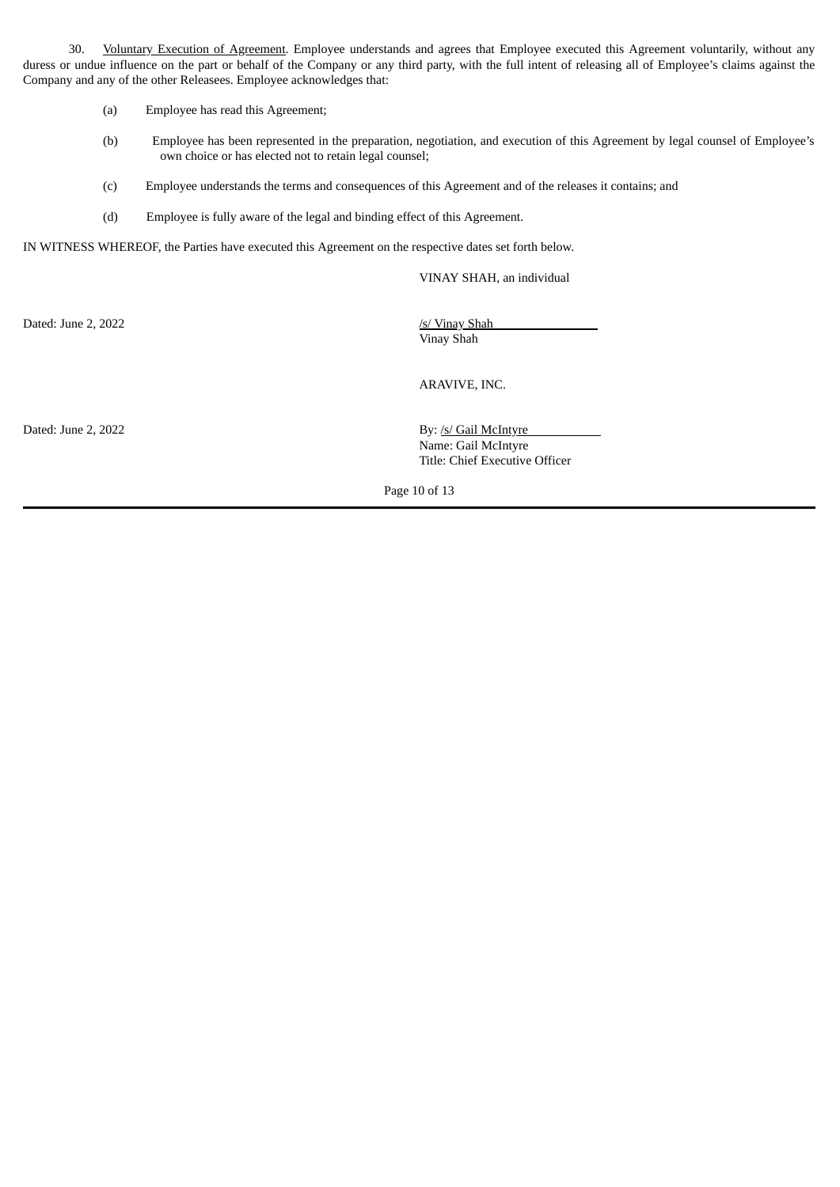30. Voluntary Execution of Agreement. Employee understands and agrees that Employee executed this Agreement voluntarily, without any duress or undue influence on the part or behalf of the Company or any third party, with the full intent of releasing all of Employee's claims against the Company and any of the other Releasees. Employee acknowledges that:

(a) Employee has read this Agreement;

(b) Employee has been represented in the preparation, negotiation, and execution of this Agreement by legal counsel of Employee's own choice or has elected not to retain legal counsel;

(c) Employee understands the terms and consequences of this Agreement and of the releases it contains; and

(d) Employee is fully aware of the legal and binding effect of this Agreement.

IN WITNESS WHEREOF, the Parties have executed this Agreement on the respective dates set forth below.

VINAY SHAH, an individual

Dated: June 2, 2022

/s/ Vinay Shah
Vinay Shah

ARAVIVE, INC.

Dated: June 2, 2022

By: /s/ Gail McIntyre
Name: Gail McIntyre
Title: Chief Executive Officer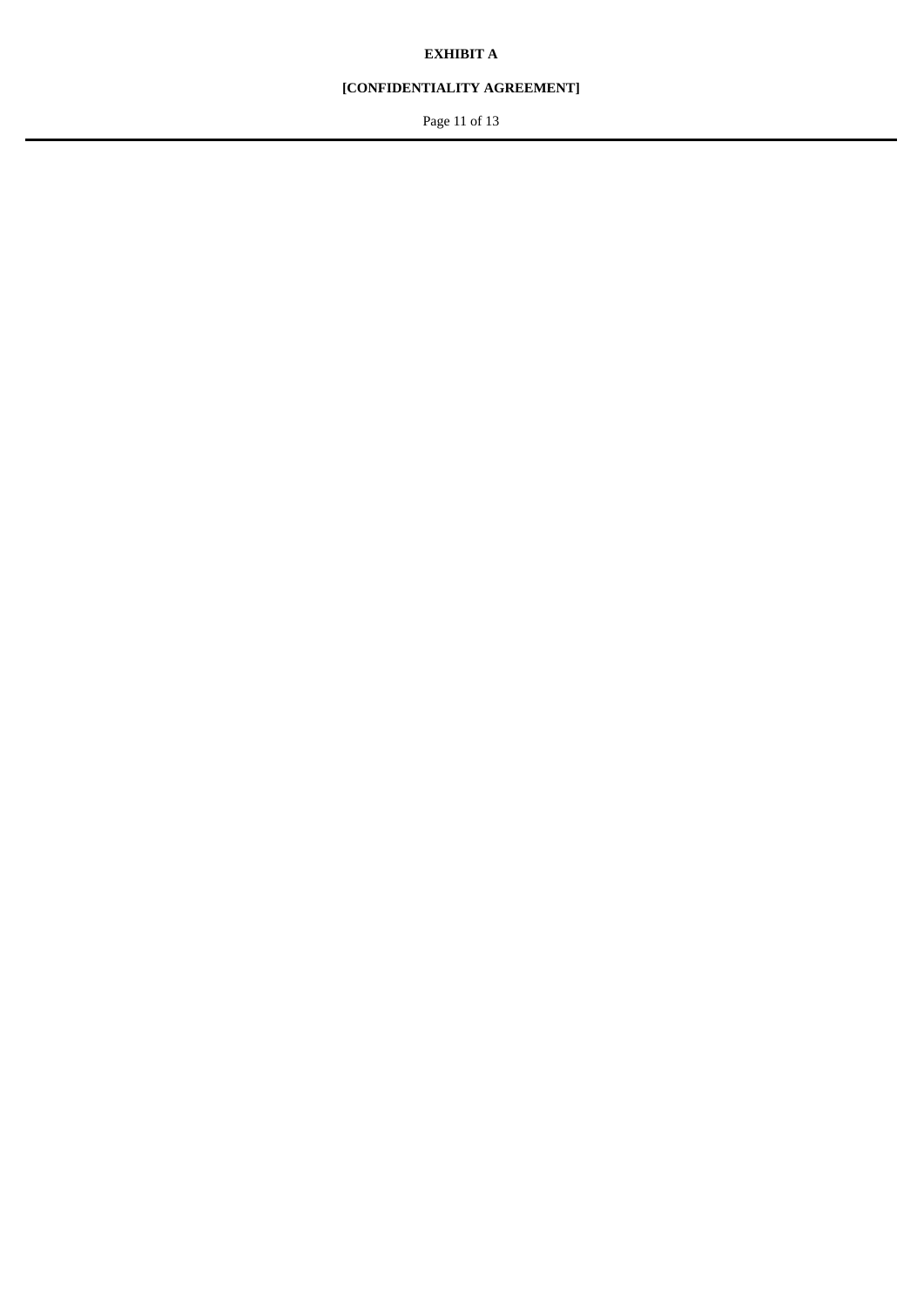**EXHIBIT A**

**[CONFIDENTIALITY AGREEMENT]**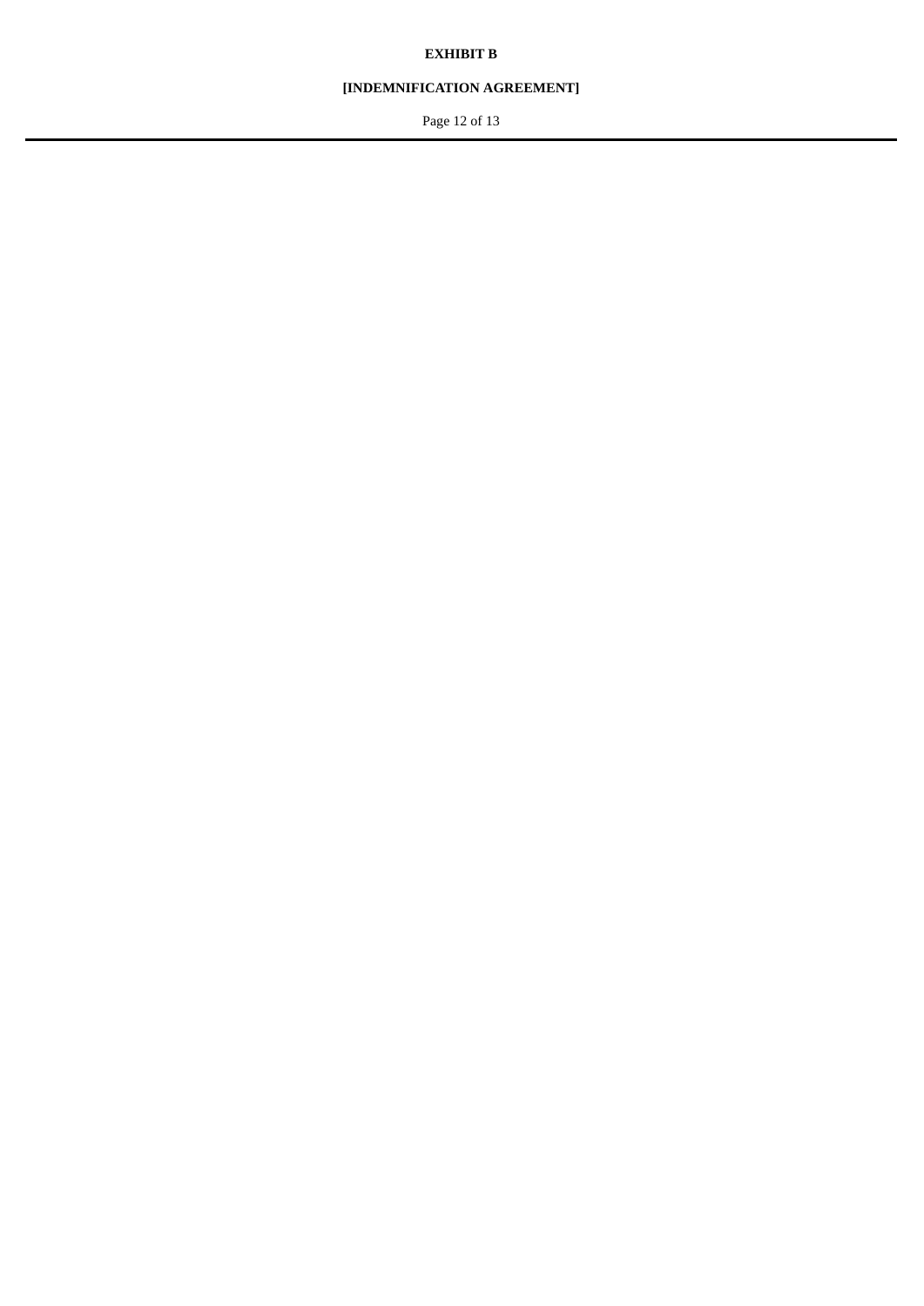**EXHIBIT B**

**[INDEMNIFICATION AGREEMENT]**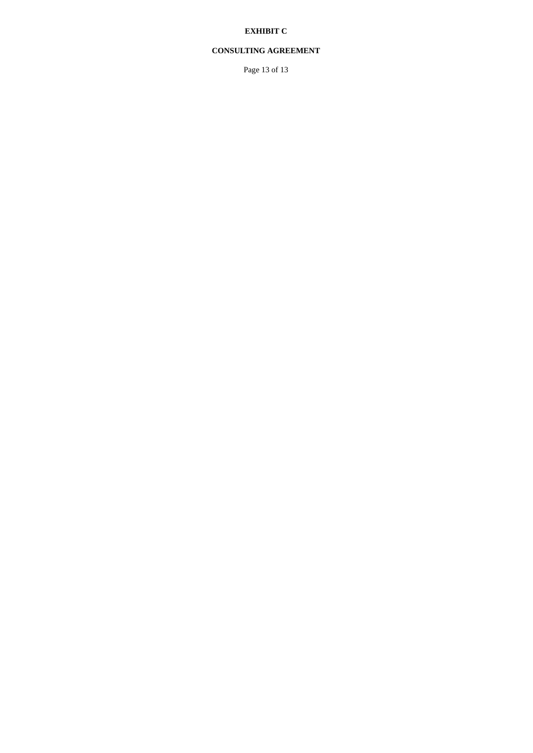**EXHIBIT C**

**CONSULTING AGREEMENT**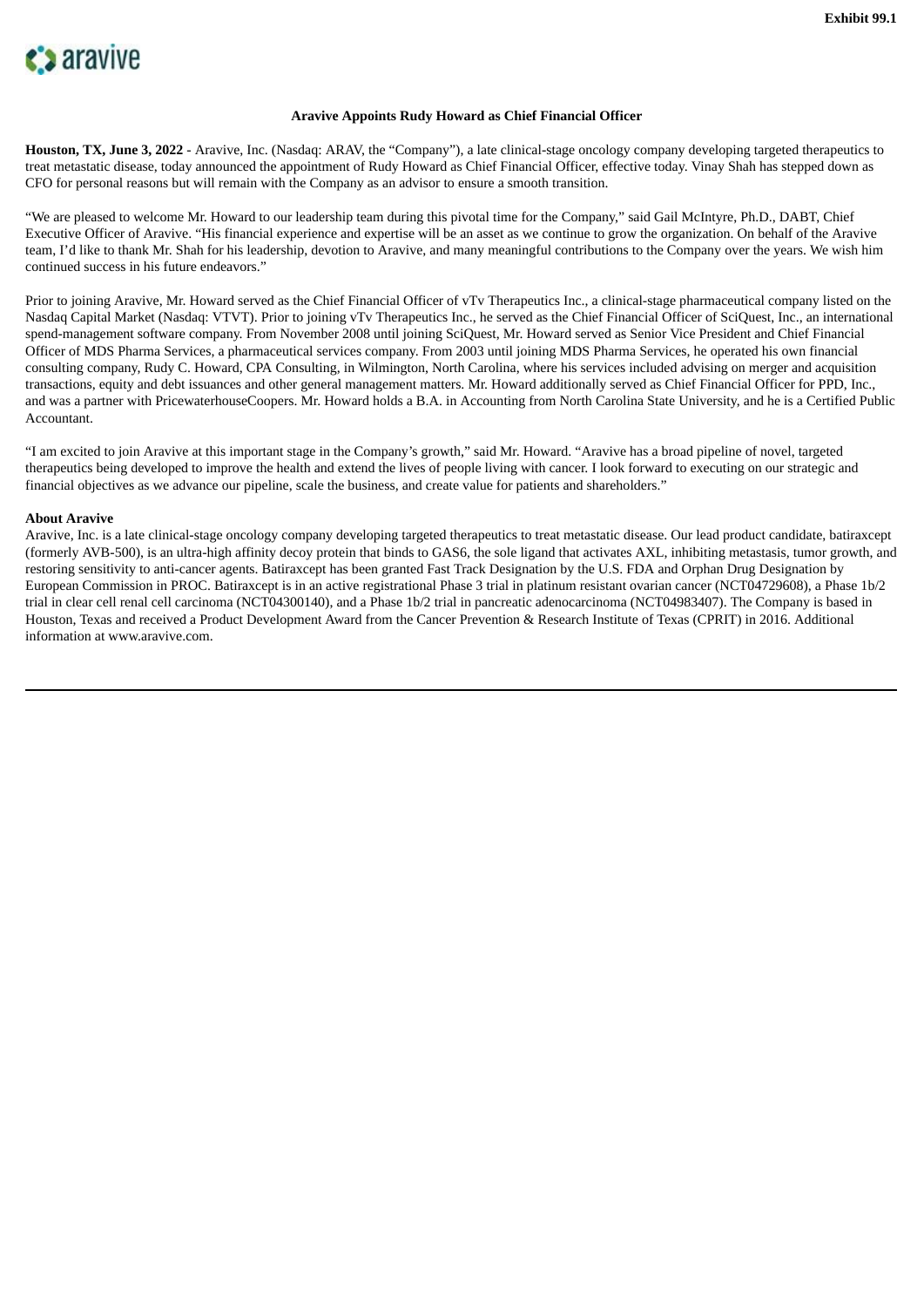Exhibit 99.1

aravive

**Aravive Appoints Rudy Howard as Chief Financial Officer**

**Houston, TX, June 3, 2022** - Aravive, Inc. (Nasdaq: ARAV, the "Company"), a late clinical-stage oncology company developing targeted therapeutics to treat metastatic disease, today announced the appointment of Rudy Howard as Chief Financial Officer, effective today. Vinay Shah has stepped down as CFO for personal reasons but will remain with the Company as an advisor to ensure a smooth transition.

"We are pleased to welcome Mr. Howard to our leadership team during this pivotal time for the Company," said Gail McIntyre, Ph.D., DABT, Chief Executive Officer of Aravive. "His financial experience and expertise will be an asset as we continue to grow the organization. On behalf of the Aravive team, I'd like to thank Mr. Shah for his leadership, devotion to Aravive, and many meaningful contributions to the Company over the years. We wish him continued success in his future endeavors."

Prior to joining Aravive, Mr. Howard served as the Chief Financial Officer of vTv Therapeutics Inc., a clinical-stage pharmaceutical company listed on the Nasdaq Capital Market (Nasdaq: VTVT). Prior to joining vTv Therapeutics Inc., he served as the Chief Financial Officer of SciQuest, Inc., an international spend-management software company. From November 2008 until joining SciQuest, Mr. Howard served as Senior Vice President and Chief Financial Officer of MDS Pharma Services, a pharmaceutical services company. From 2003 until joining MDS Pharma Services, he operated his own financial consulting company, Rudy C. Howard, CPA Consulting, in Wilmington, North Carolina, where his services included advising on merger and acquisition transactions, equity and debt issuances and other general management matters. Mr. Howard additionally served as Chief Financial Officer for PPD, Inc., and was a partner with PricewaterhouseCoopers. Mr. Howard holds a B.A. in Accounting from North Carolina State University, and he is a Certified Public Accountant.

"I am excited to join Aravive at this important stage in the Company's growth," said Mr. Howard. "Aravive has a broad pipeline of novel, targeted therapeutics being developed to improve the health and extend the lives of people living with cancer. I look forward to executing on our strategic and financial objectives as we advance our pipeline, scale the business, and create value for patients and shareholders."

**About Aravive**

Aravive, Inc. is a late clinical-stage oncology company developing targeted therapeutics to treat metastatic disease. Our lead product candidate, batiraxcept (formerly AVB-500), is an ultra-high affinity decoy protein that binds to GAS6, the sole ligand that activates AXL, inhibiting metastasis, tumor growth, and restoring sensitivity to anti-cancer agents. Batiraxcept has been granted Fast Track Designation by the U.S. FDA and Orphan Drug Designation by European Commission in PROC. Batiraxcept is in an active registrational Phase 3 trial in platinum resistant ovarian cancer (NCT04729608), a Phase 1b/2 trial in clear cell renal cell carcinoma (NCT04300140), and a Phase 1b/2 trial in pancreatic adenocarcinoma (NCT04983407). The Company is based in Houston, Texas and received a Product Development Award from the Cancer Prevention & Research Institute of Texas (CPRIT) in 2016. Additional information at www.aravive.com.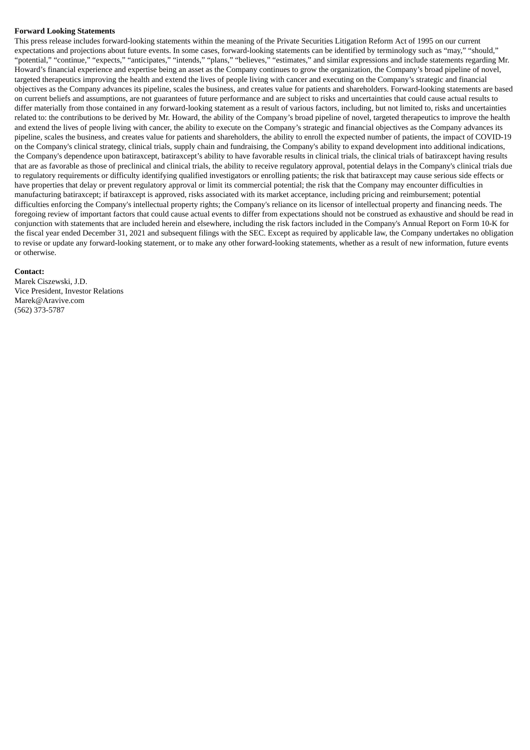**Forward Looking Statements**

This press release includes forward-looking statements within the meaning of the Private Securities Litigation Reform Act of 1995 on our current expectations and projections about future events. In some cases, forward-looking statements can be identified by terminology such as "may," "should," "potential," "continue," "expects," "anticipates," "intends," "plans," "believes," "estimates," and similar expressions and include statements regarding Mr. Howard's financial experience and expertise being an asset as the Company continues to grow the organization, the Company's broad pipeline of novel, targeted therapeutics improving the health and extend the lives of people living with cancer and executing on the Company's strategic and financial objectives as the Company advances its pipeline, scales the business, and creates value for patients and shareholders. Forward-looking statements are based on current beliefs and assumptions, are not guarantees of future performance and are subject to risks and uncertainties that could cause actual results to differ materially from those contained in any forward-looking statement as a result of various factors, including, but not limited to, risks and uncertainties related to: the contributions to be derived by Mr. Howard, the ability of the Company's broad pipeline of novel, targeted therapeutics to improve the health and extend the lives of people living with cancer, the ability to execute on the Company's strategic and financial objectives as the Company advances its pipeline, scales the business, and creates value for patients and shareholders, the ability to enroll the expected number of patients, the impact of COVID-19 on the Company's clinical strategy, clinical trials, supply chain and fundraising, the Company's ability to expand development into additional indications, the Company's dependence upon batiraxcept, batiraxcept's ability to have favorable results in clinical trials, the clinical trials of batiraxcept having results that are as favorable as those of preclinical and clinical trials, the ability to receive regulatory approval, potential delays in the Company's clinical trials due to regulatory requirements or difficulty identifying qualified investigators or enrolling patients; the risk that batiraxcept may cause serious side effects or have properties that delay or prevent regulatory approval or limit its commercial potential; the risk that the Company may encounter difficulties in manufacturing batiraxcept; if batiraxcept is approved, risks associated with its market acceptance, including pricing and reimbursement; potential difficulties enforcing the Company's intellectual property rights; the Company's reliance on its licensor of intellectual property and financing needs. The foregoing review of important factors that could cause actual events to differ from expectations should not be construed as exhaustive and should be read in conjunction with statements that are included herein and elsewhere, including the risk factors included in the Company's Annual Report on Form 10-K for the fiscal year ended December 31, 2021 and subsequent filings with the SEC. Except as required by applicable law, the Company undertakes no obligation to revise or update any forward-looking statement, or to make any other forward-looking statements, whether as a result of new information, future events or otherwise.

**Contact:**

Marek Ciszewski, J.D.
Vice President, Investor Relations
Marek@Aravive.com
(562) 373-5787